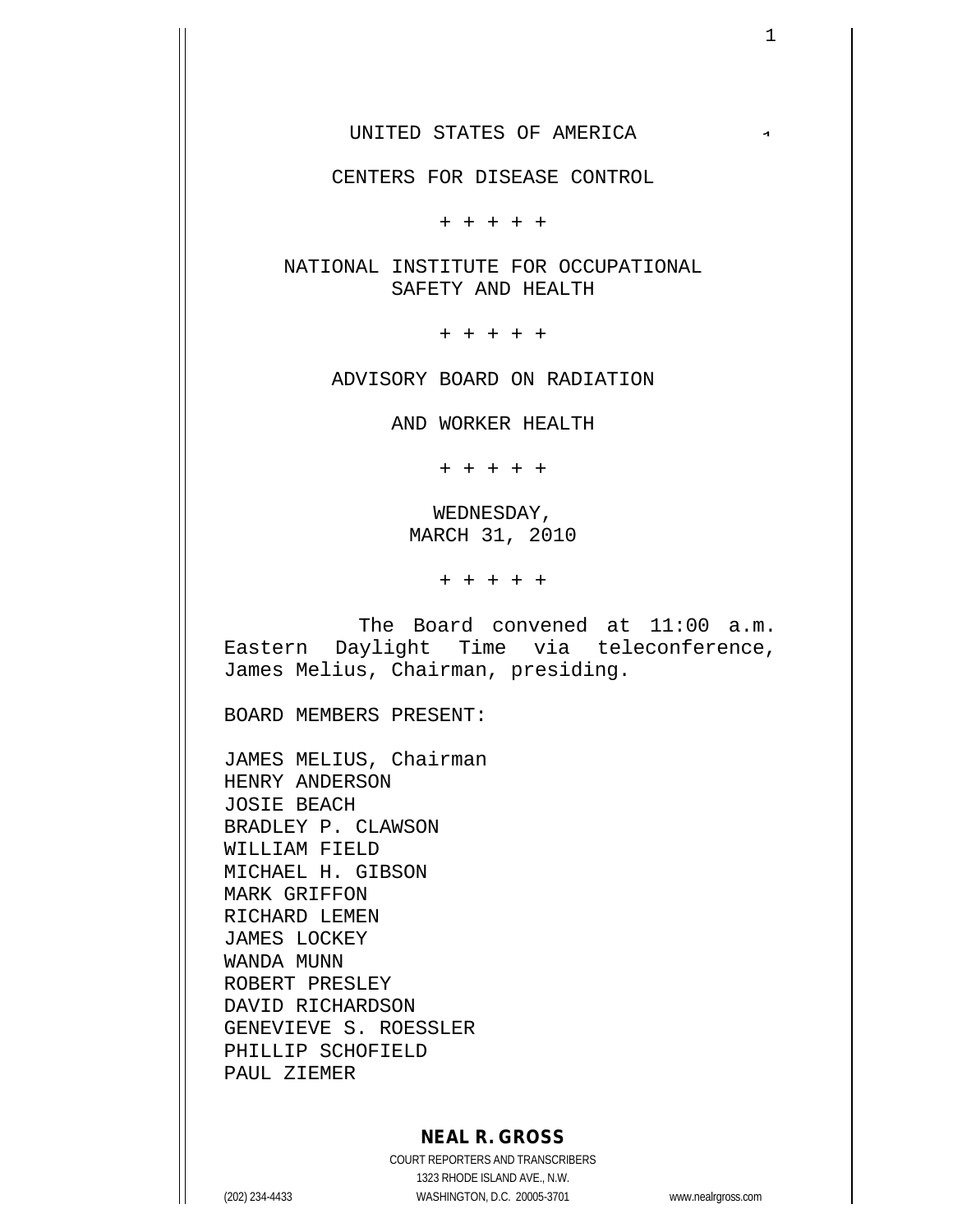UNITED STATES OF AMERICA

CENTERS FOR DISEASE CONTROL

+ + + + +

NATIONAL INSTITUTE FOR OCCUPATIONAL SAFETY AND HEALTH

+ + + + +

ADVISORY BOARD ON RADIATION

AND WORKER HEALTH

+ + + + +

WEDNESDAY,
MARCH 31, 2010

+ + + + +

The Board convened at 11:00 a.m. Eastern Daylight Time via teleconference, James Melius, Chairman, presiding.

BOARD MEMBERS PRESENT:

JAMES MELIUS, Chairman
HENRY ANDERSON
JOSIE BEACH
BRADLEY P. CLAWSON
WILLIAM FIELD
MICHAEL H. GIBSON
MARK GRIFFON
RICHARD LEMEN
JAMES LOCKEY
WANDA MUNN
ROBERT PRESLEY
DAVID RICHARDSON
GENEVIEVE S. ROESSLER
PHILLIP SCHOFIELD
PAUL ZIEMER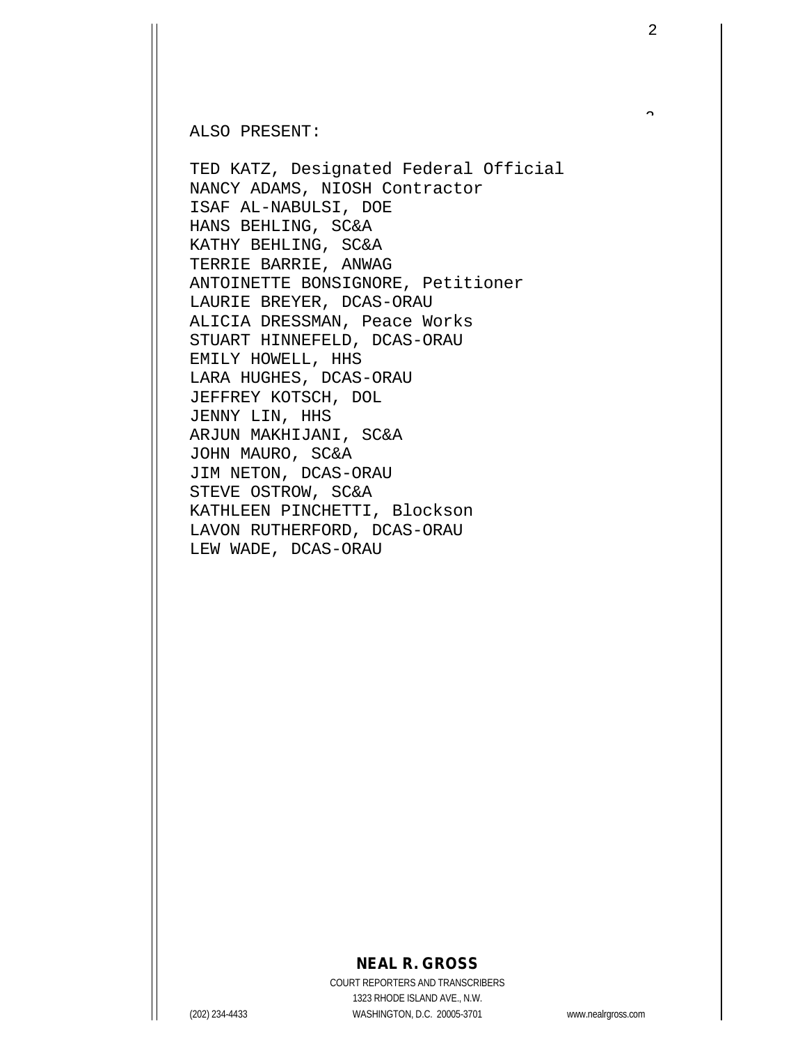ALSO PRESENT:

TED KATZ, Designated Federal Official
NANCY ADAMS, NIOSH Contractor
ISAF AL-NABULSI, DOE
HANS BEHLING, SC&A
KATHY BEHLING, SC&A
TERRIE BARRIE, ANWAG
ANTOINETTE BONSIGNORE, Petitioner
LAURIE BREYER, DCAS-ORAU
ALICIA DRESSMAN, Peace Works
STUART HINNEFELD, DCAS-ORAU
EMILY HOWELL, HHS
LARA HUGHES, DCAS-ORAU
JEFFREY KOTSCH, DOL
JENNY LIN, HHS
ARJUN MAKHIJANI, SC&A
JOHN MAURO, SC&A
JIM NETON, DCAS-ORAU
STEVE OSTROW, SC&A
KATHLEEN PINCHETTI, Blockson
LAVON RUTHERFORD, DCAS-ORAU
LEW WADE, DCAS-ORAU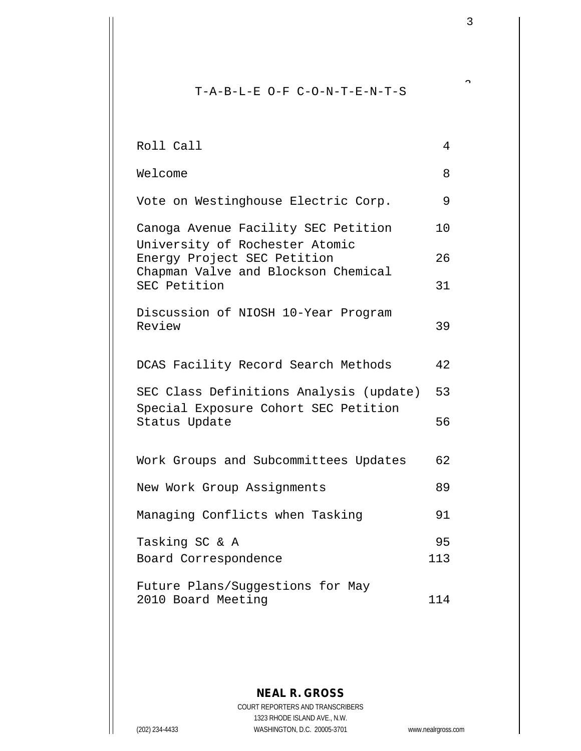# T-A-B-L-E O-F C-O-N-T-E-N-T-S

| | |
|---|---|
| Roll Call | 4 |
| Welcome | 8 |
| Vote on Westinghouse Electric Corp. | 9 |
| Canoga Avenue Facility SEC Petition | 10 |
| University of Rochester Atomic Energy Project SEC Petition | 26 |
| Chapman Valve and Blockson Chemical SEC Petition | 31 |
| Discussion of NIOSH 10-Year Program Review | 39 |
| DCAS Facility Record Search Methods | 42 |
| SEC Class Definitions Analysis (update) | 53 |
| Special Exposure Cohort SEC Petition Status Update | 56 |
| Work Groups and Subcommittees Updates | 62 |
| New Work Group Assignments | 89 |
| Managing Conflicts when Tasking | 91 |
| Tasking SC & A | 95 |
| Board Correspondence | 113 |
| Future Plans/Suggestions for May 2010 Board Meeting | 114 |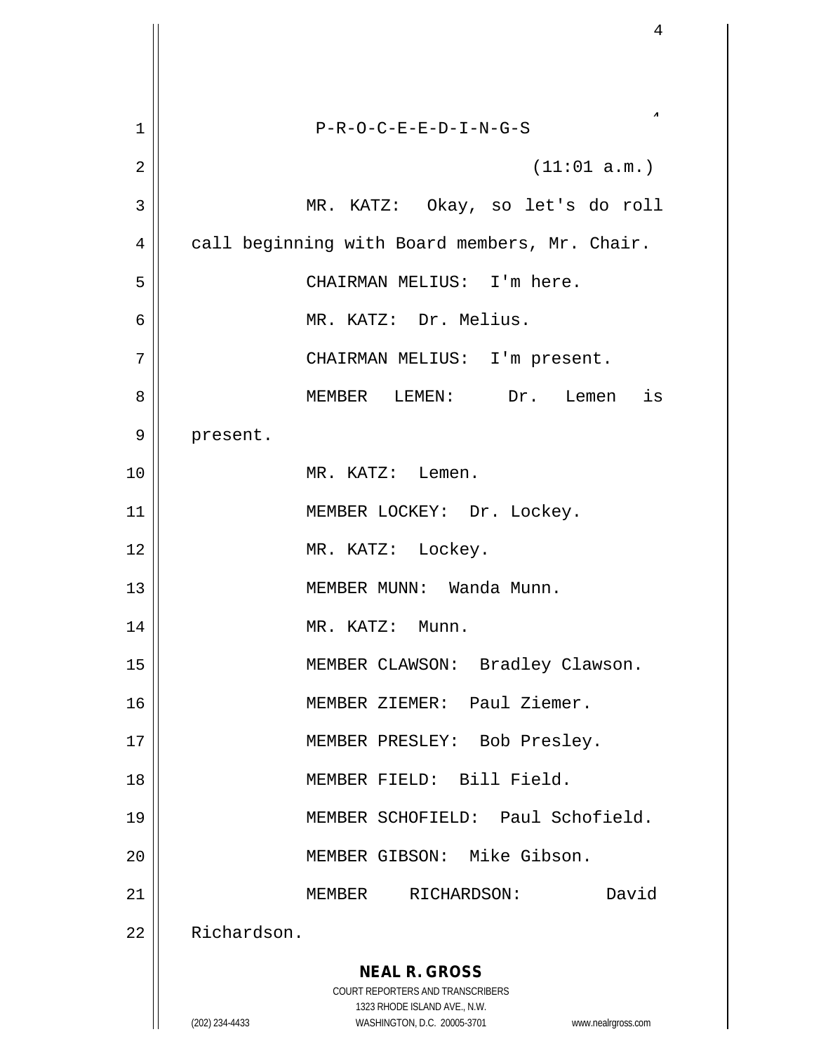P-R-O-C-E-E-D-I-N-G-S

(11:01 a.m.)

MR. KATZ: Okay, so let's do roll call beginning with Board members, Mr. Chair.

CHAIRMAN MELIUS: I'm here.

MR. KATZ: Dr. Melius.

CHAIRMAN MELIUS: I'm present.

MEMBER LEMEN: Dr. Lemen is present.

MR. KATZ: Lemen.

MEMBER LOCKEY: Dr. Lockey.

MR. KATZ: Lockey.

MEMBER MUNN: Wanda Munn.

MR. KATZ: Munn.

MEMBER CLAWSON: Bradley Clawson.

MEMBER ZIEMER: Paul Ziemer.

MEMBER PRESLEY: Bob Presley.

MEMBER FIELD: Bill Field.

MEMBER SCHOFIELD: Paul Schofield.

MEMBER GIBSON: Mike Gibson.

MEMBER RICHARDSON: David Richardson.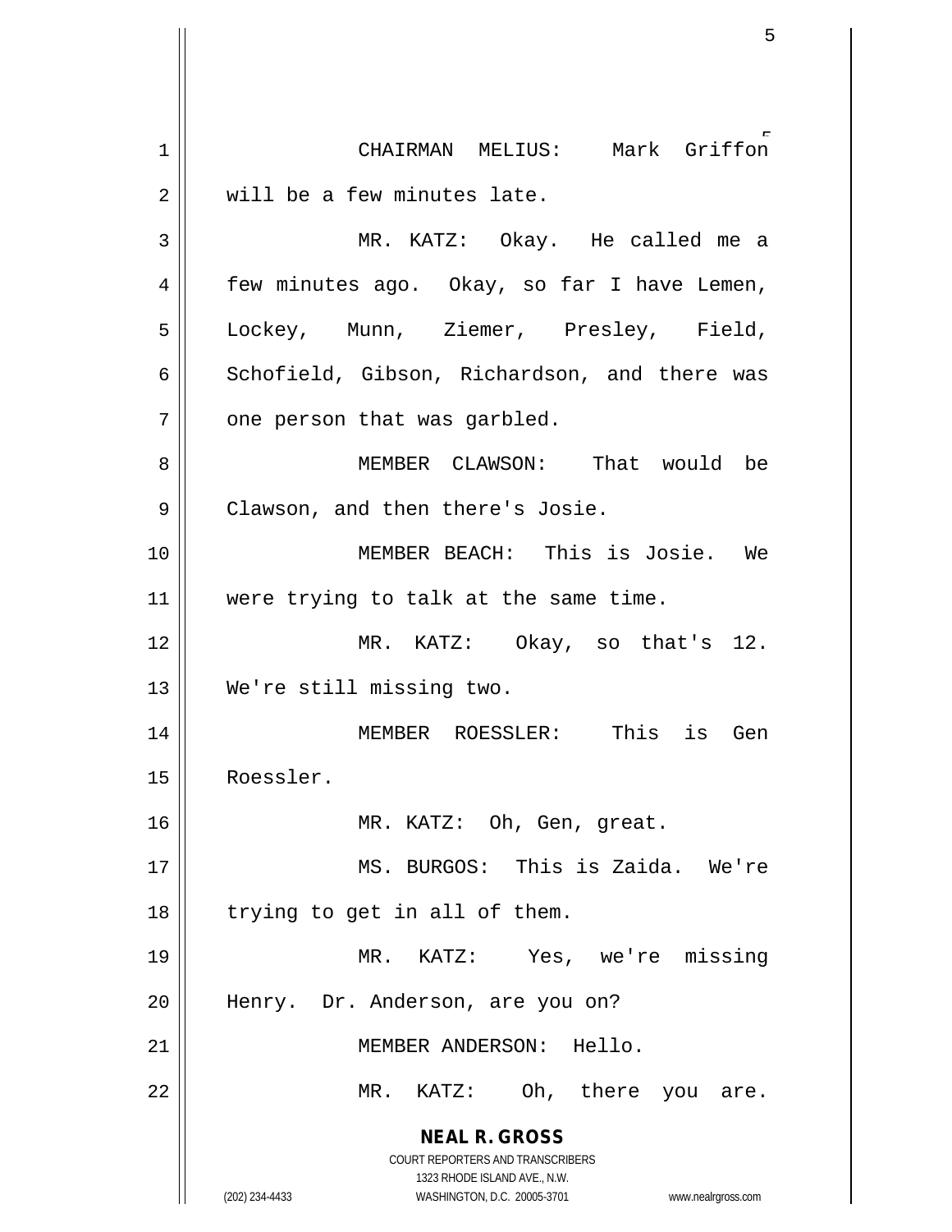CHAIRMAN MELIUS: Mark Griffon will be a few minutes late.

MR. KATZ: Okay. He called me a few minutes ago. Okay, so far I have Lemen, Lockey, Munn, Ziemer, Presley, Field, Schofield, Gibson, Richardson, and there was one person that was garbled.

MEMBER CLAWSON: That would be Clawson, and then there's Josie.

MEMBER BEACH: This is Josie. We were trying to talk at the same time.

MR. KATZ: Okay, so that's 12. We're still missing two.

MEMBER ROESSLER: This is Gen Roessler.

MR. KATZ: Oh, Gen, great.

MS. BURGOS: This is Zaida. We're trying to get in all of them.

MR. KATZ: Yes, we're missing Henry. Dr. Anderson, are you on?

MEMBER ANDERSON: Hello.

MR. KATZ: Oh, there you are.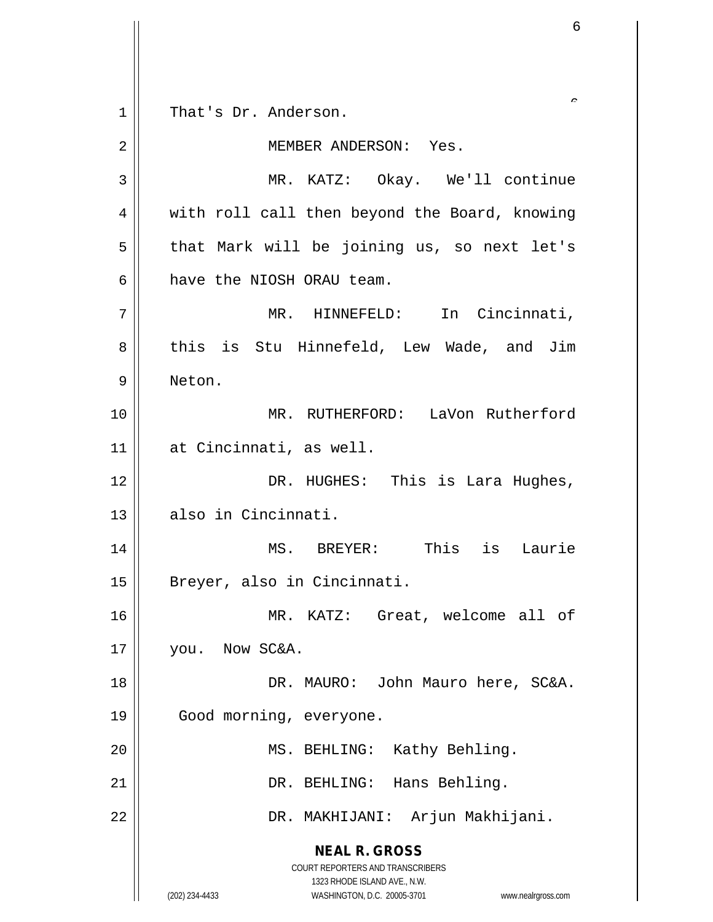That's Dr. Anderson.

MEMBER ANDERSON: Yes.

MR. KATZ: Okay. We'll continue with roll call then beyond the Board, knowing that Mark will be joining us, so next let's have the NIOSH ORAU team.

MR. HINNEFELD: In Cincinnati, this is Stu Hinnefeld, Lew Wade, and Jim Neton.

MR. RUTHERFORD: LaVon Rutherford at Cincinnati, as well.

DR. HUGHES: This is Lara Hughes, also in Cincinnati.

MS. BREYER: This is Laurie Breyer, also in Cincinnati.

MR. KATZ: Great, welcome all of you. Now SC&A.

DR. MAURO: John Mauro here, SC&A. Good morning, everyone.

MS. BEHLING: Kathy Behling.

DR. BEHLING: Hans Behling.

DR. MAKHIJANI: Arjun Makhijani.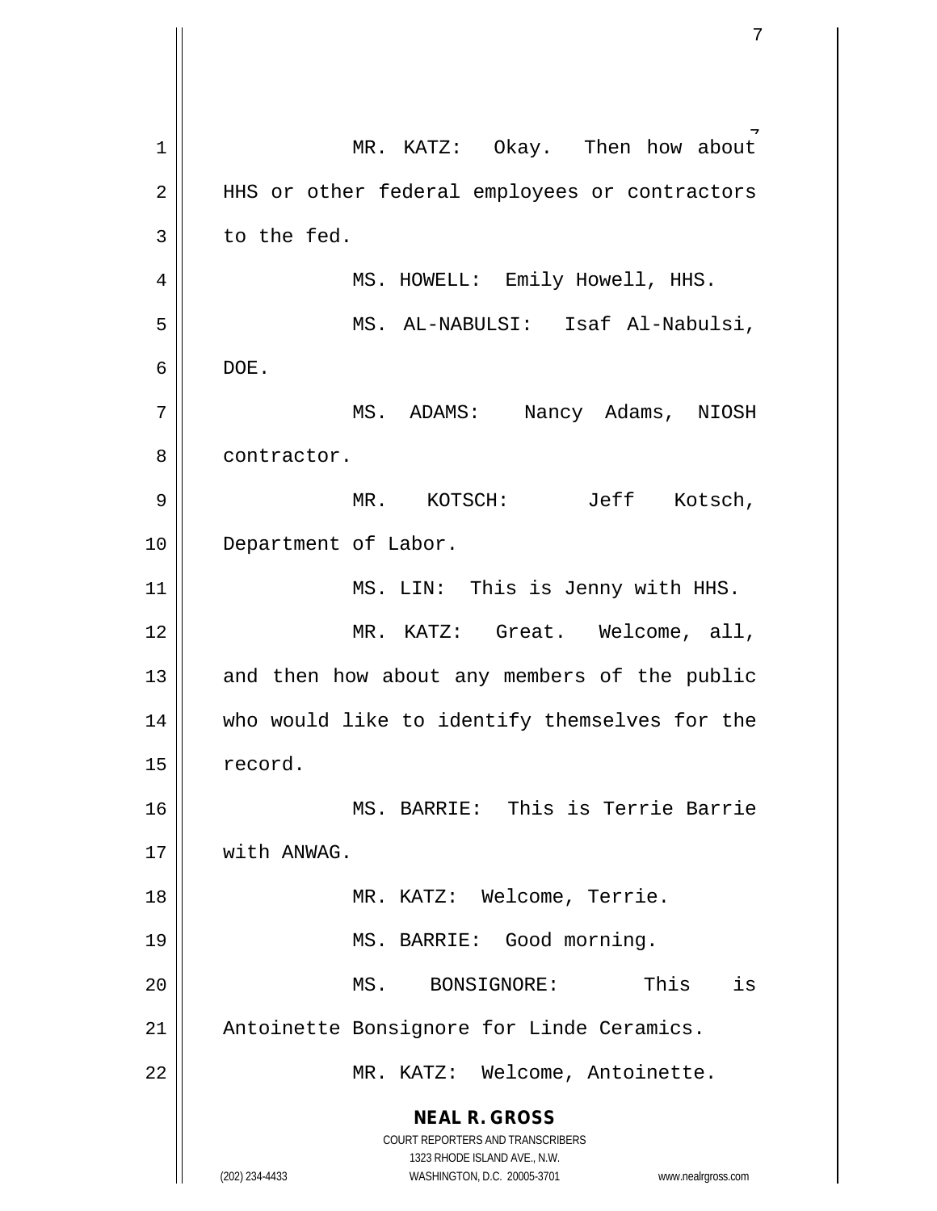MR. KATZ: Okay. Then how about HHS or other federal employees or contractors to the fed.

MS. HOWELL: Emily Howell, HHS.

MS. AL-NABULSI: Isaf Al-Nabulsi, DOE.

MS. ADAMS: Nancy Adams, NIOSH contractor.

MR. KOTSCH: Jeff Kotsch, Department of Labor.

MS. LIN: This is Jenny with HHS.

MR. KATZ: Great. Welcome, all, and then how about any members of the public who would like to identify themselves for the record.

MS. BARRIE: This is Terrie Barrie with ANWAG.

MR. KATZ: Welcome, Terrie.

MS. BARRIE: Good morning.

MS. BONSIGNORE: This is Antoinette Bonsignore for Linde Ceramics.

MR. KATZ: Welcome, Antoinette.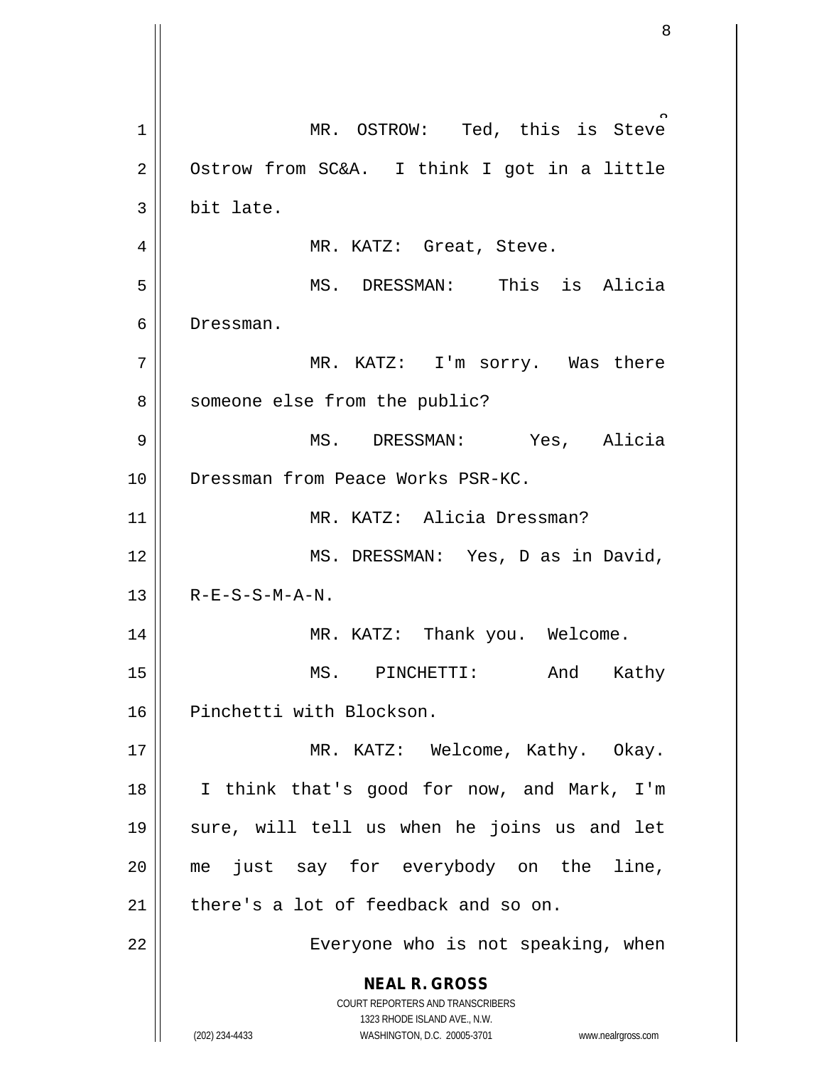MR. OSTROW: Ted, this is Steve Ostrow from SC&A. I think I got in a little bit late.

MR. KATZ: Great, Steve.

MS. DRESSMAN: This is Alicia Dressman.

MR. KATZ: I'm sorry. Was there someone else from the public?

MS. DRESSMAN: Yes, Alicia Dressman from Peace Works PSR-KC.

MR. KATZ: Alicia Dressman?

MS. DRESSMAN: Yes, D as in David, R-E-S-S-M-A-N.

MR. KATZ: Thank you. Welcome.

MS. PINCHETTI: And Kathy Pinchetti with Blockson.

MR. KATZ: Welcome, Kathy. Okay. I think that's good for now, and Mark, I'm sure, will tell us when he joins us and let me just say for everybody on the line, there's a lot of feedback and so on.

Everyone who is not speaking, when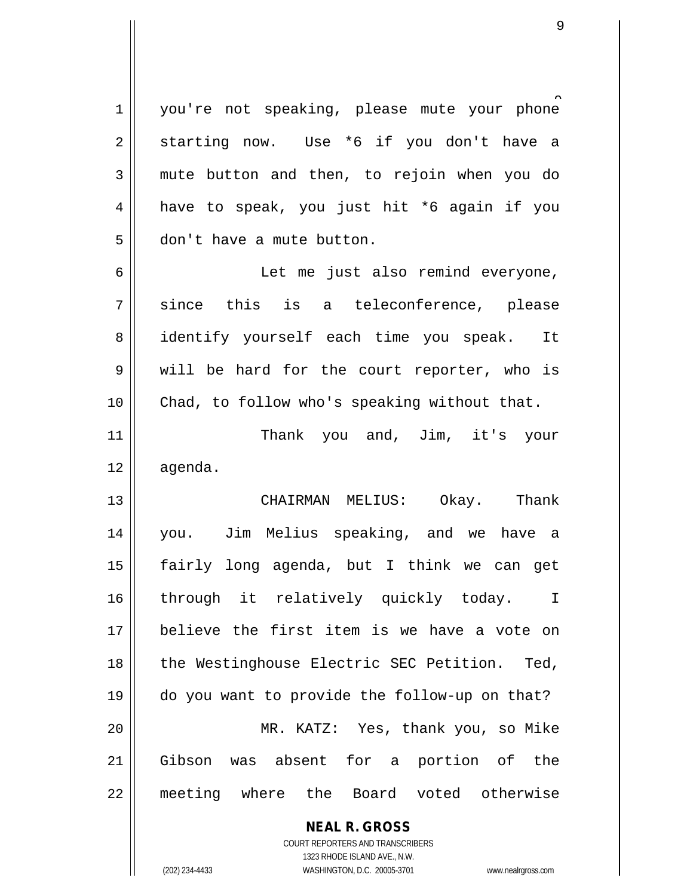you're not speaking, please mute your phone starting now. Use *6 if you don't have a mute button and then, to rejoin when you do have to speak, you just hit *6 again if you don't have a mute button.

Let me just also remind everyone, since this is a teleconference, please identify yourself each time you speak. It will be hard for the court reporter, who is Chad, to follow who's speaking without that.

Thank you and, Jim, it's your agenda.

CHAIRMAN MELIUS: Okay. Thank you. Jim Melius speaking, and we have a fairly long agenda, but I think we can get through it relatively quickly today. I believe the first item is we have a vote on the Westinghouse Electric SEC Petition. Ted, do you want to provide the follow-up on that?

MR. KATZ: Yes, thank you, so Mike Gibson was absent for a portion of the meeting where the Board voted otherwise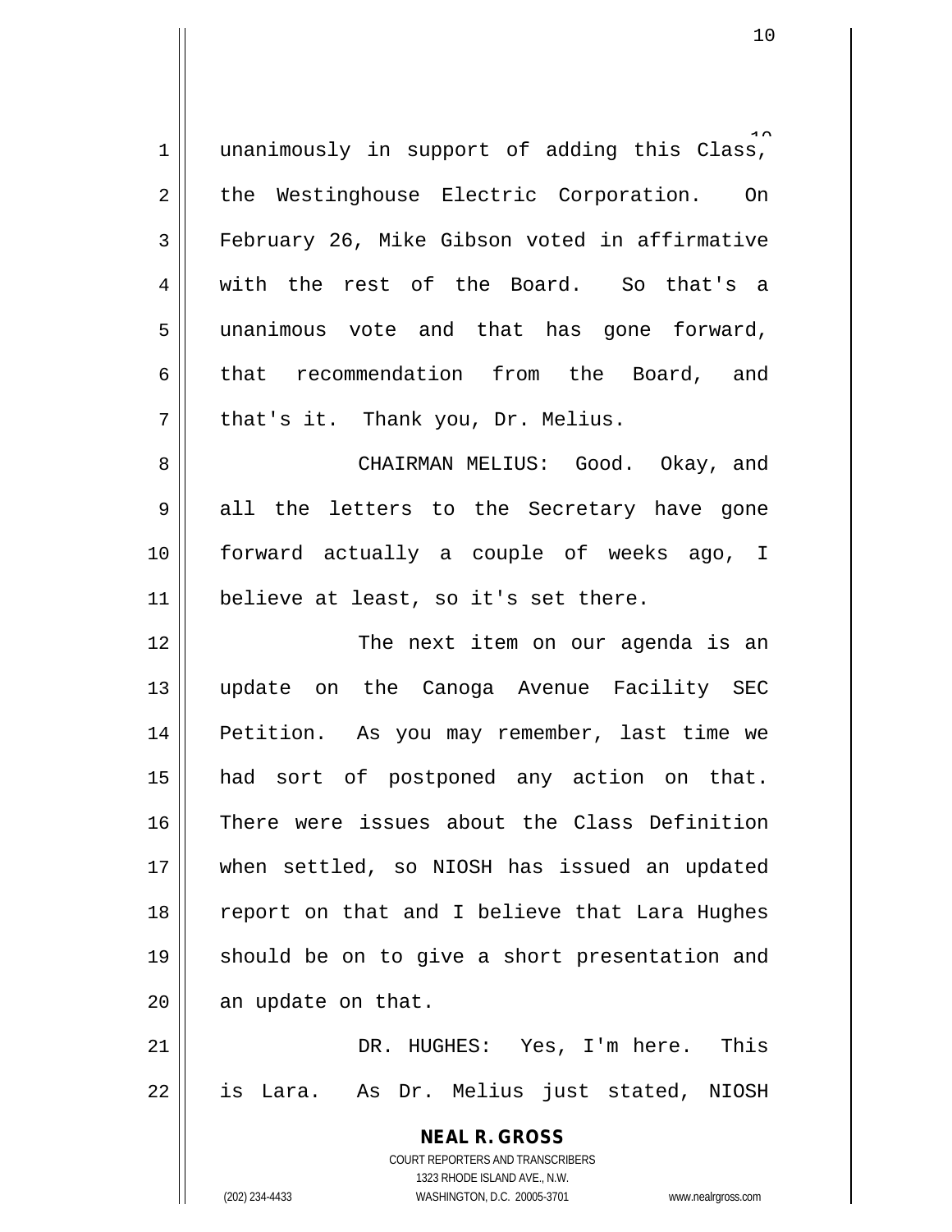unanimously in support of adding this Class, the Westinghouse Electric Corporation. On February 26, Mike Gibson voted in affirmative with the rest of the Board. So that's a unanimous vote and that has gone forward, that recommendation from the Board, and that's it. Thank you, Dr. Melius.

CHAIRMAN MELIUS: Good. Okay, and all the letters to the Secretary have gone forward actually a couple of weeks ago, I believe at least, so it's set there.

The next item on our agenda is an update on the Canoga Avenue Facility SEC Petition. As you may remember, last time we had sort of postponed any action on that. There were issues about the Class Definition when settled, so NIOSH has issued an updated report on that and I believe that Lara Hughes should be on to give a short presentation and an update on that.

DR. HUGHES: Yes, I'm here. This is Lara. As Dr. Melius just stated, NIOSH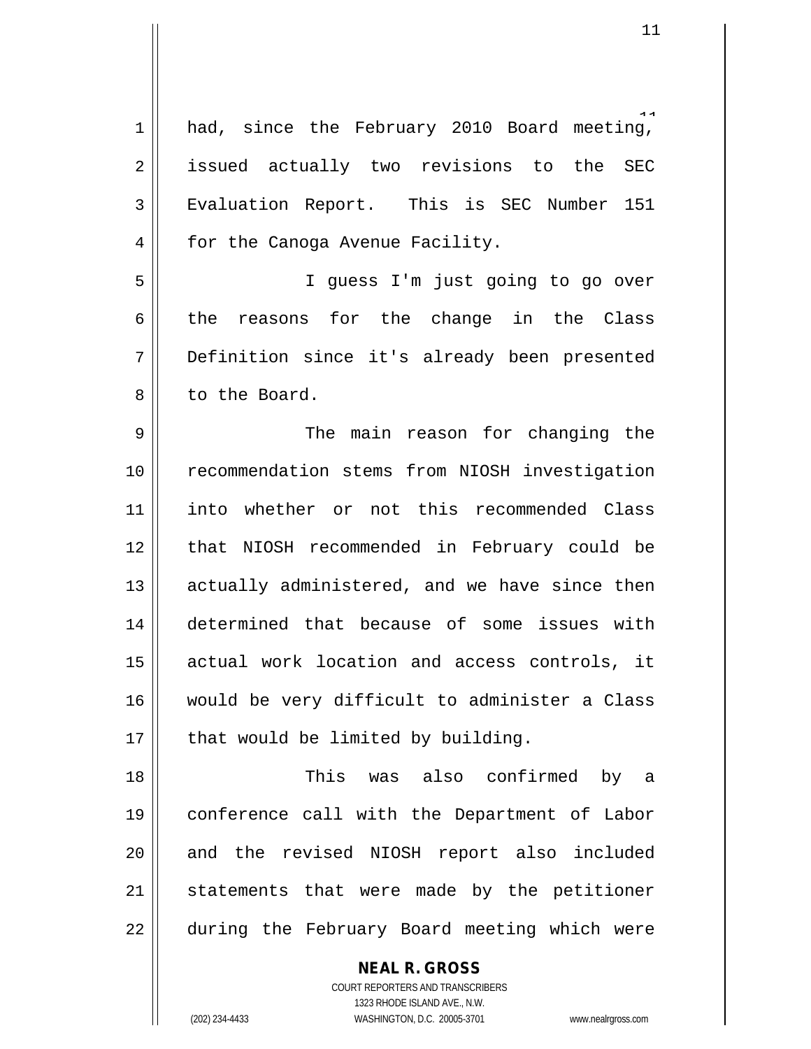had, since the February 2010 Board meeting, issued actually two revisions to the SEC Evaluation Report. This is SEC Number 151 for the Canoga Avenue Facility.

I guess I'm just going to go over the reasons for the change in the Class Definition since it's already been presented to the Board.

The main reason for changing the recommendation stems from NIOSH investigation into whether or not this recommended Class that NIOSH recommended in February could be actually administered, and we have since then determined that because of some issues with actual work location and access controls, it would be very difficult to administer a Class that would be limited by building.

This was also confirmed by a conference call with the Department of Labor and the revised NIOSH report also included statements that were made by the petitioner during the February Board meeting which were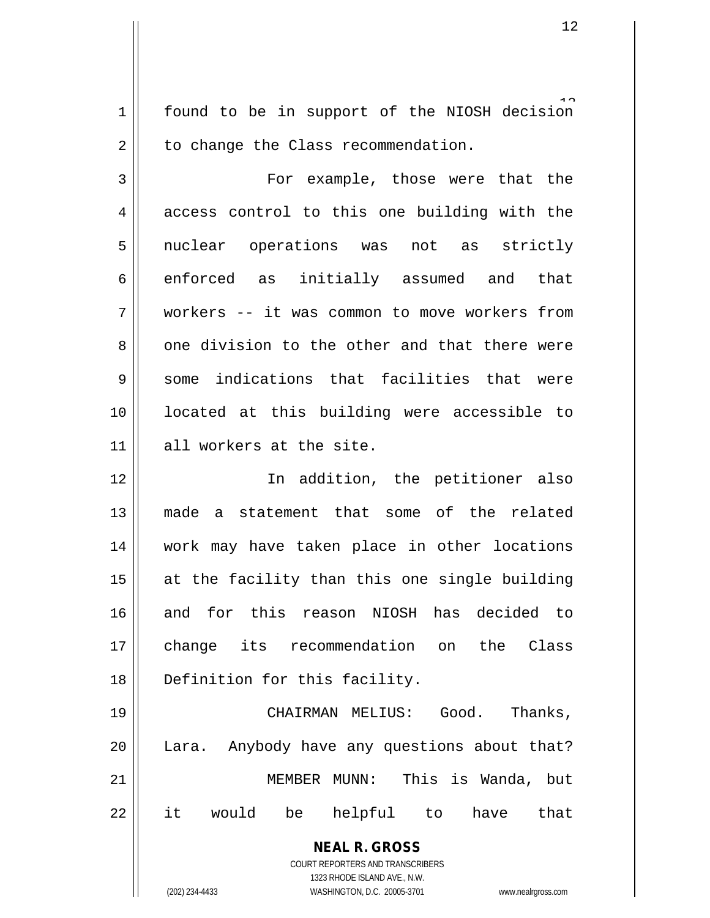found to be in support of the NIOSH decision to change the Class recommendation.

For example, those were that the access control to this one building with the nuclear operations was not as strictly enforced as initially assumed and that workers -- it was common to move workers from one division to the other and that there were some indications that facilities that were located at this building were accessible to all workers at the site.

In addition, the petitioner also made a statement that some of the related work may have taken place in other locations at the facility than this one single building and for this reason NIOSH has decided to change its recommendation on the Class Definition for this facility.

CHAIRMAN MELIUS: Good. Thanks, Lara. Anybody have any questions about that?

MEMBER MUNN: This is Wanda, but it would be helpful to have that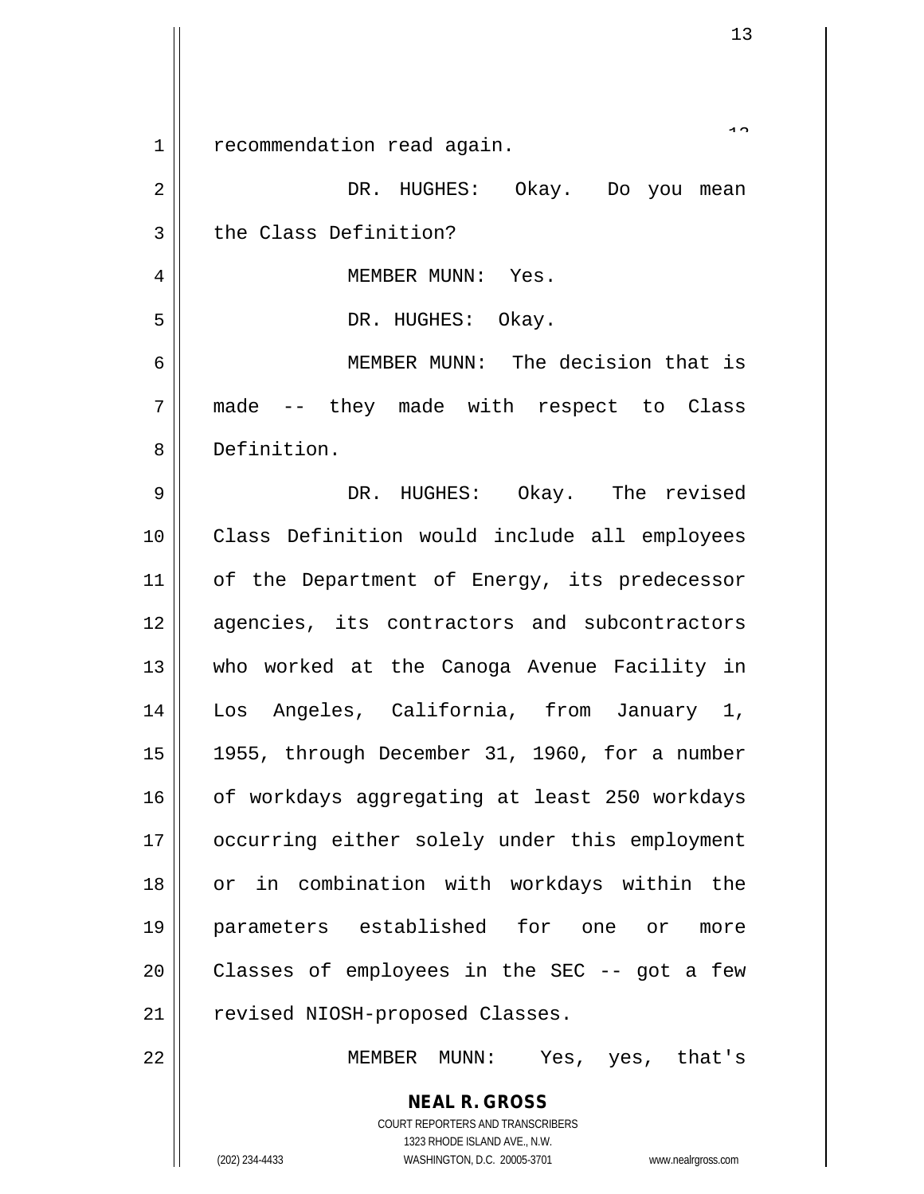recommendation read again.

DR. HUGHES: Okay. Do you mean the Class Definition?

MEMBER MUNN: Yes.

DR. HUGHES: Okay.

MEMBER MUNN: The decision that is made -- they made with respect to Class Definition.

DR. HUGHES: Okay. The revised Class Definition would include all employees of the Department of Energy, its predecessor agencies, its contractors and subcontractors who worked at the Canoga Avenue Facility in Los Angeles, California, from January 1, 1955, through December 31, 1960, for a number of workdays aggregating at least 250 workdays occurring either solely under this employment or in combination with workdays within the parameters established for one or more Classes of employees in the SEC -- got a few revised NIOSH-proposed Classes.

MEMBER MUNN: Yes, yes, that's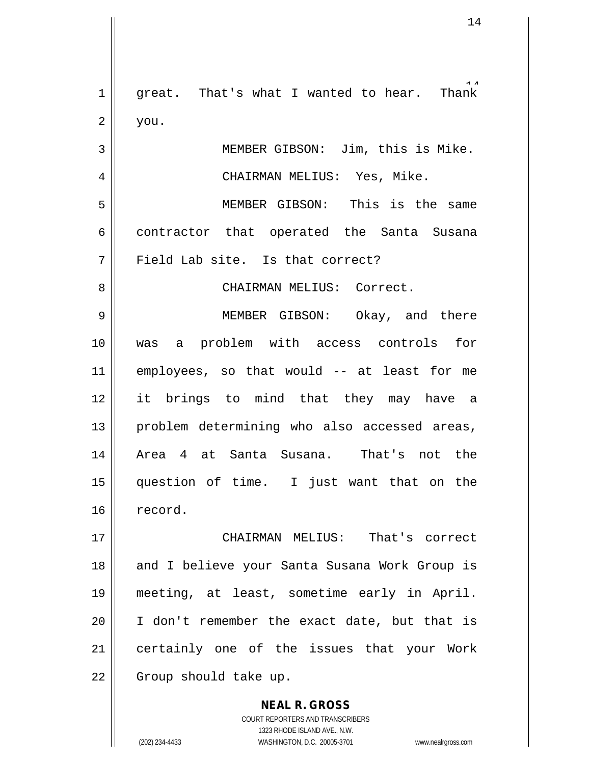great. That's what I wanted to hear. Thank you.

MEMBER GIBSON: Jim, this is Mike.

CHAIRMAN MELIUS: Yes, Mike.

MEMBER GIBSON: This is the same contractor that operated the Santa Susana Field Lab site. Is that correct?

CHAIRMAN MELIUS: Correct.

MEMBER GIBSON: Okay, and there was a problem with access controls for employees, so that would -- at least for me it brings to mind that they may have a problem determining who also accessed areas, Area 4 at Santa Susana. That's not the question of time. I just want that on the record.

CHAIRMAN MELIUS: That's correct and I believe your Santa Susana Work Group is meeting, at least, sometime early in April. I don't remember the exact date, but that is certainly one of the issues that your Work Group should take up.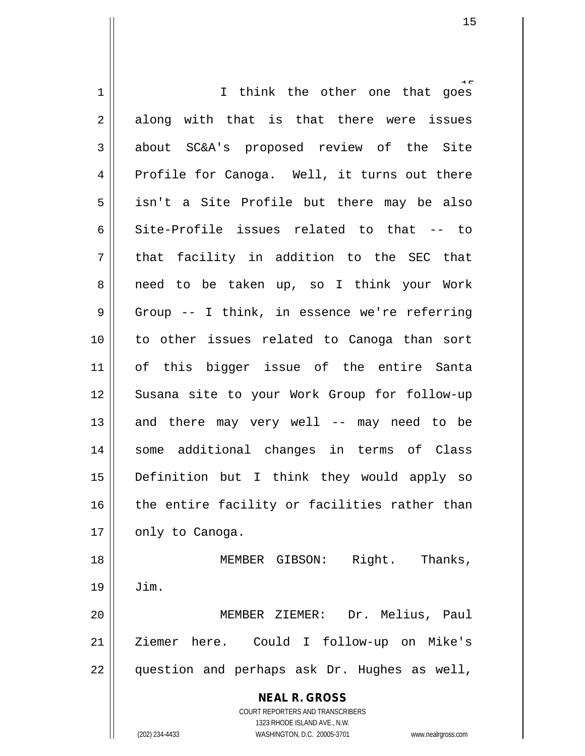I think the other one that goes along with that is that there were issues about SC&A's proposed review of the Site Profile for Canoga. Well, it turns out there isn't a Site Profile but there may be also Site-Profile issues related to that -- to that facility in addition to the SEC that need to be taken up, so I think your Work Group -- I think, in essence we're referring to other issues related to Canoga than sort of this bigger issue of the entire Santa Susana site to your Work Group for follow-up and there may very well -- may need to be some additional changes in terms of Class Definition but I think they would apply so the entire facility or facilities rather than only to Canoga.

MEMBER GIBSON: Right. Thanks, Jim.

MEMBER ZIEMER: Dr. Melius, Paul Ziemer here. Could I follow-up on Mike's question and perhaps ask Dr. Hughes as well,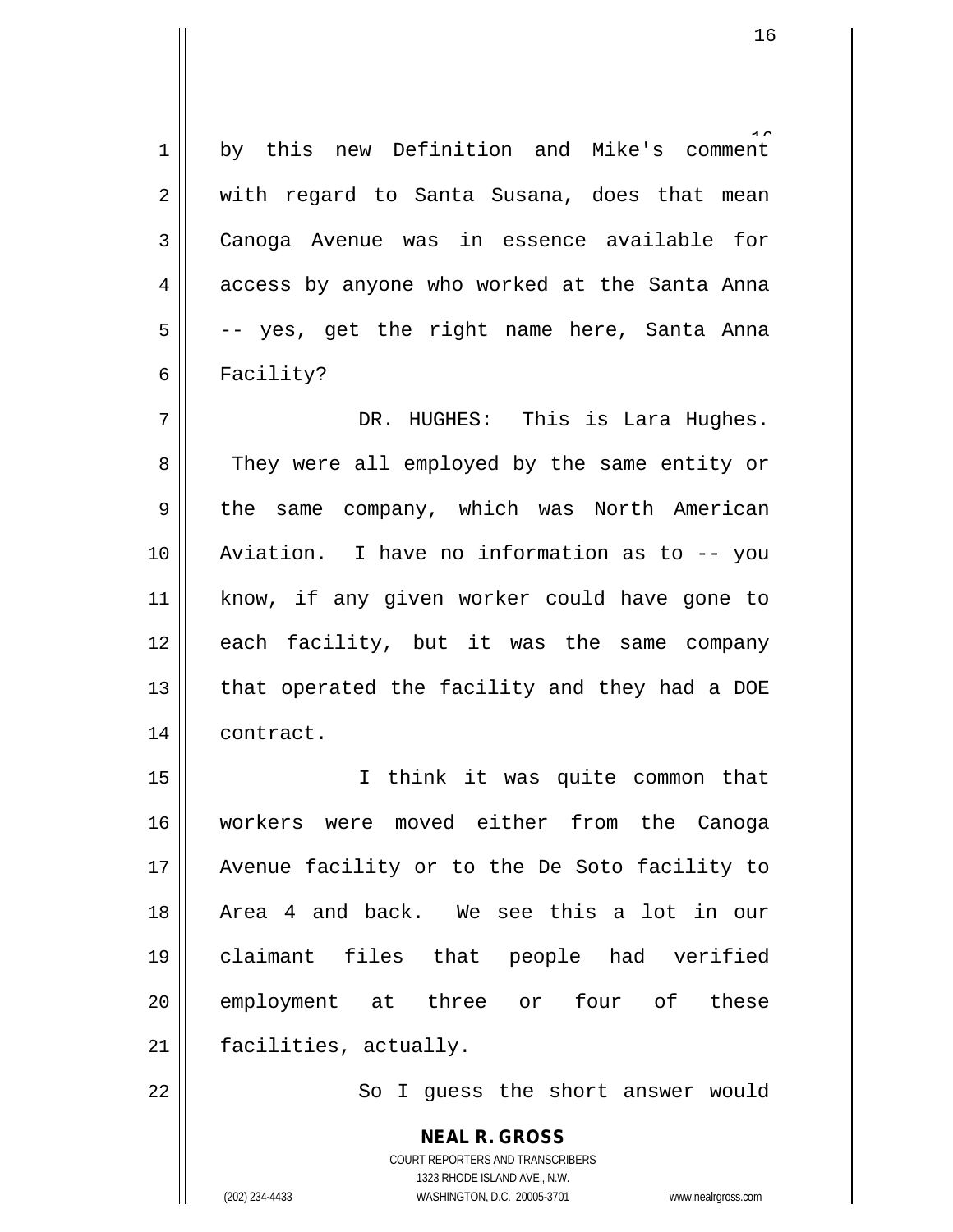by this new Definition and Mike's comment with regard to Santa Susana, does that mean Canoga Avenue was in essence available for access by anyone who worked at the Santa Anna -- yes, get the right name here, Santa Anna Facility?

DR. HUGHES: This is Lara Hughes. They were all employed by the same entity or the same company, which was North American Aviation. I have no information as to -- you know, if any given worker could have gone to each facility, but it was the same company that operated the facility and they had a DOE contract.

I think it was quite common that workers were moved either from the Canoga Avenue facility or to the De Soto facility to Area 4 and back. We see this a lot in our claimant files that people had verified employment at three or four of these facilities, actually.

So I guess the short answer would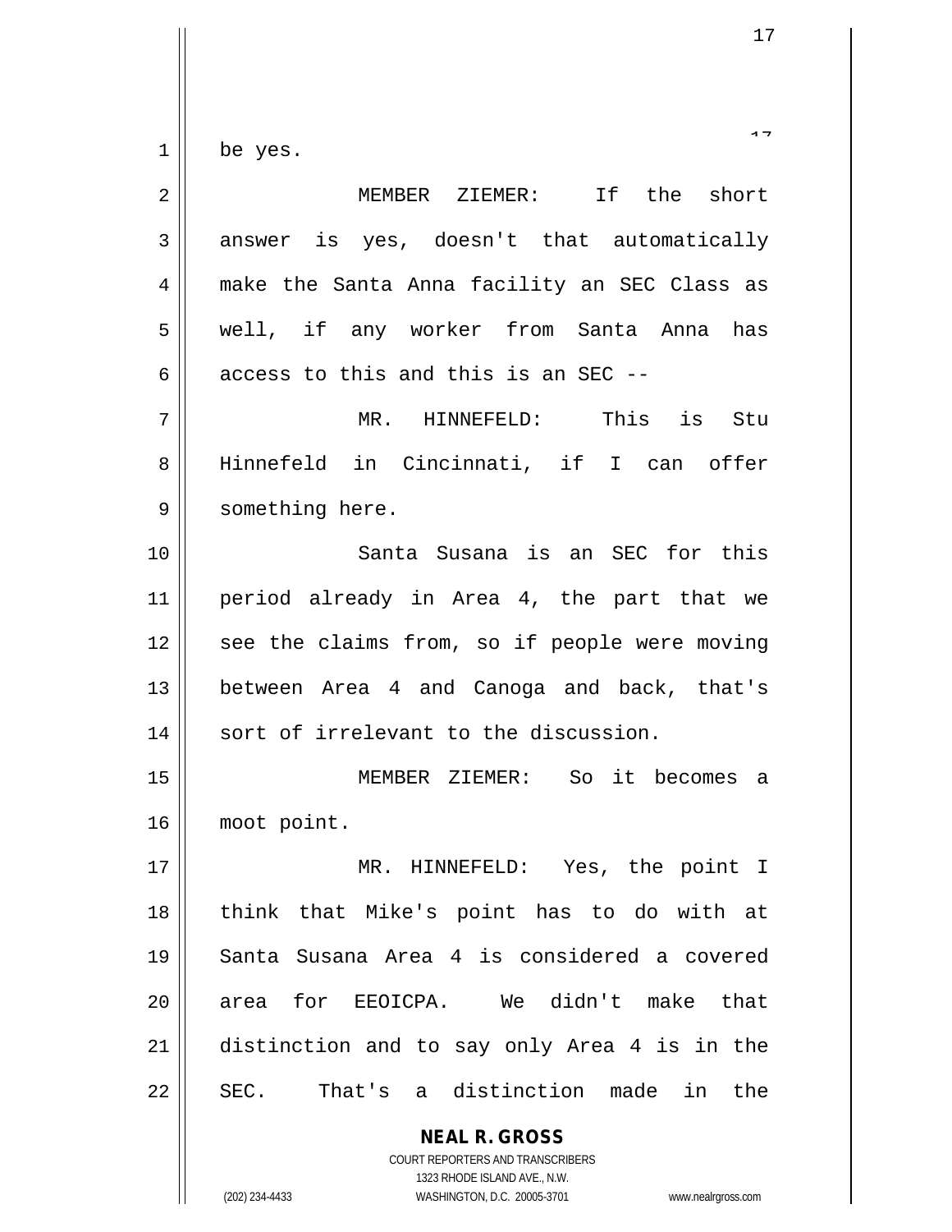be yes.

MEMBER ZIEMER: If the short answer is yes, doesn't that automatically make the Santa Anna facility an SEC Class as well, if any worker from Santa Anna has access to this and this is an SEC --

MR. HINNEFELD: This is Stu Hinnefeld in Cincinnati, if I can offer something here.

Santa Susana is an SEC for this period already in Area 4, the part that we see the claims from, so if people were moving between Area 4 and Canoga and back, that's sort of irrelevant to the discussion.

MEMBER ZIEMER: So it becomes a moot point.

MR. HINNEFELD: Yes, the point I think that Mike's point has to do with at Santa Susana Area 4 is considered a covered area for EEOICPA. We didn't make that distinction and to say only Area 4 is in the SEC. That's a distinction made in the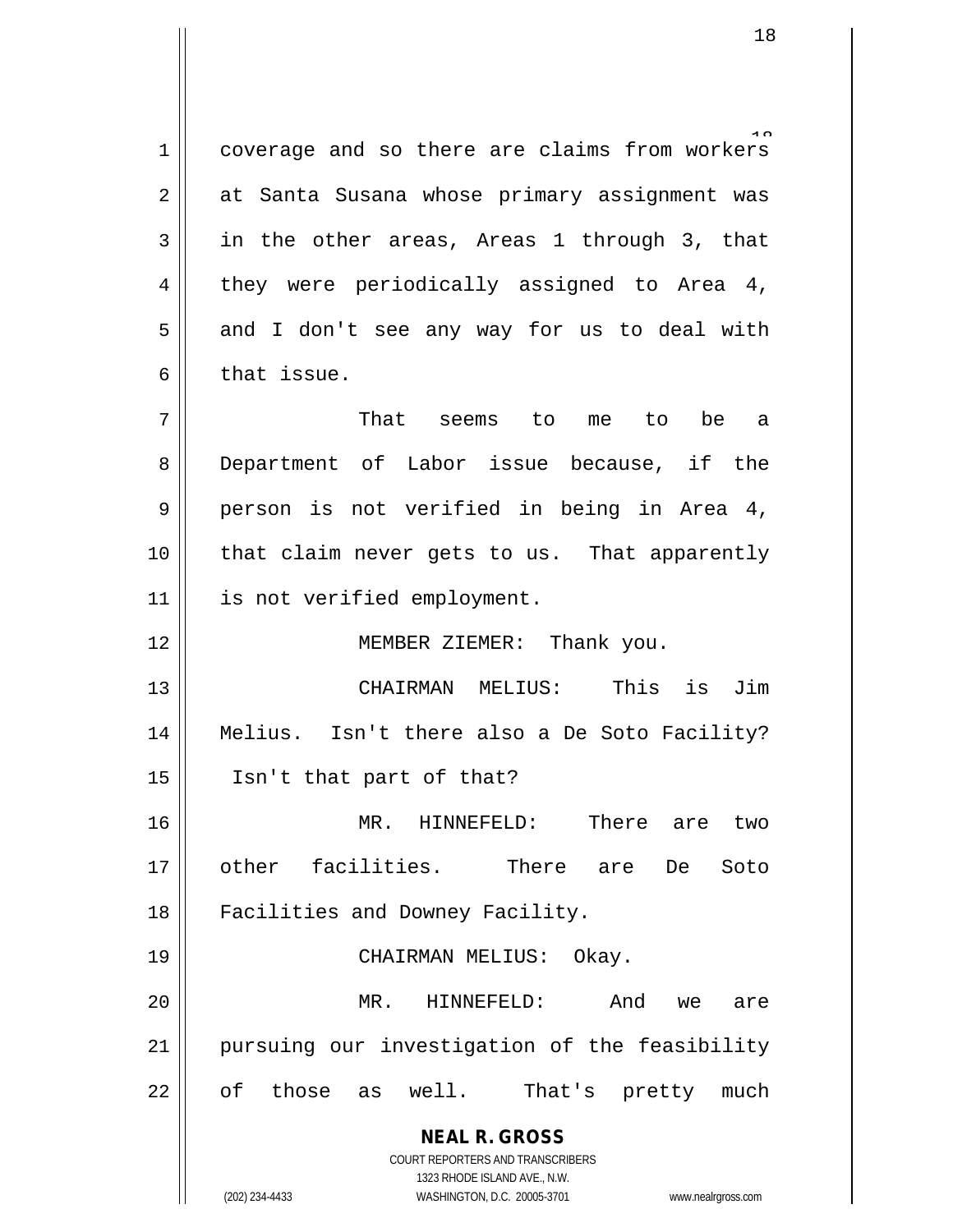coverage and so there are claims from workers at Santa Susana whose primary assignment was in the other areas, Areas 1 through 3, that they were periodically assigned to Area 4, and I don't see any way for us to deal with that issue.

That seems to me to be a Department of Labor issue because, if the person is not verified in being in Area 4, that claim never gets to us. That apparently is not verified employment.

MEMBER ZIEMER: Thank you.

CHAIRMAN MELIUS: This is Jim Melius. Isn't there also a De Soto Facility? Isn't that part of that?

MR. HINNEFELD: There are two other facilities. There are De Soto Facilities and Downey Facility.

CHAIRMAN MELIUS: Okay.

MR. HINNEFELD: And we are pursuing our investigation of the feasibility of those as well. That's pretty much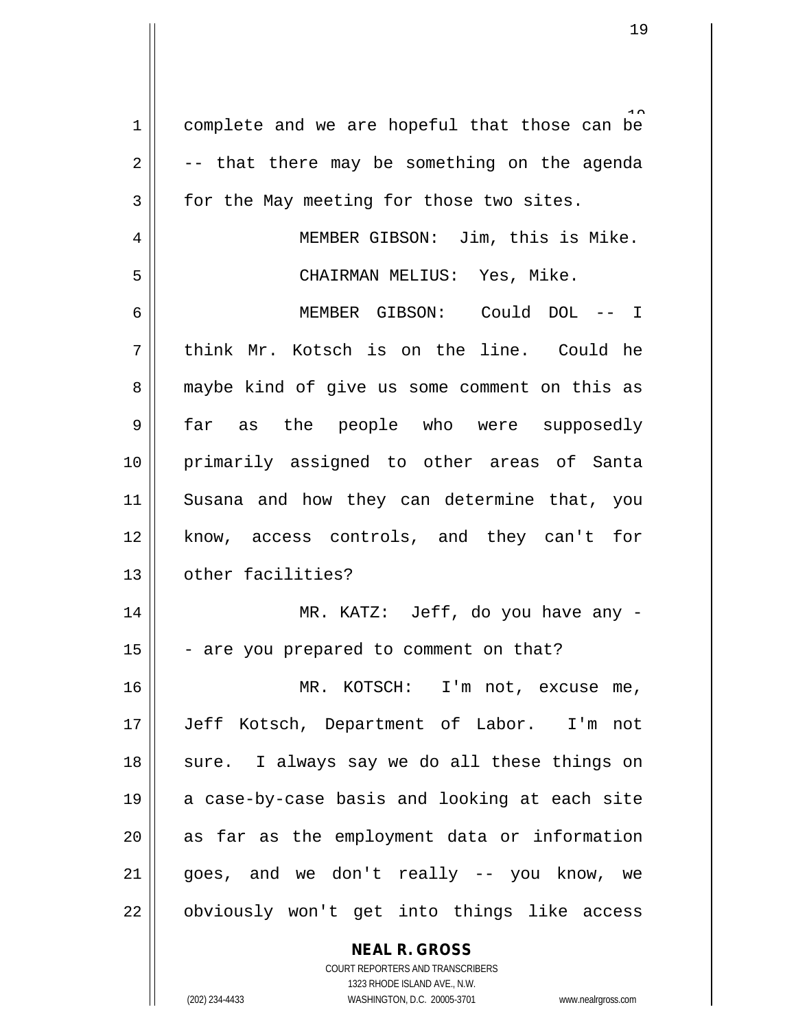complete and we are hopeful that those can be -- that there may be something on the agenda for the May meeting for those two sites.

MEMBER GIBSON: Jim, this is Mike.

CHAIRMAN MELIUS: Yes, Mike.

MEMBER GIBSON: Could DOL -- I think Mr. Kotsch is on the line. Could he maybe kind of give us some comment on this as far as the people who were supposedly primarily assigned to other areas of Santa Susana and how they can determine that, you know, access controls, and they can't for other facilities?

MR. KATZ: Jeff, do you have any -- are you prepared to comment on that?

MR. KOTSCH: I'm not, excuse me, Jeff Kotsch, Department of Labor. I'm not sure. I always say we do all these things on a case-by-case basis and looking at each site as far as the employment data or information goes, and we don't really -- you know, we obviously won't get into things like access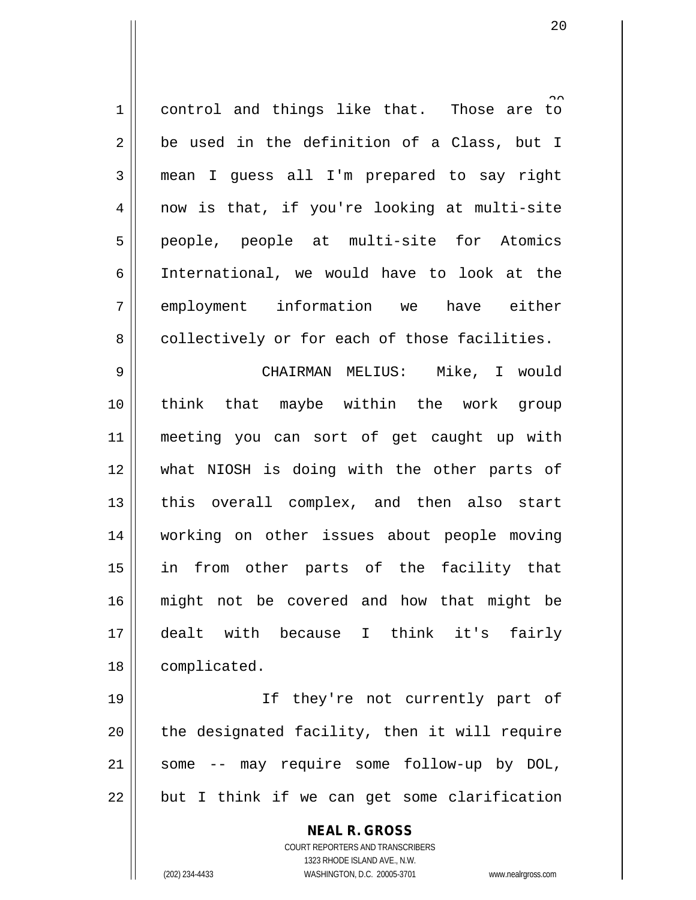control and things like that. Those are to be used in the definition of a Class, but I mean I guess all I'm prepared to say right now is that, if you're looking at multi-site people, people at multi-site for Atomics International, we would have to look at the employment information we have either collectively or for each of those facilities.

CHAIRMAN MELIUS: Mike, I would think that maybe within the work group meeting you can sort of get caught up with what NIOSH is doing with the other parts of this overall complex, and then also start working on other issues about people moving in from other parts of the facility that might not be covered and how that might be dealt with because I think it's fairly complicated.

If they're not currently part of the designated facility, then it will require some -- may require some follow-up by DOL, but I think if we can get some clarification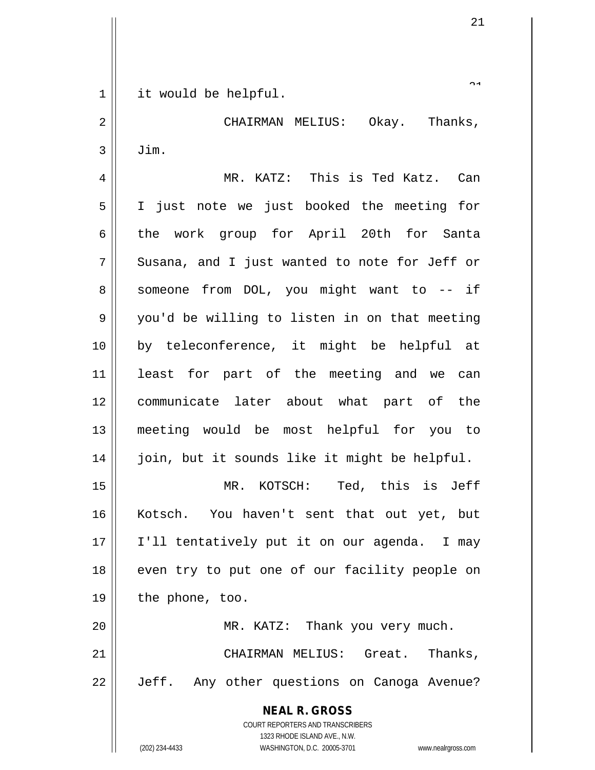it would be helpful.

CHAIRMAN MELIUS: Okay. Thanks, Jim.

MR. KATZ: This is Ted Katz. Can I just note we just booked the meeting for the work group for April 20th for Santa Susana, and I just wanted to note for Jeff or someone from DOL, you might want to -- if you'd be willing to listen in on that meeting by teleconference, it might be helpful at least for part of the meeting and we can communicate later about what part of the meeting would be most helpful for you to join, but it sounds like it might be helpful.

MR. KOTSCH: Ted, this is Jeff Kotsch. You haven't sent that out yet, but I'll tentatively put it on our agenda. I may even try to put one of our facility people on the phone, too.

MR. KATZ: Thank you very much.

CHAIRMAN MELIUS: Great. Thanks, Jeff. Any other questions on Canoga Avenue?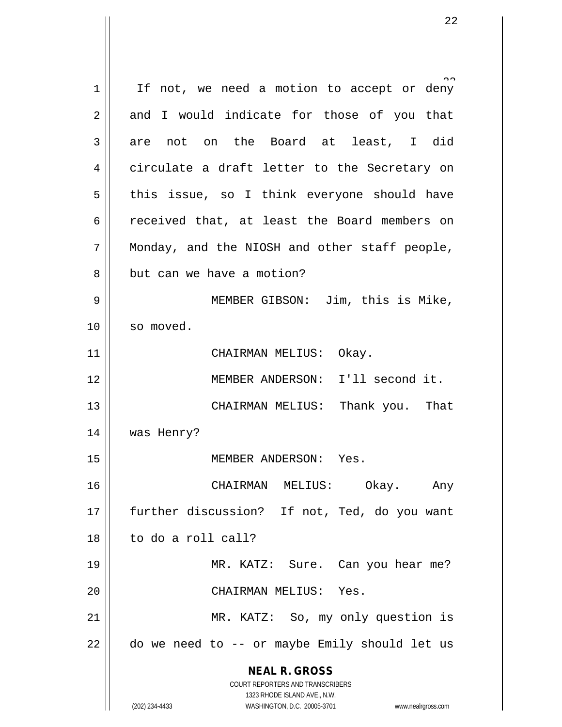If not, we need a motion to accept or deny and I would indicate for those of you that are not on the Board at least, I did circulate a draft letter to the Secretary on this issue, so I think everyone should have received that, at least the Board members on Monday, and the NIOSH and other staff people, but can we have a motion?

MEMBER GIBSON: Jim, this is Mike, so moved.

CHAIRMAN MELIUS: Okay.

MEMBER ANDERSON: I'll second it.

CHAIRMAN MELIUS: Thank you. That was Henry?

MEMBER ANDERSON: Yes.

CHAIRMAN MELIUS: Okay. Any further discussion? If not, Ted, do you want to do a roll call?

MR. KATZ: Sure. Can you hear me?

CHAIRMAN MELIUS: Yes.

MR. KATZ: So, my only question is do we need to -- or maybe Emily should let us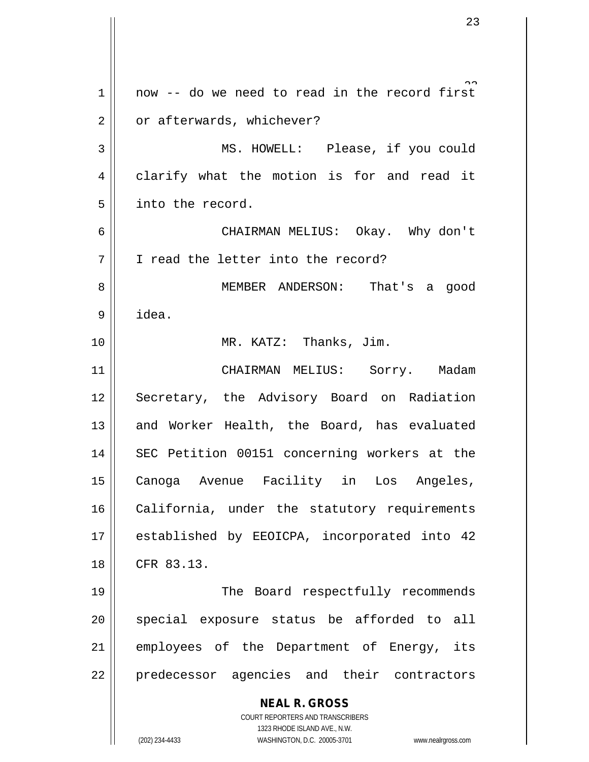now -- do we need to read in the record first or afterwards, whichever?

MS. HOWELL: Please, if you could clarify what the motion is for and read it into the record.

CHAIRMAN MELIUS: Okay. Why don't I read the letter into the record?

MEMBER ANDERSON: That's a good idea.

MR. KATZ: Thanks, Jim.

CHAIRMAN MELIUS: Sorry. Madam Secretary, the Advisory Board on Radiation and Worker Health, the Board, has evaluated SEC Petition 00151 concerning workers at the Canoga Avenue Facility in Los Angeles, California, under the statutory requirements established by EEOICPA, incorporated into 42 CFR 83.13.

The Board respectfully recommends special exposure status be afforded to all employees of the Department of Energy, its predecessor agencies and their contractors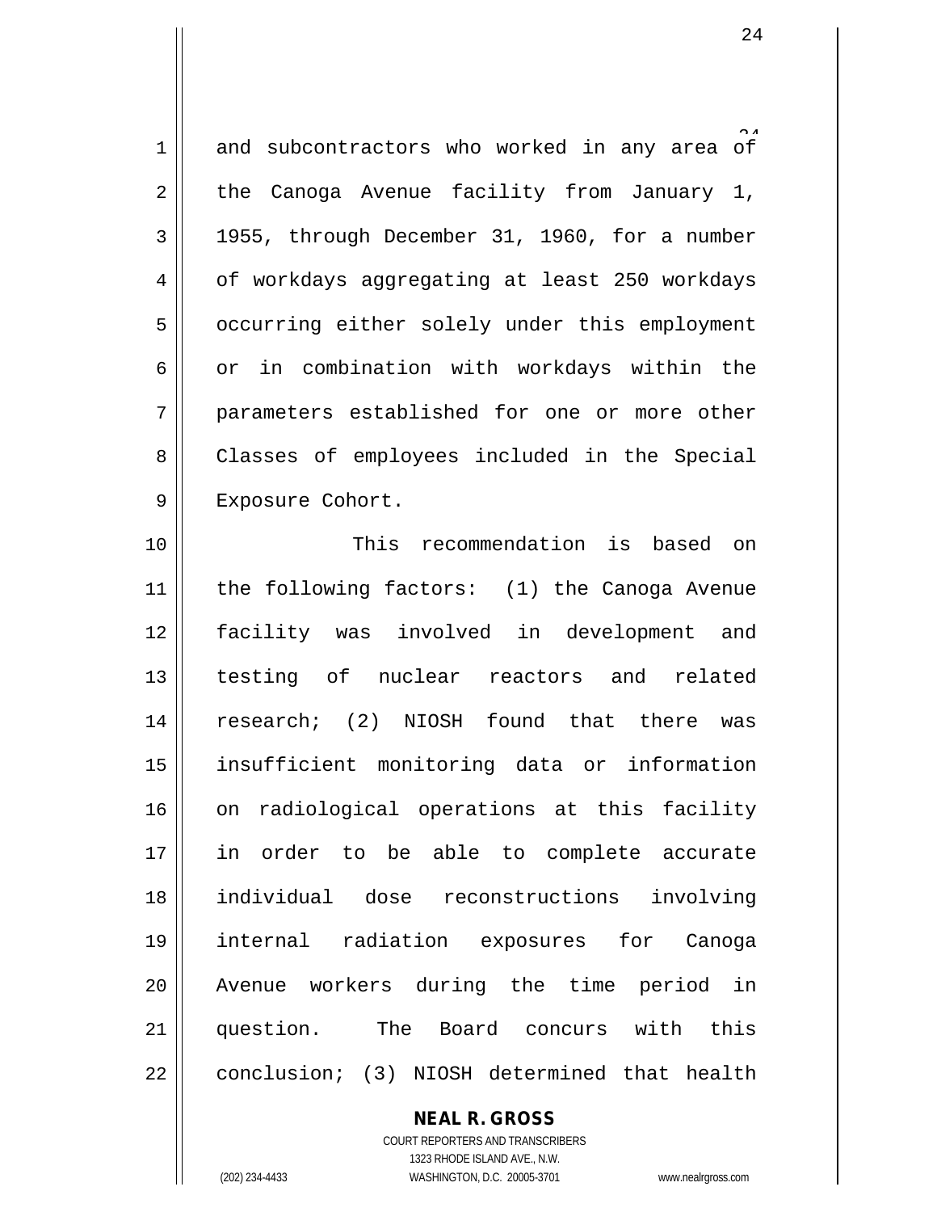and subcontractors who worked in any area of the Canoga Avenue facility from January 1, 1955, through December 31, 1960, for a number of workdays aggregating at least 250 workdays occurring either solely under this employment or in combination with workdays within the parameters established for one or more other Classes of employees included in the Special Exposure Cohort.

This recommendation is based on the following factors: (1) the Canoga Avenue facility was involved in development and testing of nuclear reactors and related research; (2) NIOSH found that there was insufficient monitoring data or information on radiological operations at this facility in order to be able to complete accurate individual dose reconstructions involving internal radiation exposures for Canoga Avenue workers during the time period in question. The Board concurs with this conclusion; (3) NIOSH determined that health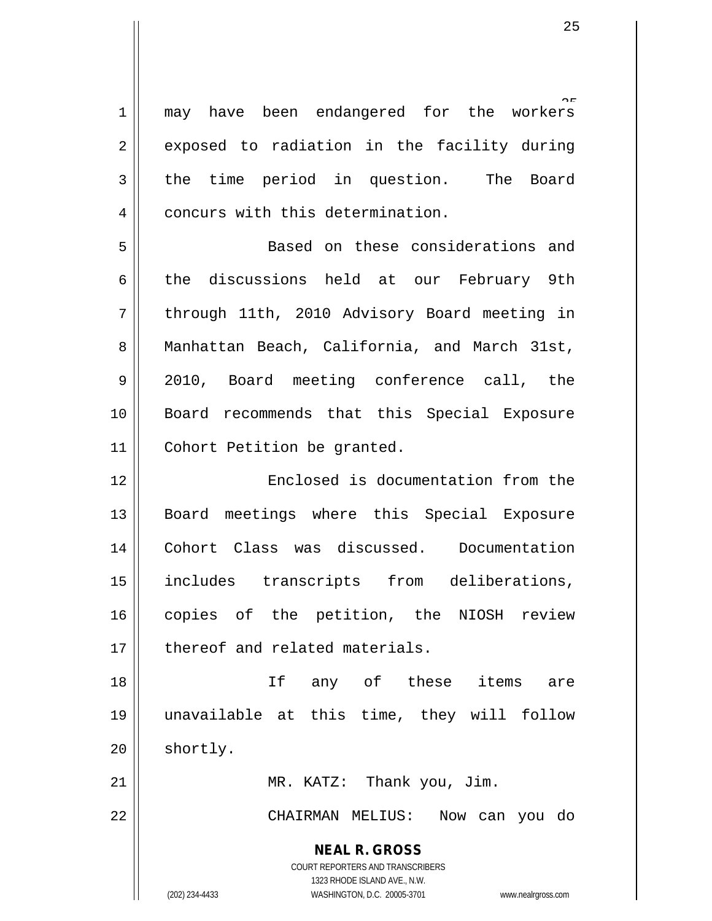may have been endangered for the workers exposed to radiation in the facility during the time period in question. The Board concurs with this determination.

Based on these considerations and the discussions held at our February 9th through 11th, 2010 Advisory Board meeting in Manhattan Beach, California, and March 31st, 2010, Board meeting conference call, the Board recommends that this Special Exposure Cohort Petition be granted.

Enclosed is documentation from the Board meetings where this Special Exposure Cohort Class was discussed. Documentation includes transcripts from deliberations, copies of the petition, the NIOSH review thereof and related materials.

If any of these items are unavailable at this time, they will follow shortly.

MR. KATZ: Thank you, Jim.

CHAIRMAN MELIUS: Now can you do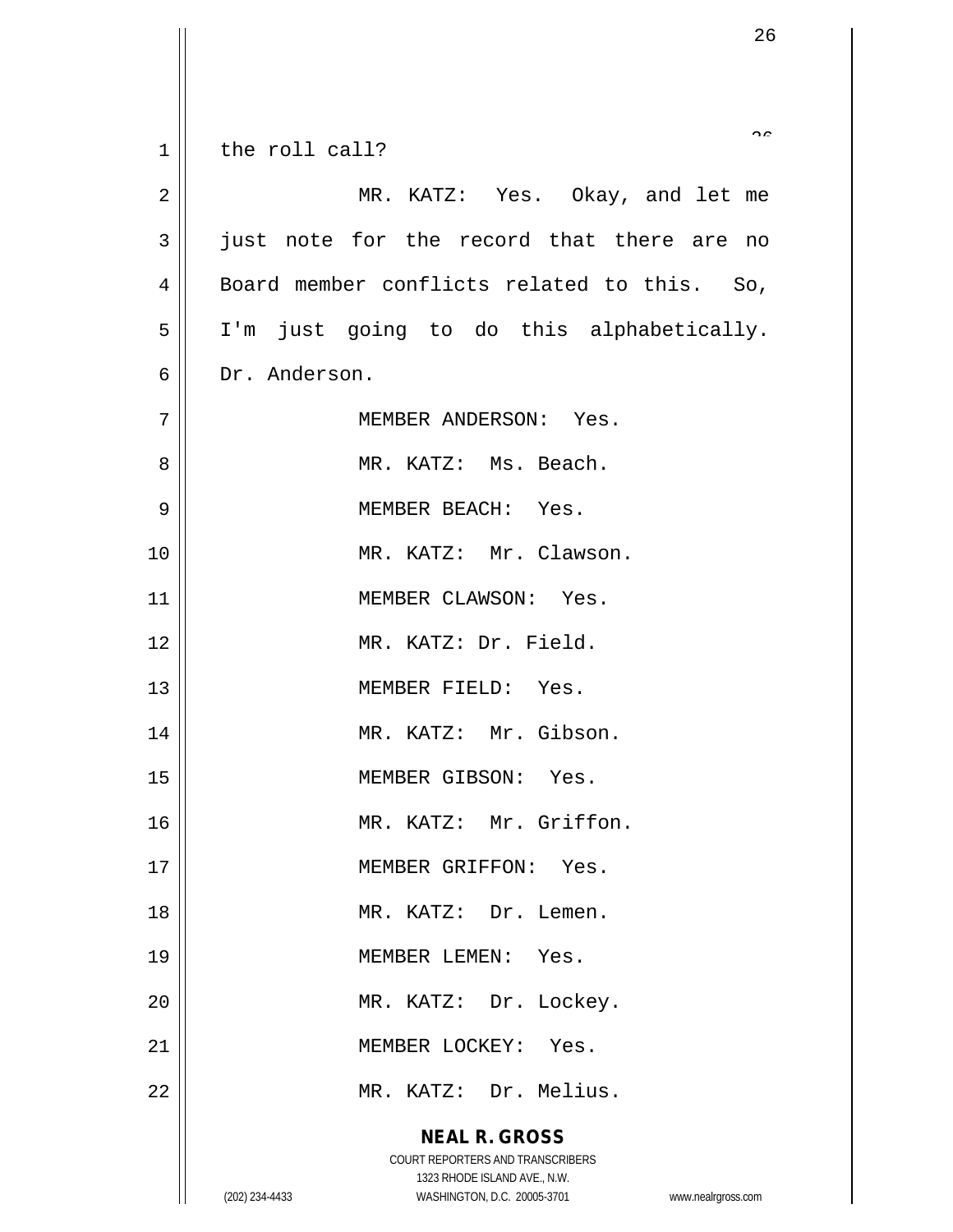the roll call?

MR. KATZ: Yes. Okay, and let me just note for the record that there are no Board member conflicts related to this. So, I'm just going to do this alphabetically. Dr. Anderson.

MEMBER ANDERSON: Yes.

MR. KATZ: Ms. Beach.

MEMBER BEACH: Yes.

MR. KATZ: Mr. Clawson.

MEMBER CLAWSON: Yes.

MR. KATZ: Dr. Field.

MEMBER FIELD: Yes.

MR. KATZ: Mr. Gibson.

MEMBER GIBSON: Yes.

MR. KATZ: Mr. Griffon.

MEMBER GRIFFON: Yes.

MR. KATZ: Dr. Lemen.

MEMBER LEMEN: Yes.

MR. KATZ: Dr. Lockey.

MEMBER LOCKEY: Yes.

MR. KATZ: Dr. Melius.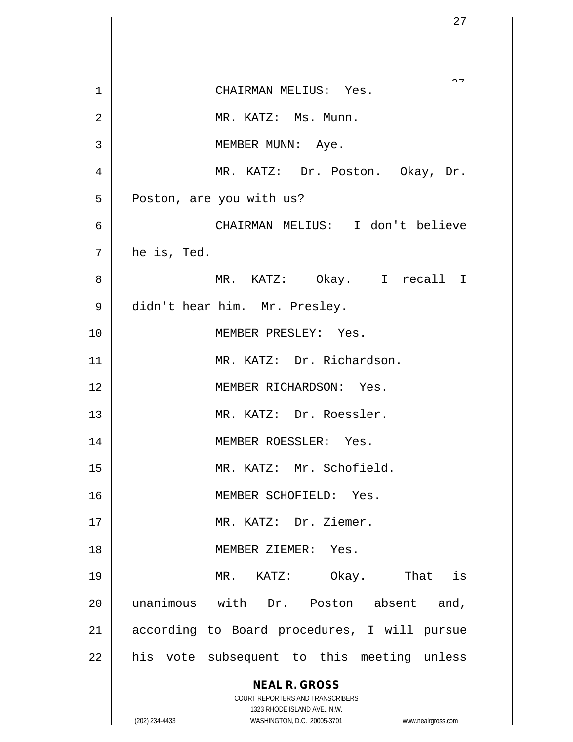CHAIRMAN MELIUS: Yes.

MR. KATZ: Ms. Munn.

MEMBER MUNN: Aye.

MR. KATZ: Dr. Poston. Okay, Dr. Poston, are you with us?

CHAIRMAN MELIUS: I don't believe he is, Ted.

MR. KATZ: Okay. I recall I didn't hear him. Mr. Presley.

MEMBER PRESLEY: Yes.

MR. KATZ: Dr. Richardson.

MEMBER RICHARDSON: Yes.

MR. KATZ: Dr. Roessler.

MEMBER ROESSLER: Yes.

MR. KATZ: Mr. Schofield.

MEMBER SCHOFIELD: Yes.

MR. KATZ: Dr. Ziemer.

MEMBER ZIEMER: Yes.

MR. KATZ: Okay. That is unanimous with Dr. Poston absent and, according to Board procedures, I will pursue his vote subsequent to this meeting unless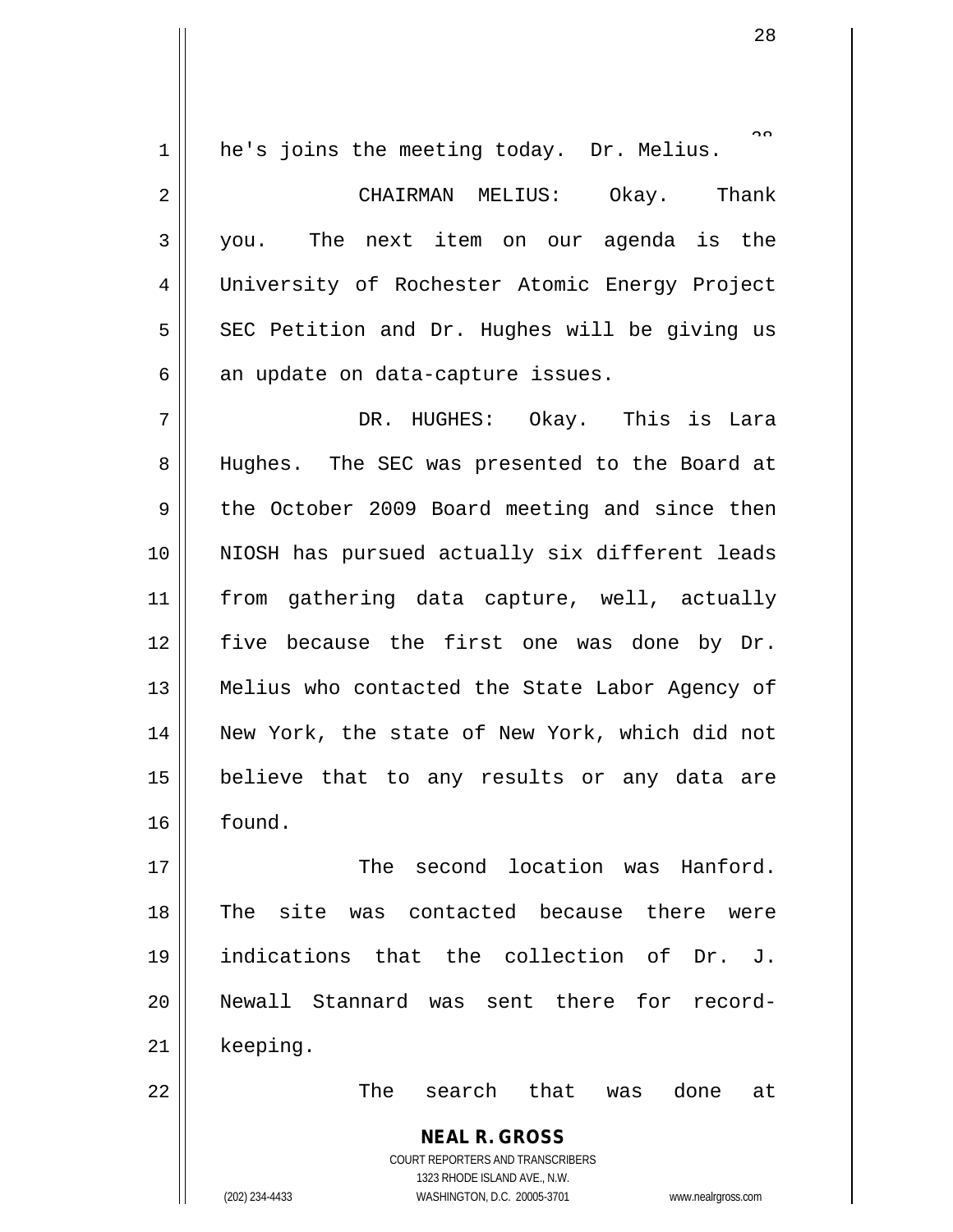he's joins the meeting today. Dr. Melius.

CHAIRMAN MELIUS: Okay. Thank you. The next item on our agenda is the University of Rochester Atomic Energy Project SEC Petition and Dr. Hughes will be giving us an update on data-capture issues.

DR. HUGHES: Okay. This is Lara Hughes. The SEC was presented to the Board at the October 2009 Board meeting and since then NIOSH has pursued actually six different leads from gathering data capture, well, actually five because the first one was done by Dr. Melius who contacted the State Labor Agency of New York, the state of New York, which did not believe that to any results or any data are found.

The second location was Hanford. The site was contacted because there were indications that the collection of Dr. J. Newall Stannard was sent there for record-keeping.

The search that was done at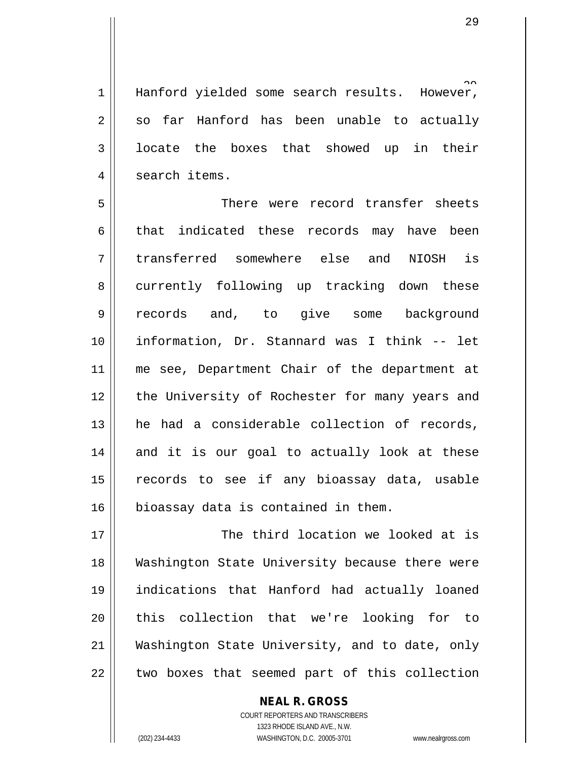Hanford yielded some search results. However, so far Hanford has been unable to actually locate the boxes that showed up in their search items.

There were record transfer sheets that indicated these records may have been transferred somewhere else and NIOSH is currently following up tracking down these records and, to give some background information, Dr. Stannard was I think -- let me see, Department Chair of the department at the University of Rochester for many years and he had a considerable collection of records, and it is our goal to actually look at these records to see if any bioassay data, usable bioassay data is contained in them.

The third location we looked at is Washington State University because there were indications that Hanford had actually loaned this collection that we're looking for to Washington State University, and to date, only two boxes that seemed part of this collection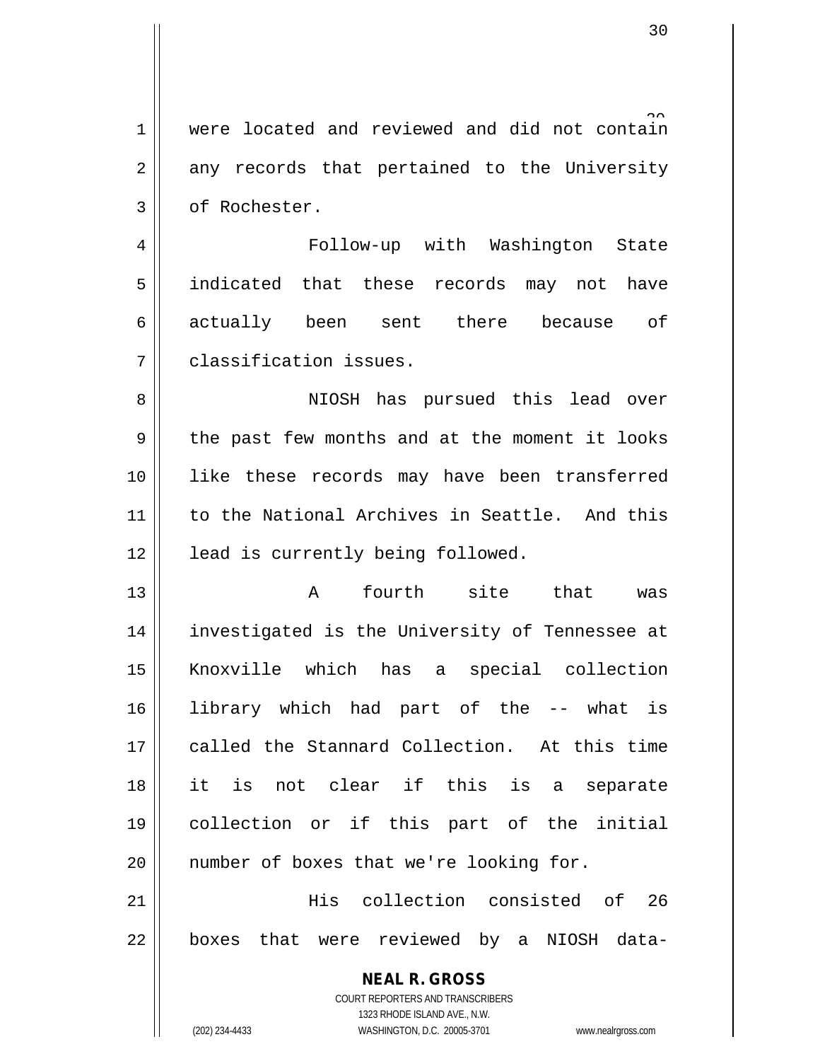were located and reviewed and did not contain any records that pertained to the University of Rochester.

Follow-up with Washington State indicated that these records may not have actually been sent there because of classification issues.

NIOSH has pursued this lead over the past few months and at the moment it looks like these records may have been transferred to the National Archives in Seattle. And this lead is currently being followed.

A fourth site that was investigated is the University of Tennessee at Knoxville which has a special collection library which had part of the -- what is called the Stannard Collection. At this time it is not clear if this is a separate collection or if this part of the initial number of boxes that we're looking for.

His collection consisted of 26 boxes that were reviewed by a NIOSH data-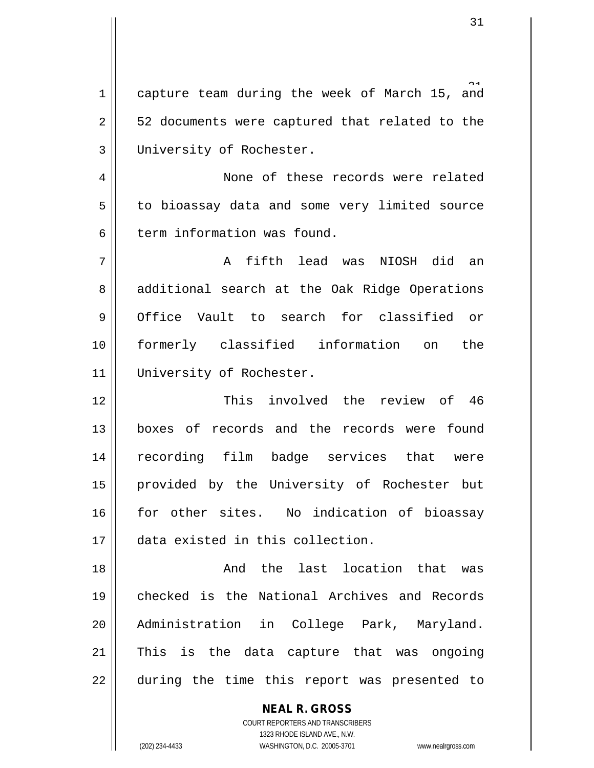capture team during the week of March 15, and 52 documents were captured that related to the University of Rochester.

None of these records were related to bioassay data and some very limited source term information was found.

A fifth lead was NIOSH did an additional search at the Oak Ridge Operations Office Vault to search for classified or formerly classified information on the University of Rochester.

This involved the review of 46 boxes of records and the records were found recording film badge services that were provided by the University of Rochester but for other sites. No indication of bioassay data existed in this collection.

And the last location that was checked is the National Archives and Records Administration in College Park, Maryland. This is the data capture that was ongoing during the time this report was presented to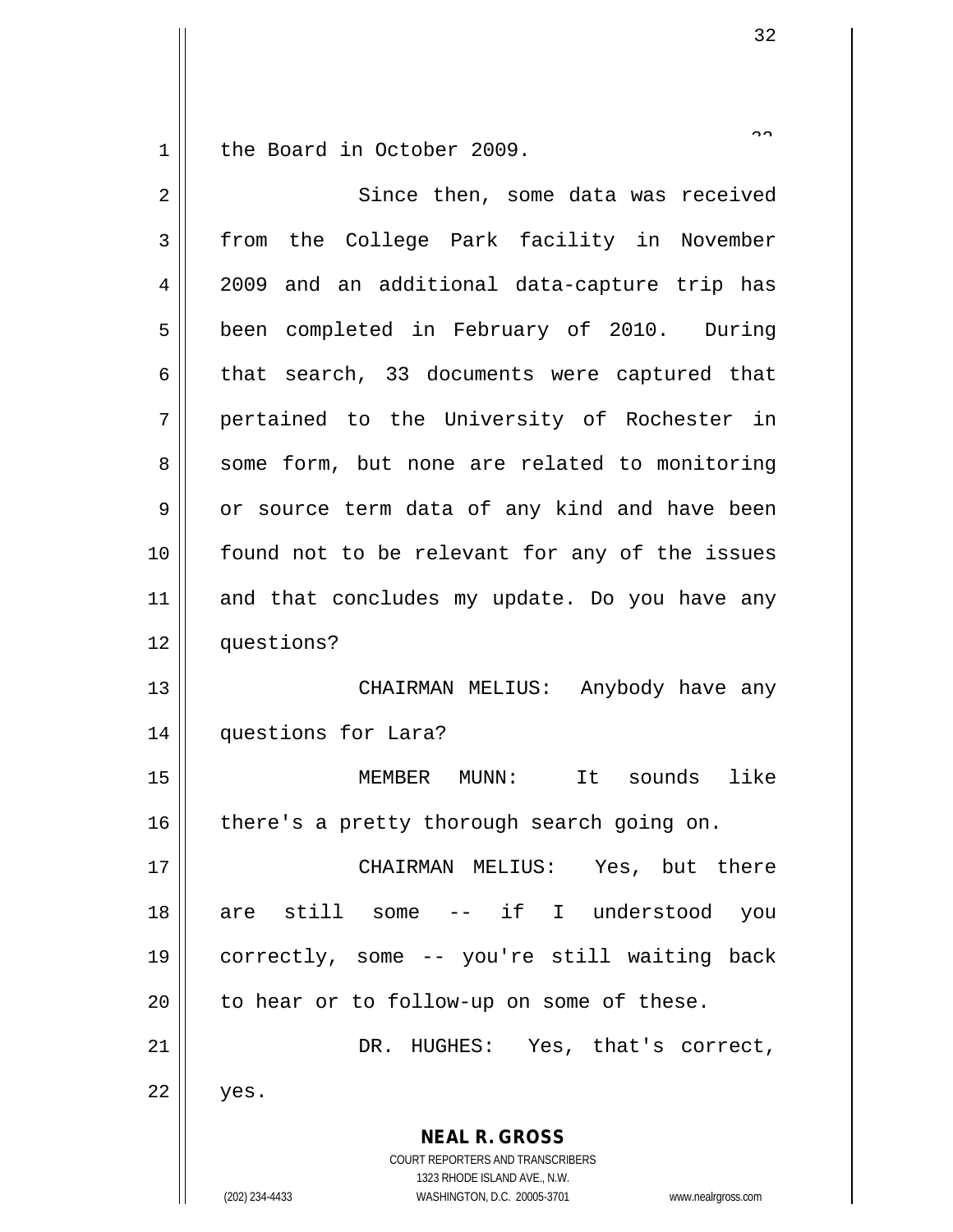the Board in October 2009.

Since then, some data was received from the College Park facility in November 2009 and an additional data-capture trip has been completed in February of 2010. During that search, 33 documents were captured that pertained to the University of Rochester in some form, but none are related to monitoring or source term data of any kind and have been found not to be relevant for any of the issues and that concludes my update. Do you have any questions?

CHAIRMAN MELIUS: Anybody have any questions for Lara?

MEMBER MUNN: It sounds like there's a pretty thorough search going on.

CHAIRMAN MELIUS: Yes, but there are still some -- if I understood you correctly, some -- you're still waiting back to hear or to follow-up on some of these.

DR. HUGHES: Yes, that's correct, yes.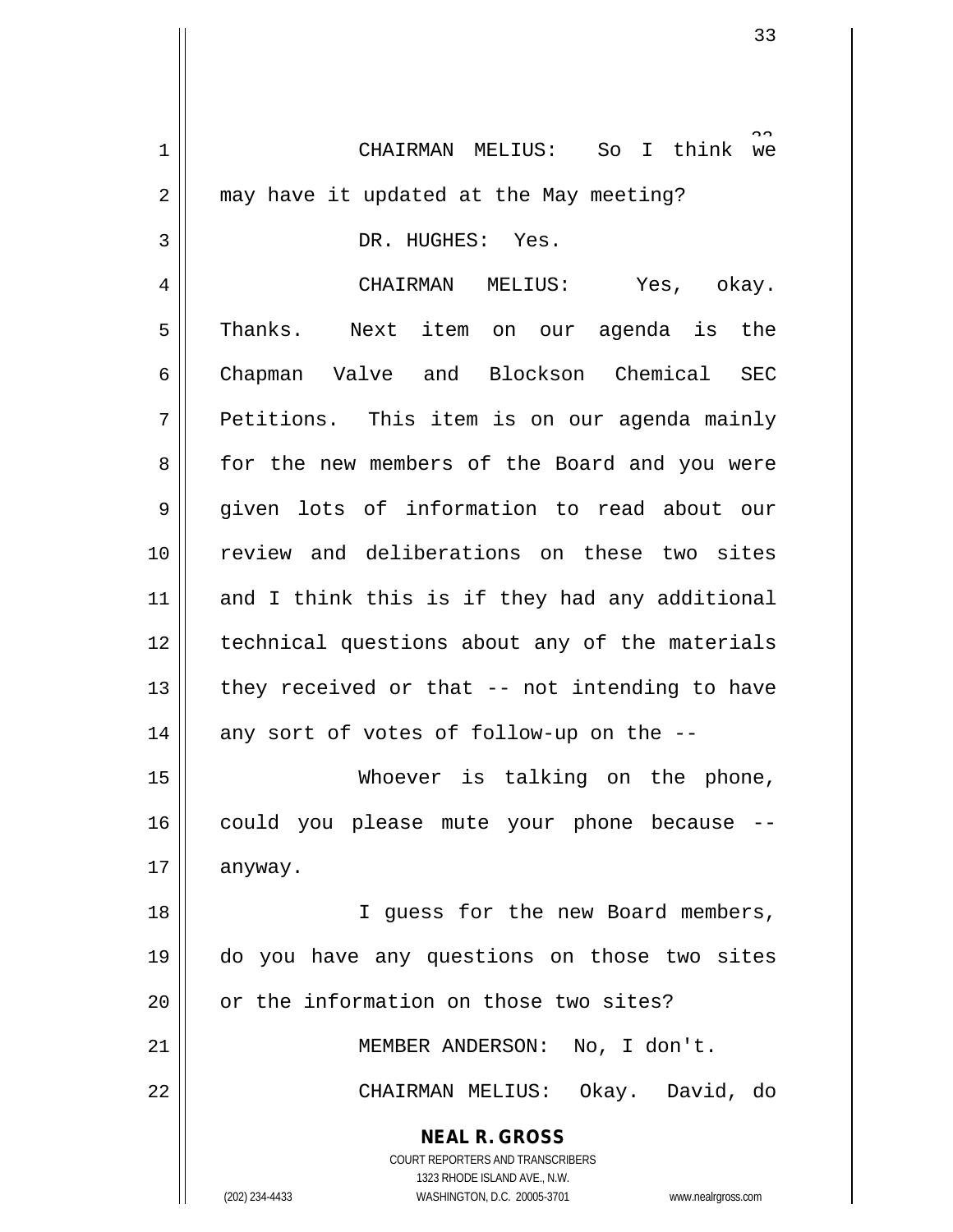CHAIRMAN MELIUS: So I think we may have it updated at the May meeting?

DR. HUGHES: Yes.

CHAIRMAN MELIUS: Yes, okay. Thanks. Next item on our agenda is the Chapman Valve and Blockson Chemical SEC Petitions. This item is on our agenda mainly for the new members of the Board and you were given lots of information to read about our review and deliberations on these two sites and I think this is if they had any additional technical questions about any of the materials they received or that -- not intending to have any sort of votes of follow-up on the --

Whoever is talking on the phone, could you please mute your phone because -- anyway.

I guess for the new Board members, do you have any questions on those two sites or the information on those two sites?

MEMBER ANDERSON: No, I don't.

CHAIRMAN MELIUS: Okay. David, do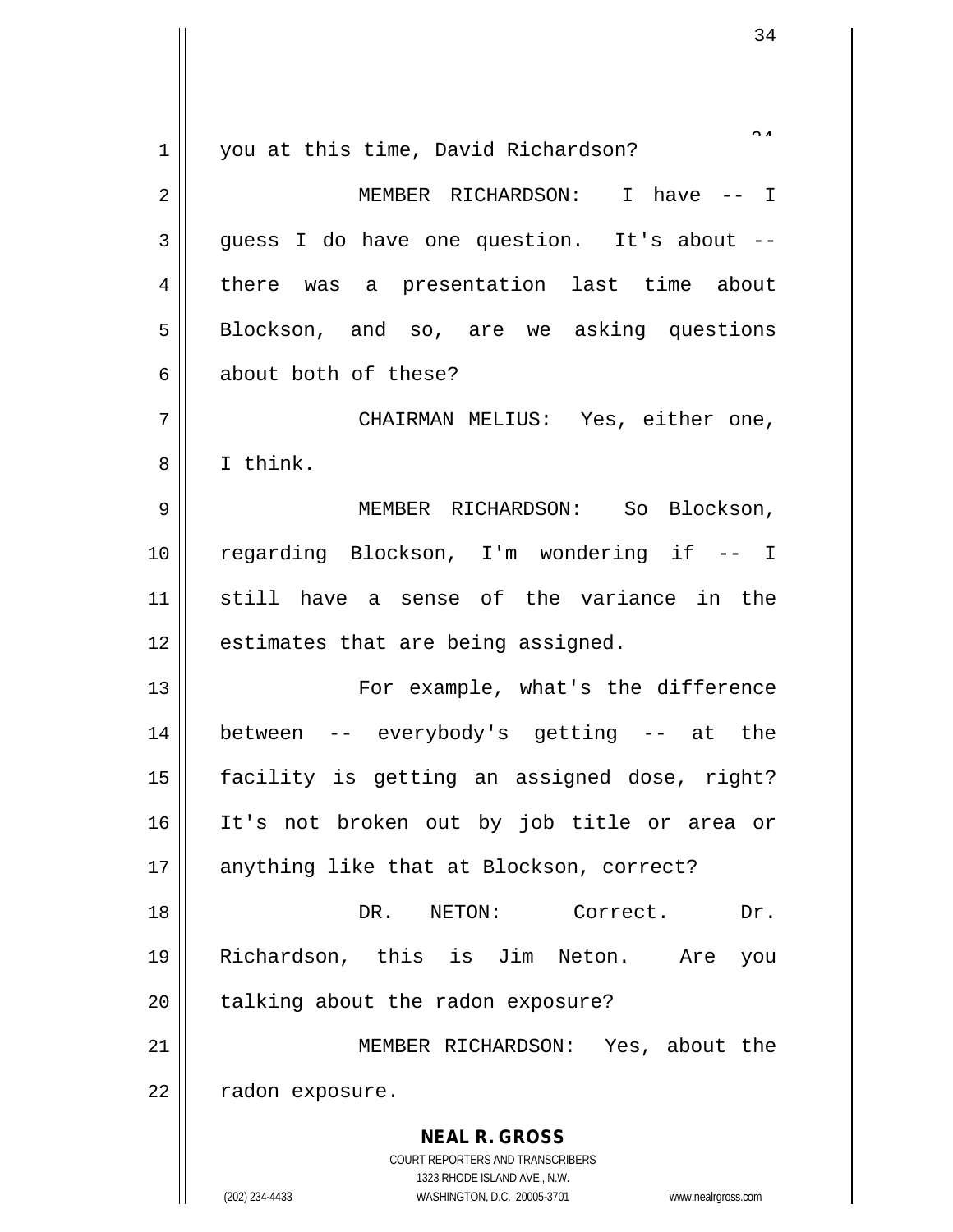you at this time, David Richardson?

MEMBER RICHARDSON: I have -- I guess I do have one question. It's about -- there was a presentation last time about Blockson, and so, are we asking questions about both of these?

CHAIRMAN MELIUS: Yes, either one, I think.

MEMBER RICHARDSON: So Blockson, regarding Blockson, I'm wondering if -- I still have a sense of the variance in the estimates that are being assigned.

For example, what's the difference between -- everybody's getting -- at the facility is getting an assigned dose, right? It's not broken out by job title or area or anything like that at Blockson, correct?

DR. NETON: Correct. Dr. Richardson, this is Jim Neton. Are you talking about the radon exposure?

MEMBER RICHARDSON: Yes, about the radon exposure.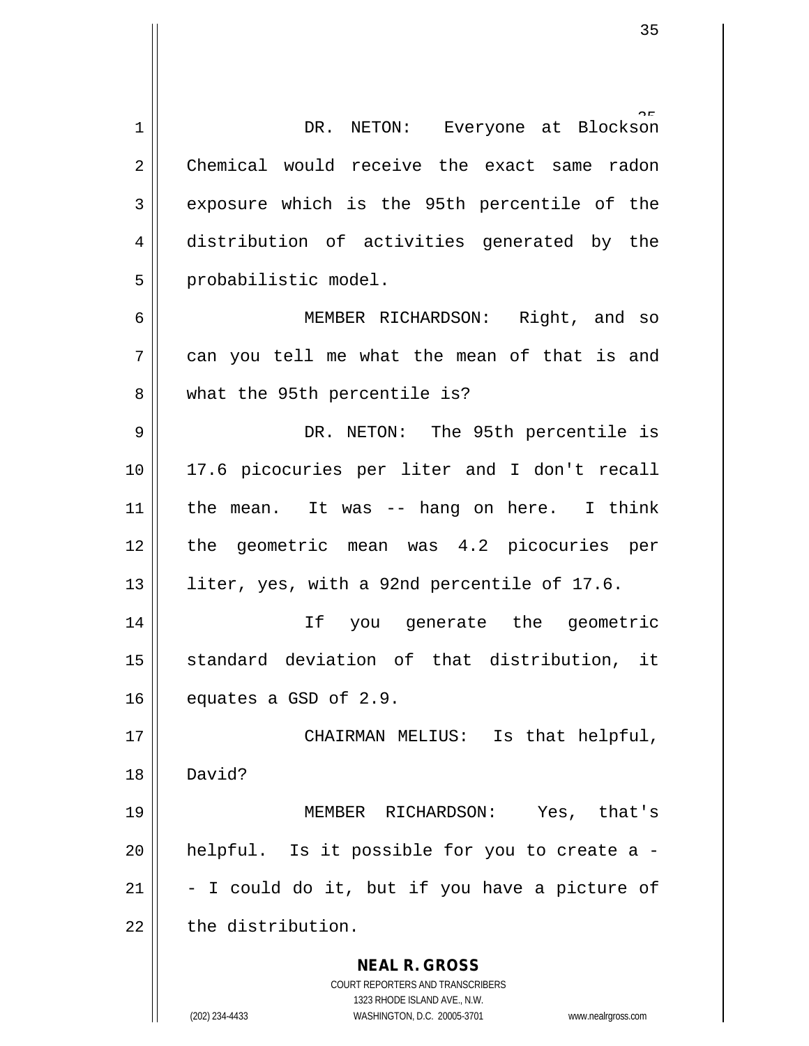DR. NETON: Everyone at Blockson Chemical would receive the exact same radon exposure which is the 95th percentile of the distribution of activities generated by the probabilistic model.

MEMBER RICHARDSON: Right, and so can you tell me what the mean of that is and what the 95th percentile is?

DR. NETON: The 95th percentile is 17.6 picocuries per liter and I don't recall the mean. It was -- hang on here. I think the geometric mean was 4.2 picocuries per liter, yes, with a 92nd percentile of 17.6.

If you generate the geometric standard deviation of that distribution, it equates a GSD of 2.9.

CHAIRMAN MELIUS: Is that helpful, David?

MEMBER RICHARDSON: Yes, that's helpful. Is it possible for you to create a -- I could do it, but if you have a picture of the distribution.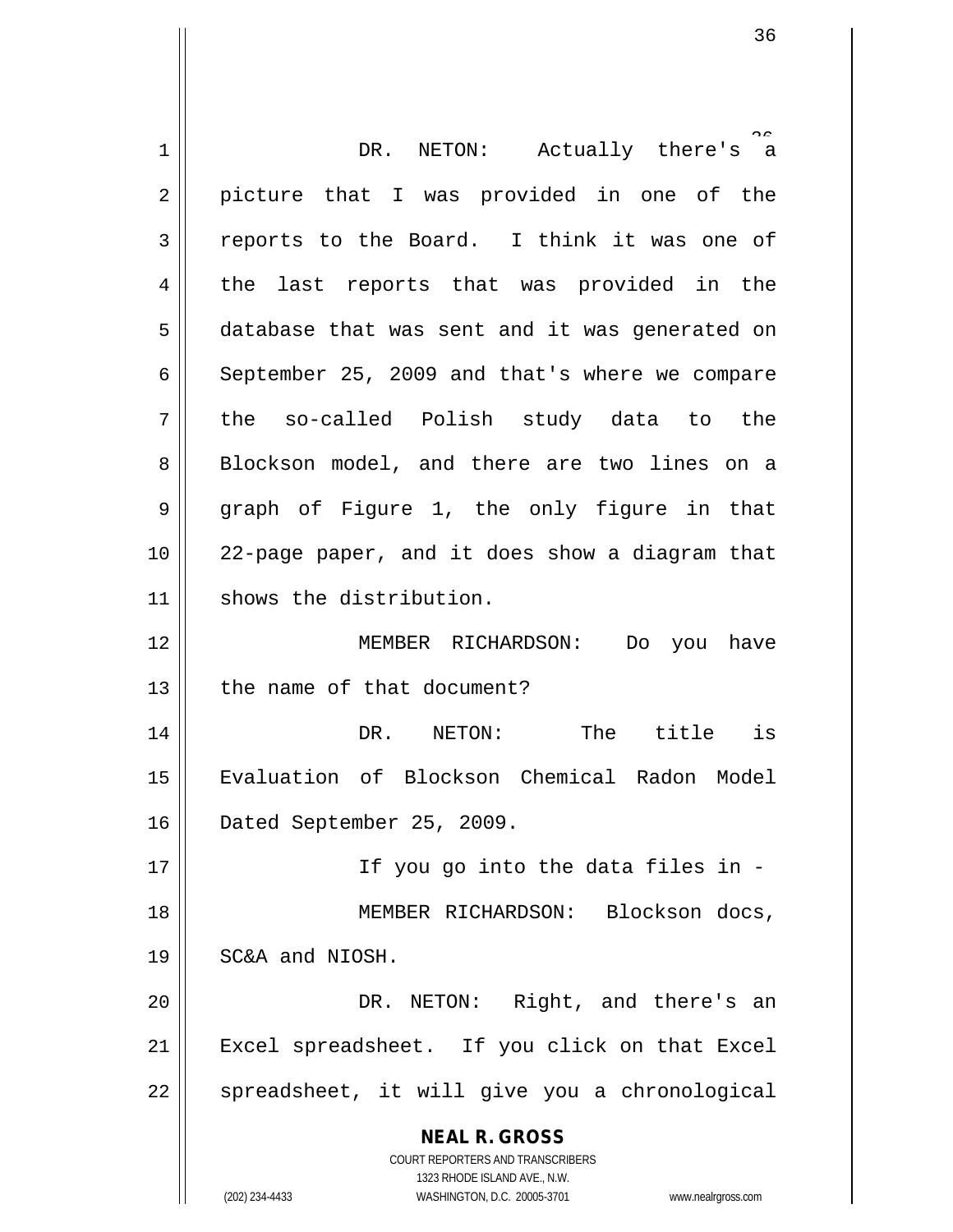DR. NETON: Actually there's a picture that I was provided in one of the reports to the Board. I think it was one of the last reports that was provided in the database that was sent and it was generated on September 25, 2009 and that's where we compare the so-called Polish study data to the Blockson model, and there are two lines on a graph of Figure 1, the only figure in that 22-page paper, and it does show a diagram that shows the distribution.

MEMBER RICHARDSON: Do you have the name of that document?

DR. NETON: The title is Evaluation of Blockson Chemical Radon Model Dated September 25, 2009.

If you go into the data files in -

MEMBER RICHARDSON: Blockson docs, SC&A and NIOSH.

DR. NETON: Right, and there's an Excel spreadsheet. If you click on that Excel spreadsheet, it will give you a chronological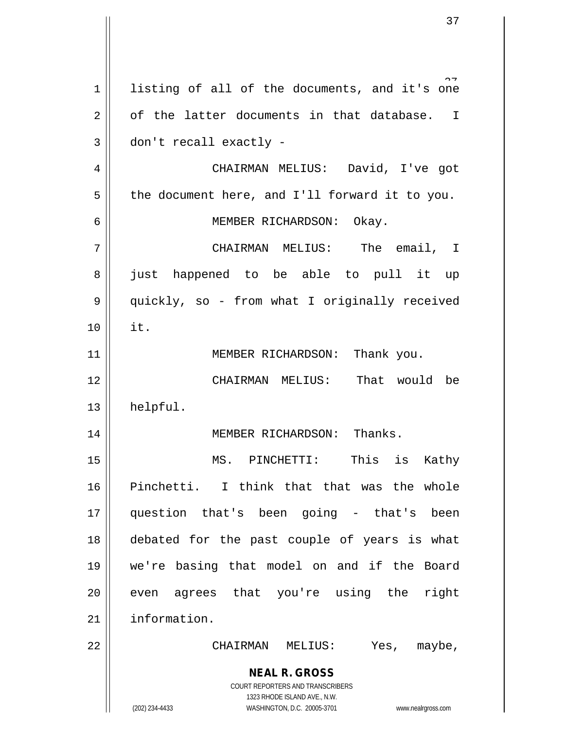listing of all of the documents, and it's one of the latter documents in that database. I don't recall exactly -

CHAIRMAN MELIUS: David, I've got the document here, and I'll forward it to you.

MEMBER RICHARDSON: Okay.

CHAIRMAN MELIUS: The email, I just happened to be able to pull it up quickly, so - from what I originally received it.

MEMBER RICHARDSON: Thank you.

CHAIRMAN MELIUS: That would be helpful.

MEMBER RICHARDSON: Thanks.

MS. PINCHETTI: This is Kathy Pinchetti. I think that that was the whole question that's been going - that's been debated for the past couple of years is what we're basing that model on and if the Board even agrees that you're using the right information.

CHAIRMAN MELIUS: Yes, maybe,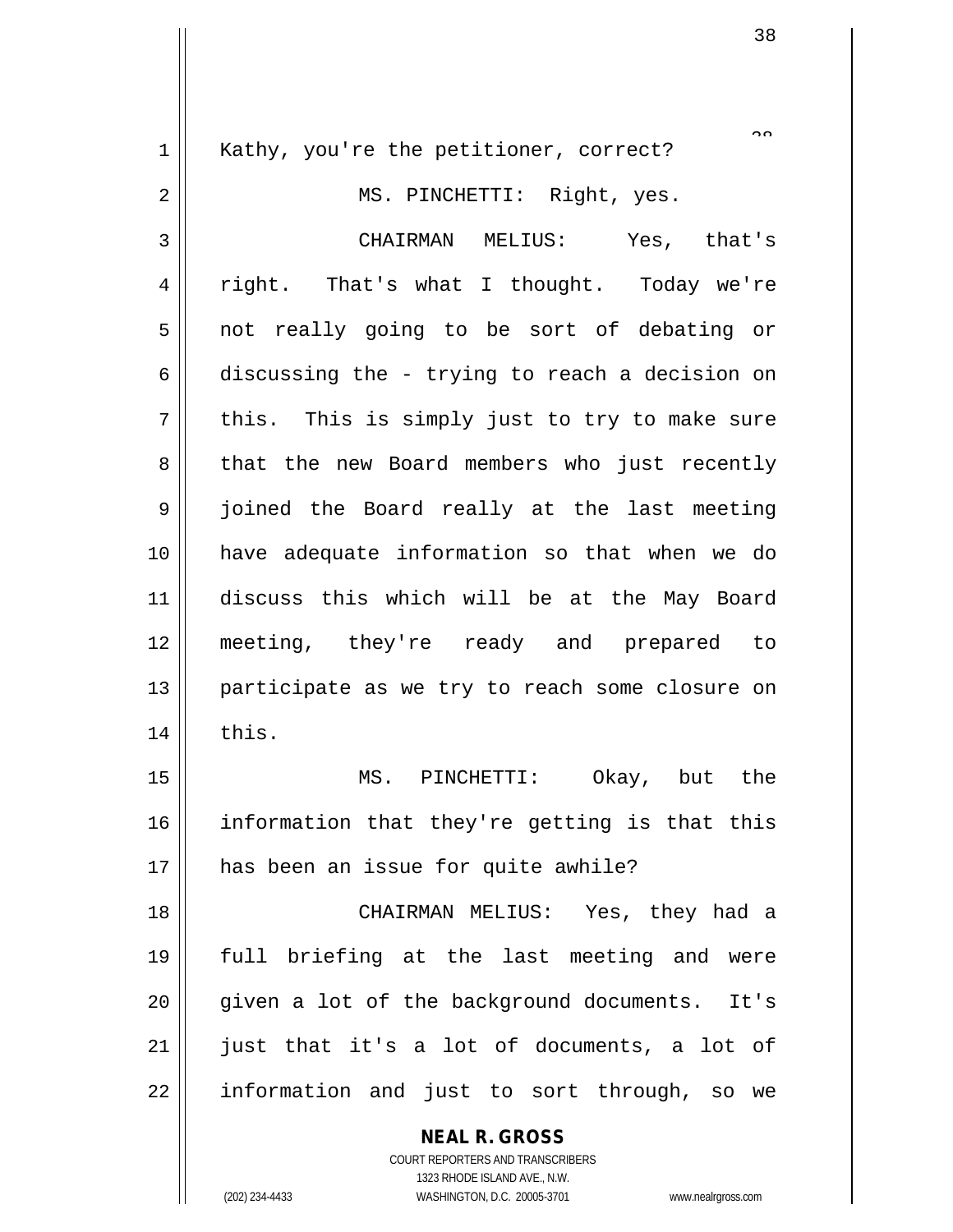Kathy, you're the petitioner, correct?

MS. PINCHETTI: Right, yes.

CHAIRMAN MELIUS: Yes, that's right. That's what I thought. Today we're not really going to be sort of debating or discussing the - trying to reach a decision on this. This is simply just to try to make sure that the new Board members who just recently joined the Board really at the last meeting have adequate information so that when we do discuss this which will be at the May Board meeting, they're ready and prepared to participate as we try to reach some closure on this.

MS. PINCHETTI: Okay, but the information that they're getting is that this has been an issue for quite awhile?

CHAIRMAN MELIUS: Yes, they had a full briefing at the last meeting and were given a lot of the background documents. It's just that it's a lot of documents, a lot of information and just to sort through, so we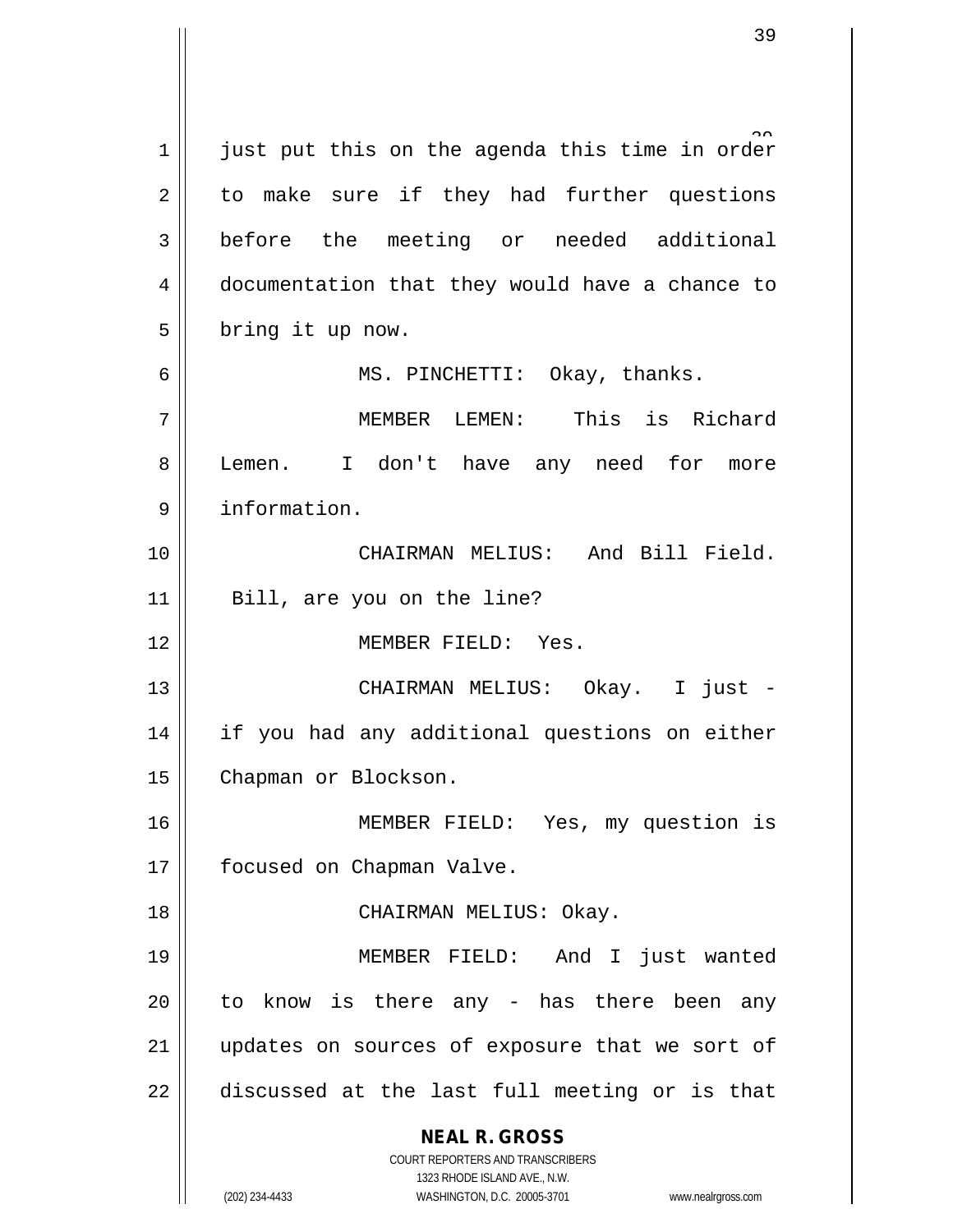just put this on the agenda this time in order to make sure if they had further questions before the meeting or needed additional documentation that they would have a chance to bring it up now.

MS. PINCHETTI: Okay, thanks.

MEMBER LEMEN: This is Richard Lemen. I don't have any need for more information.

CHAIRMAN MELIUS: And Bill Field. Bill, are you on the line?

MEMBER FIELD: Yes.

CHAIRMAN MELIUS: Okay. I just - if you had any additional questions on either Chapman or Blockson.

MEMBER FIELD: Yes, my question is focused on Chapman Valve.

CHAIRMAN MELIUS: Okay.

MEMBER FIELD: And I just wanted to know is there any - has there been any updates on sources of exposure that we sort of discussed at the last full meeting or is that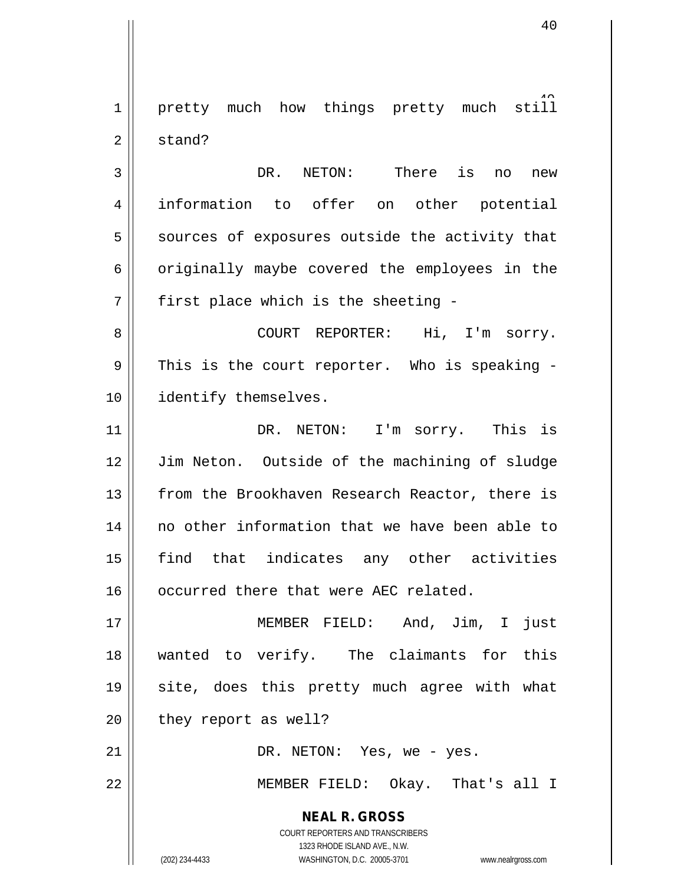pretty much how things pretty much still stand?

DR. NETON: There is no new information to offer on other potential sources of exposures outside the activity that originally maybe covered the employees in the first place which is the sheeting -

COURT REPORTER: Hi, I'm sorry. This is the court reporter. Who is speaking - identify themselves.

DR. NETON: I'm sorry. This is Jim Neton. Outside of the machining of sludge from the Brookhaven Research Reactor, there is no other information that we have been able to find that indicates any other activities occurred there that were AEC related.

MEMBER FIELD: And, Jim, I just wanted to verify. The claimants for this site, does this pretty much agree with what they report as well?

DR. NETON: Yes, we - yes.

MEMBER FIELD: Okay. That's all I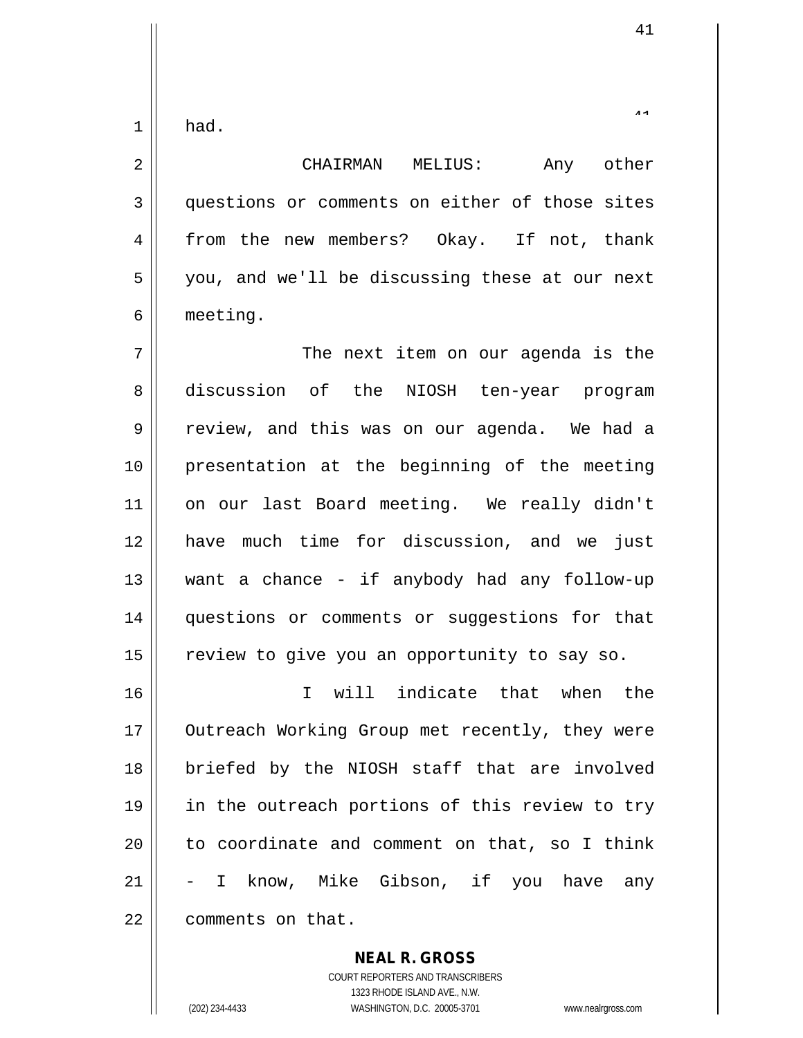had.

CHAIRMAN MELIUS: Any other questions or comments on either of those sites from the new members? Okay. If not, thank you, and we'll be discussing these at our next meeting.

The next item on our agenda is the discussion of the NIOSH ten-year program review, and this was on our agenda. We had a presentation at the beginning of the meeting on our last Board meeting. We really didn't have much time for discussion, and we just want a chance - if anybody had any follow-up questions or comments or suggestions for that review to give you an opportunity to say so.

I will indicate that when the Outreach Working Group met recently, they were briefed by the NIOSH staff that are involved in the outreach portions of this review to try to coordinate and comment on that, so I think - I know, Mike Gibson, if you have any comments on that.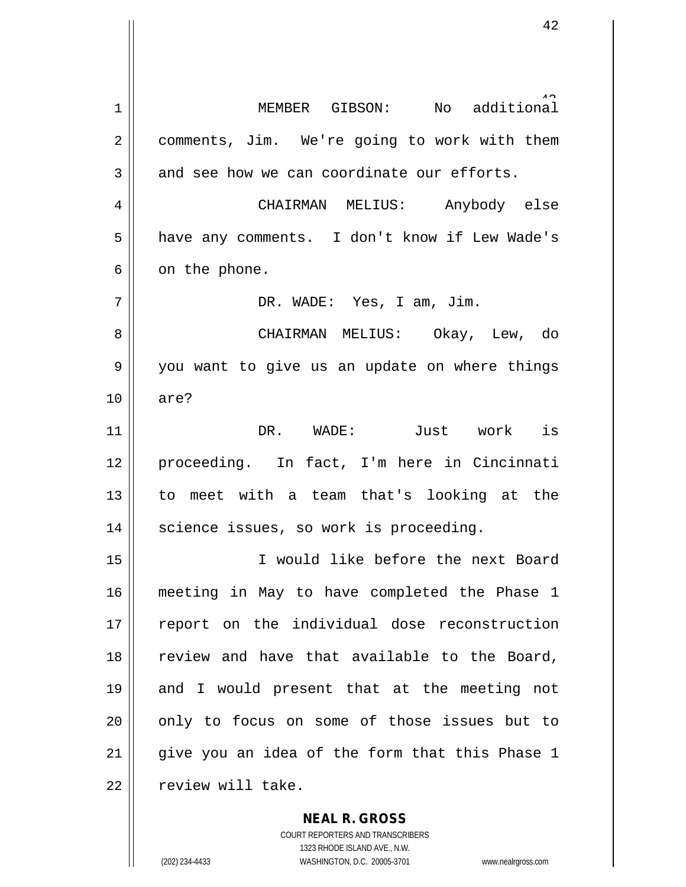MEMBER GIBSON: No additional comments, Jim. We're going to work with them and see how we can coordinate our efforts.

CHAIRMAN MELIUS: Anybody else have any comments. I don't know if Lew Wade's on the phone.

DR. WADE: Yes, I am, Jim.

CHAIRMAN MELIUS: Okay, Lew, do you want to give us an update on where things are?

DR. WADE: Just work is proceeding. In fact, I'm here in Cincinnati to meet with a team that's looking at the science issues, so work is proceeding.

I would like before the next Board meeting in May to have completed the Phase 1 report on the individual dose reconstruction review and have that available to the Board, and I would present that at the meeting not only to focus on some of those issues but to give you an idea of the form that this Phase 1 review will take.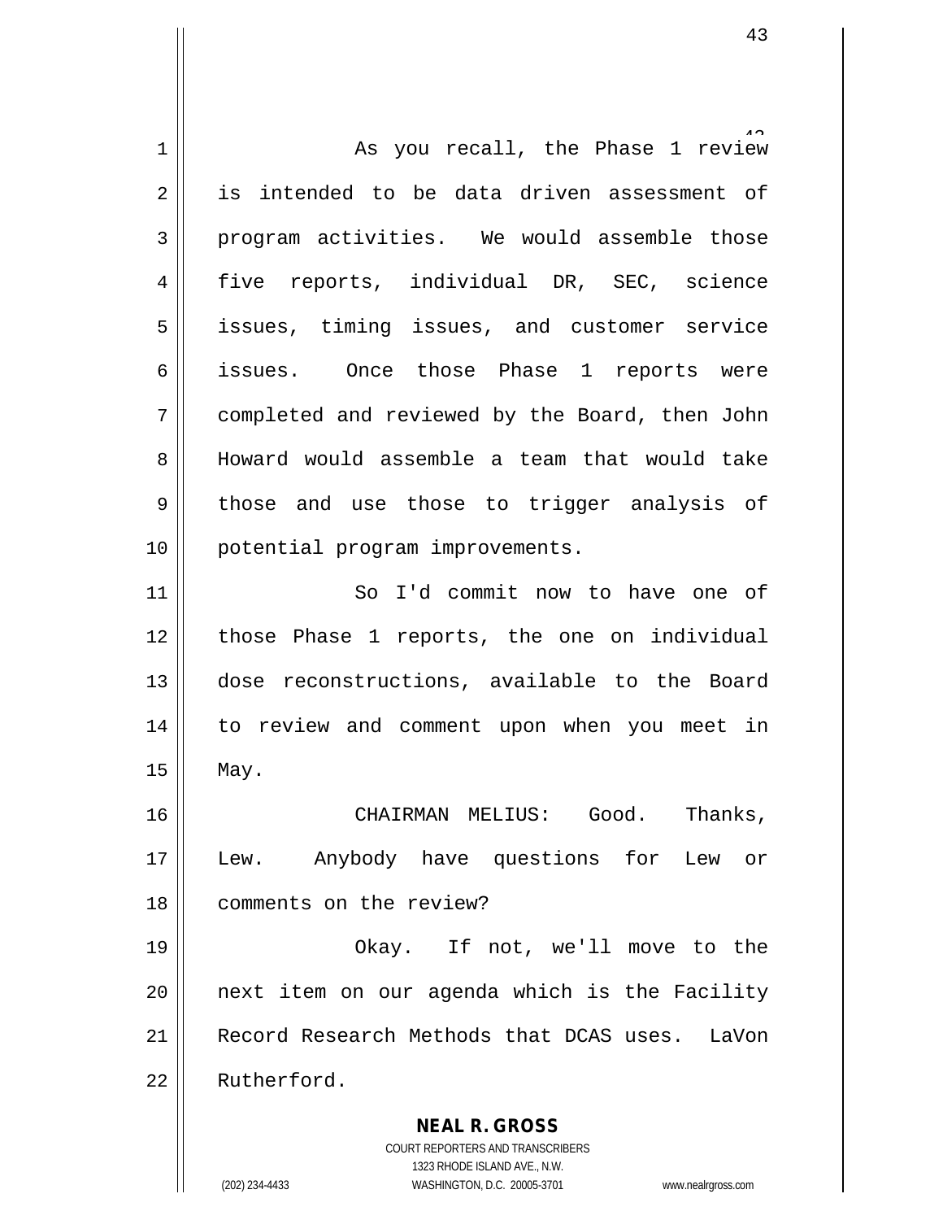As you recall, the Phase 1 review is intended to be data driven assessment of program activities. We would assemble those five reports, individual DR, SEC, science issues, timing issues, and customer service issues. Once those Phase 1 reports were completed and reviewed by the Board, then John Howard would assemble a team that would take those and use those to trigger analysis of potential program improvements.

So I'd commit now to have one of those Phase 1 reports, the one on individual dose reconstructions, available to the Board to review and comment upon when you meet in May.

CHAIRMAN MELIUS: Good. Thanks, Lew. Anybody have questions for Lew or comments on the review?

Okay. If not, we'll move to the next item on our agenda which is the Facility Record Research Methods that DCAS uses. LaVon Rutherford.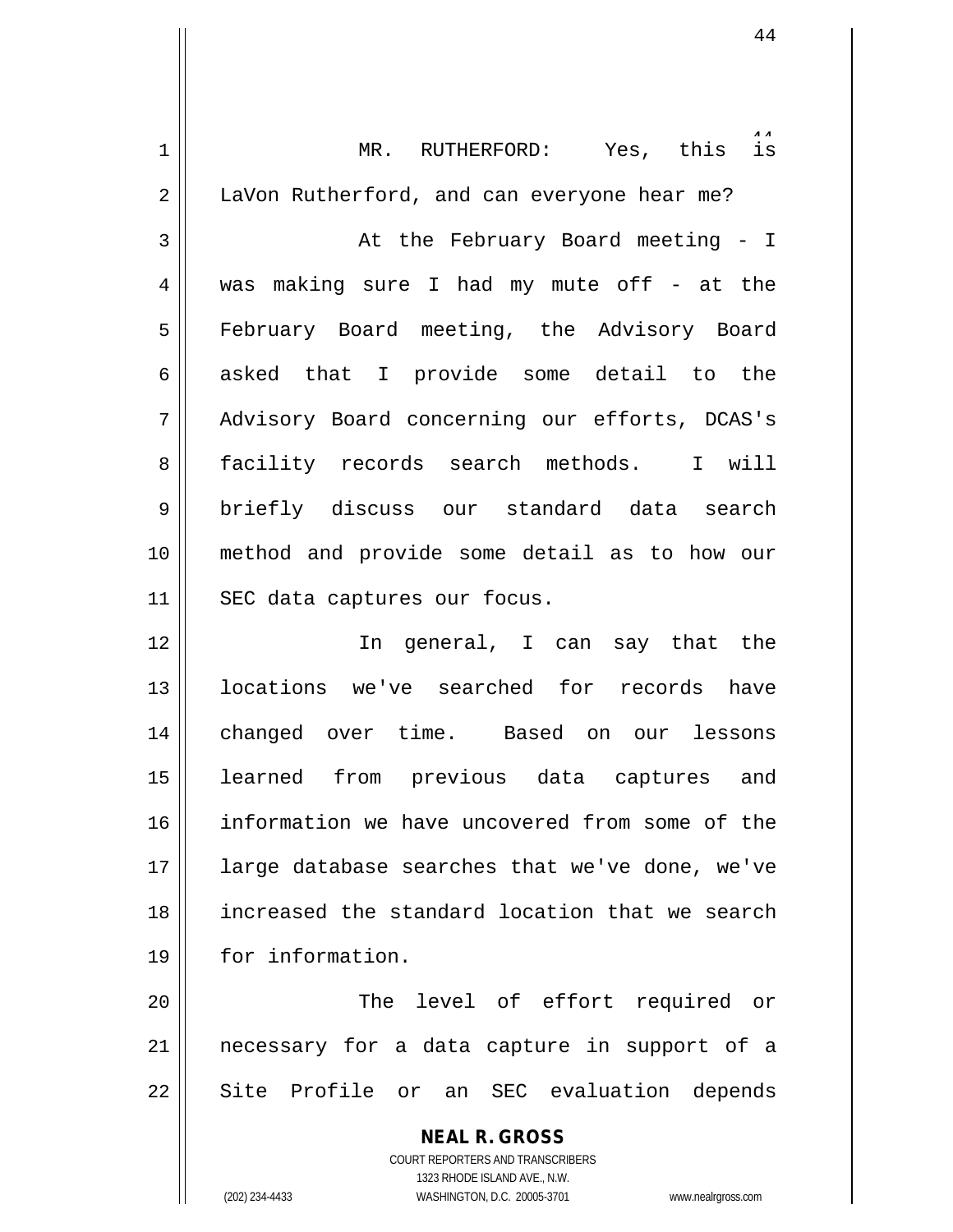MR. RUTHERFORD: Yes, this is LaVon Rutherford, and can everyone hear me?

At the February Board meeting - I was making sure I had my mute off - at the February Board meeting, the Advisory Board asked that I provide some detail to the Advisory Board concerning our efforts, DCAS's facility records search methods. I will briefly discuss our standard data search method and provide some detail as to how our SEC data captures our focus.

In general, I can say that the locations we've searched for records have changed over time. Based on our lessons learned from previous data captures and information we have uncovered from some of the large database searches that we've done, we've increased the standard location that we search for information.

The level of effort required or necessary for a data capture in support of a Site Profile or an SEC evaluation depends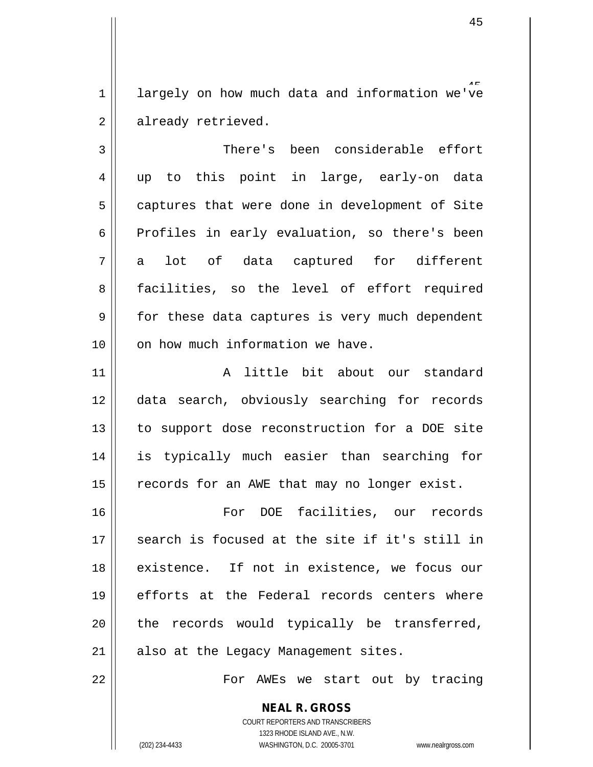largely on how much data and information we've already retrieved.

There's been considerable effort up to this point in large, early-on data captures that were done in development of Site Profiles in early evaluation, so there's been a lot of data captured for different facilities, so the level of effort required for these data captures is very much dependent on how much information we have.

A little bit about our standard data search, obviously searching for records to support dose reconstruction for a DOE site is typically much easier than searching for records for an AWE that may no longer exist.

For DOE facilities, our records search is focused at the site if it's still in existence. If not in existence, we focus our efforts at the Federal records centers where the records would typically be transferred, also at the Legacy Management sites.

For AWEs we start out by tracing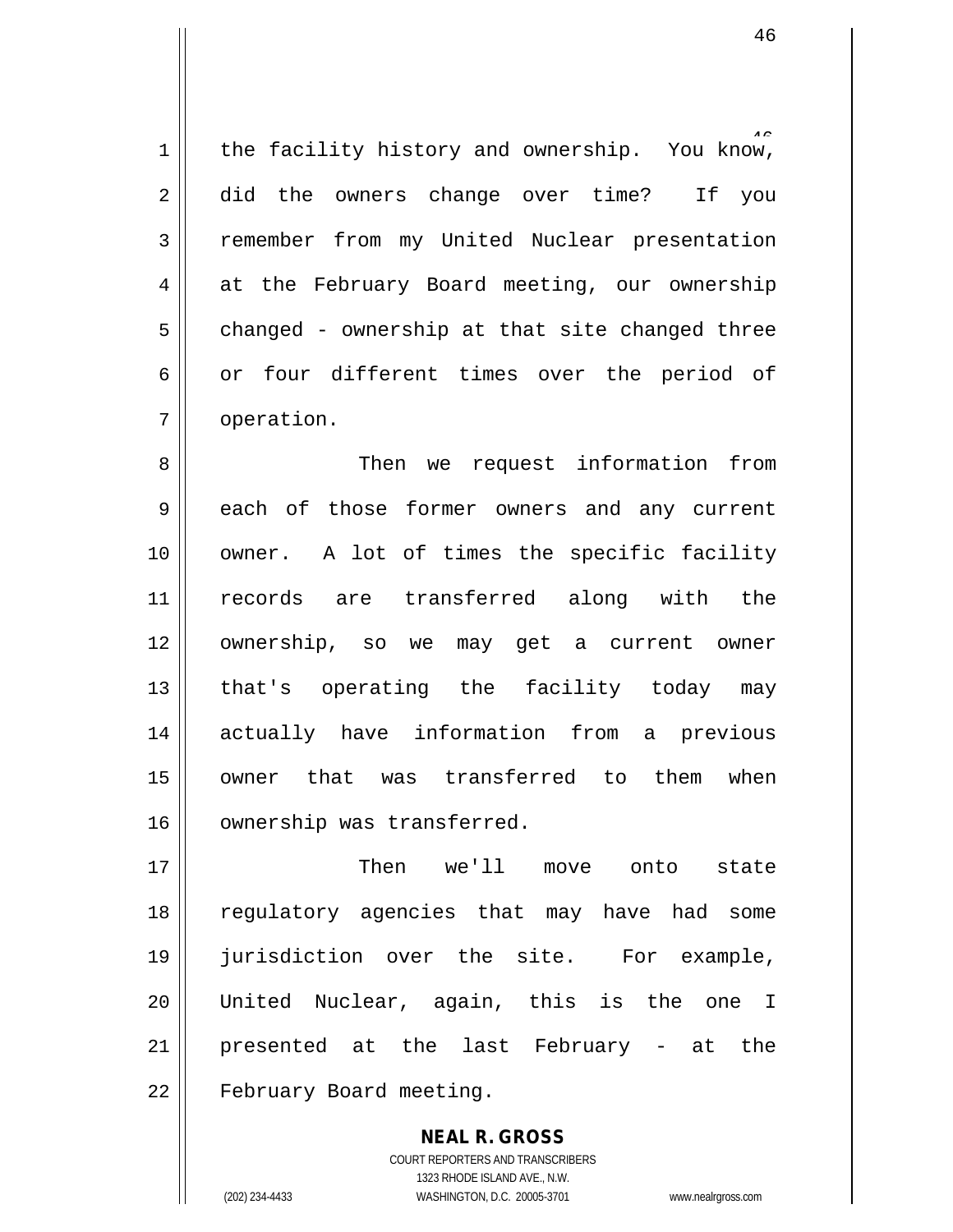the facility history and ownership. You know, did the owners change over time? If you remember from my United Nuclear presentation at the February Board meeting, our ownership changed - ownership at that site changed three or four different times over the period of operation.

Then we request information from each of those former owners and any current owner. A lot of times the specific facility records are transferred along with the ownership, so we may get a current owner that's operating the facility today may actually have information from a previous owner that was transferred to them when ownership was transferred.

Then we'll move onto state regulatory agencies that may have had some jurisdiction over the site. For example, United Nuclear, again, this is the one I presented at the last February - at the February Board meeting.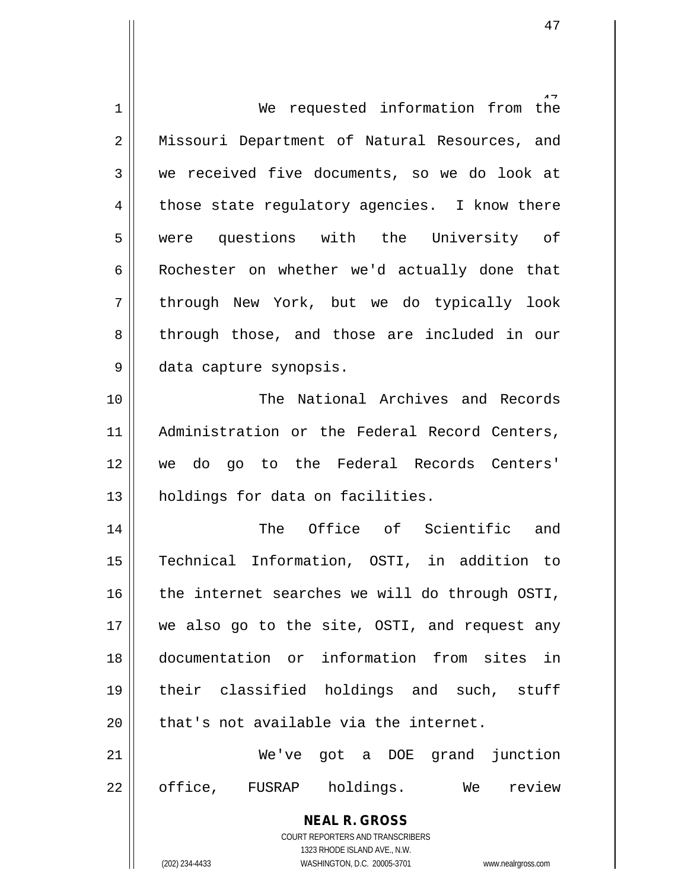We requested information from the Missouri Department of Natural Resources, and we received five documents, so we do look at those state regulatory agencies. I know there were questions with the University of Rochester on whether we'd actually done that through New York, but we do typically look through those, and those are included in our data capture synopsis.

The National Archives and Records Administration or the Federal Record Centers, we do go to the Federal Records Centers' holdings for data on facilities.

The Office of Scientific and Technical Information, OSTI, in addition to the internet searches we will do through OSTI, we also go to the site, OSTI, and request any documentation or information from sites in their classified holdings and such, stuff that's not available via the internet.

We've got a DOE grand junction office, FUSRAP holdings. We review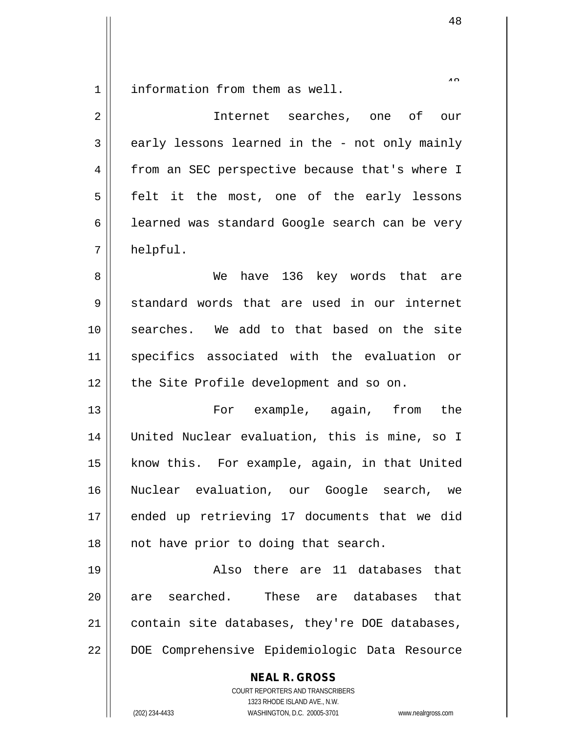information from them as well.

Internet searches, one of our early lessons learned in the - not only mainly from an SEC perspective because that's where I felt it the most, one of the early lessons learned was standard Google search can be very helpful.

We have 136 key words that are standard words that are used in our internet searches. We add to that based on the site specifics associated with the evaluation or the Site Profile development and so on.

For example, again, from the United Nuclear evaluation, this is mine, so I know this. For example, again, in that United Nuclear evaluation, our Google search, we ended up retrieving 17 documents that we did not have prior to doing that search.

Also there are 11 databases that are searched. These are databases that contain site databases, they're DOE databases, DOE Comprehensive Epidemiologic Data Resource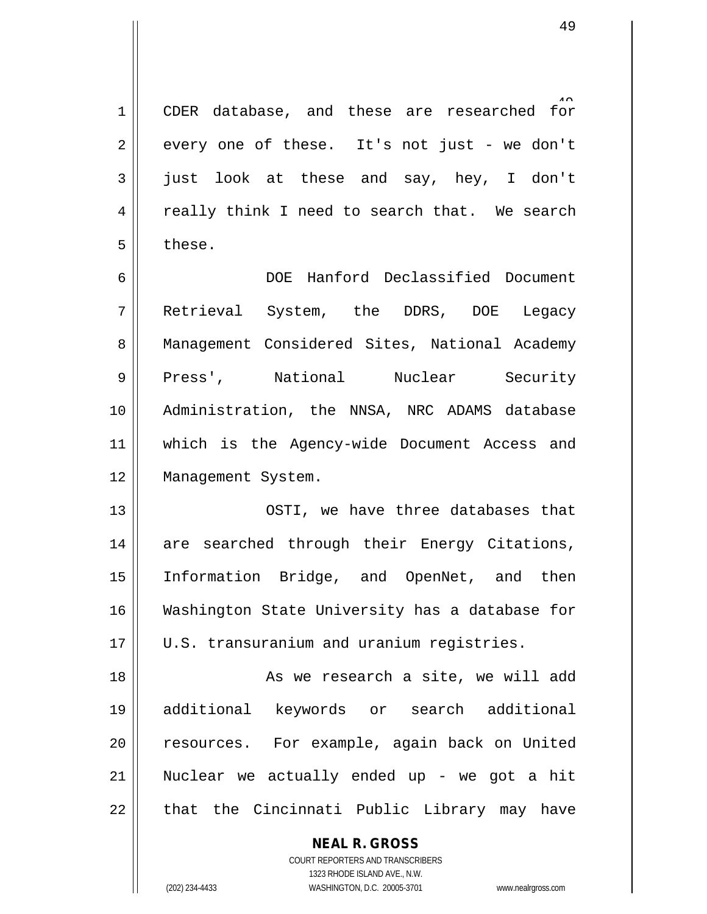CDER database, and these are researched for every one of these. It's not just - we don't just look at these and say, hey, I don't really think I need to search that. We search these.

DOE Hanford Declassified Document Retrieval System, the DDRS, DOE Legacy Management Considered Sites, National Academy Press', National Nuclear Security Administration, the NNSA, NRC ADAMS database which is the Agency-wide Document Access and Management System.

OSTI, we have three databases that are searched through their Energy Citations, Information Bridge, and OpenNet, and then Washington State University has a database for U.S. transuranium and uranium registries.

As we research a site, we will add additional keywords or search additional resources. For example, again back on United Nuclear we actually ended up - we got a hit that the Cincinnati Public Library may have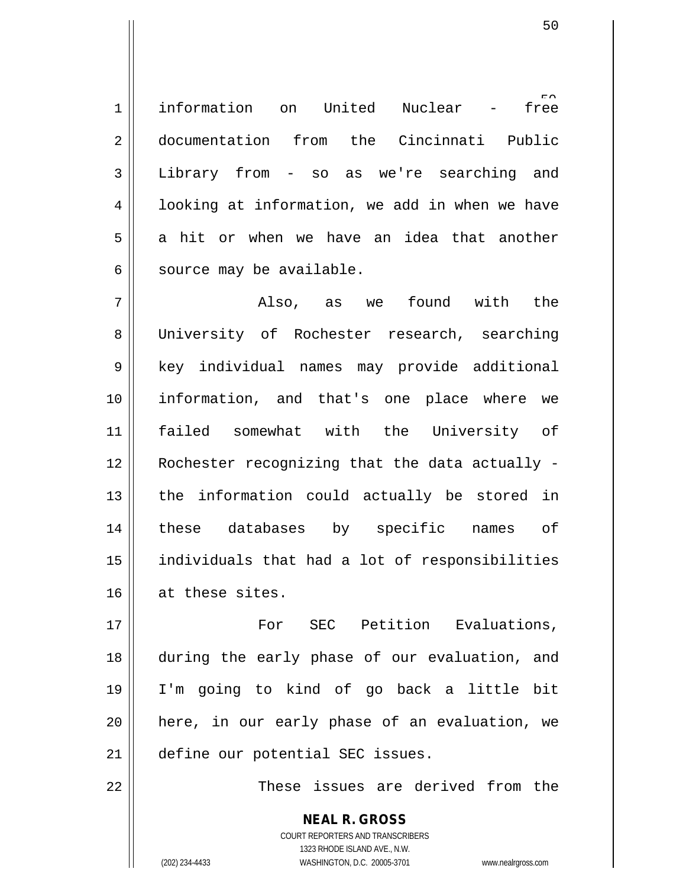information on United Nuclear - free documentation from the Cincinnati Public Library from - so as we're searching and looking at information, we add in when we have a hit or when we have an idea that another source may be available.

Also, as we found with the University of Rochester research, searching key individual names may provide additional information, and that's one place where we failed somewhat with the University of Rochester recognizing that the data actually - the information could actually be stored in these databases by specific names of individuals that had a lot of responsibilities at these sites.

For SEC Petition Evaluations, during the early phase of our evaluation, and I'm going to kind of go back a little bit here, in our early phase of an evaluation, we define our potential SEC issues.

These issues are derived from the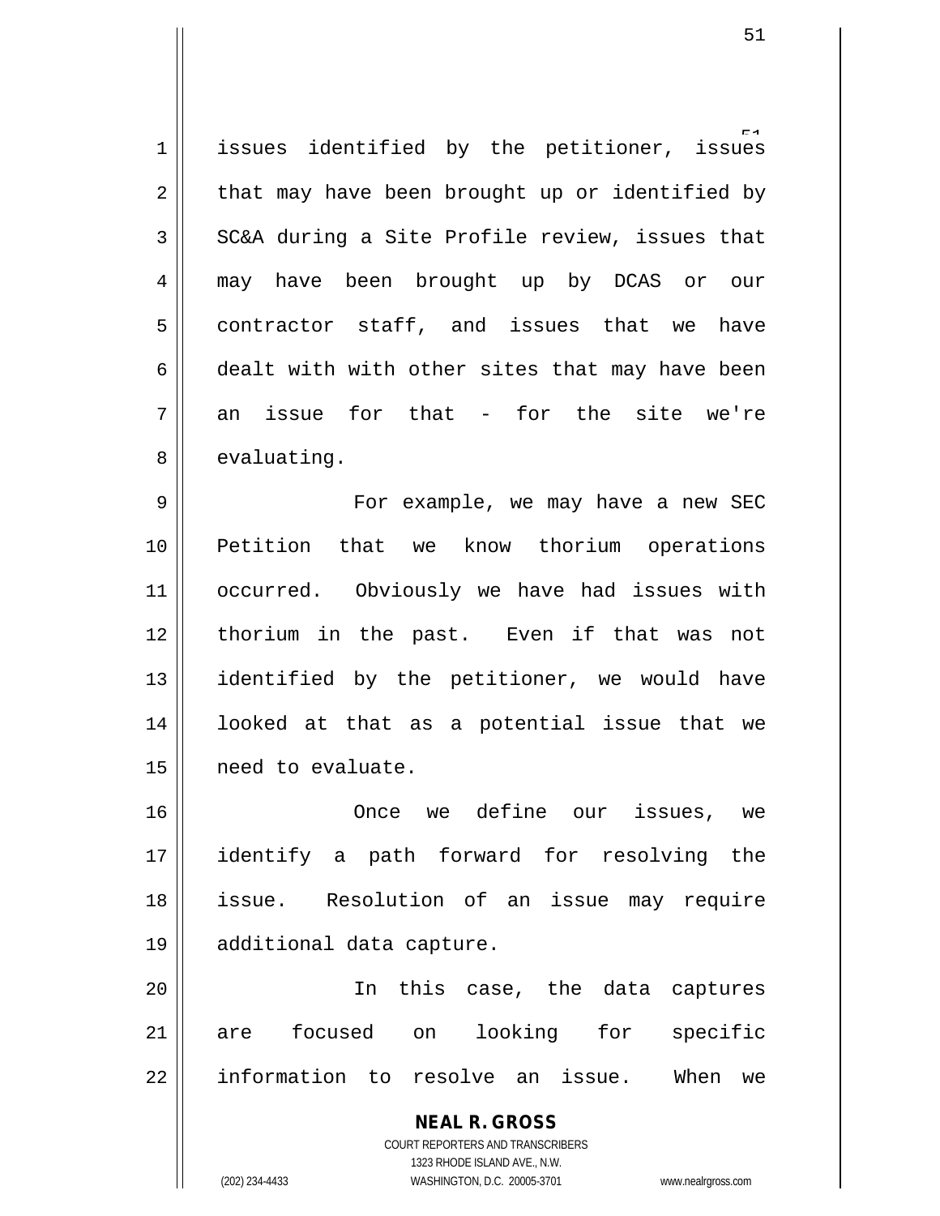issues identified by the petitioner, issues that may have been brought up or identified by SC&A during a Site Profile review, issues that may have been brought up by DCAS or our contractor staff, and issues that we have dealt with with other sites that may have been an issue for that - for the site we're evaluating.

For example, we may have a new SEC Petition that we know thorium operations occurred. Obviously we have had issues with thorium in the past. Even if that was not identified by the petitioner, we would have looked at that as a potential issue that we need to evaluate.

Once we define our issues, we identify a path forward for resolving the issue. Resolution of an issue may require additional data capture.

In this case, the data captures are focused on looking for specific information to resolve an issue. When we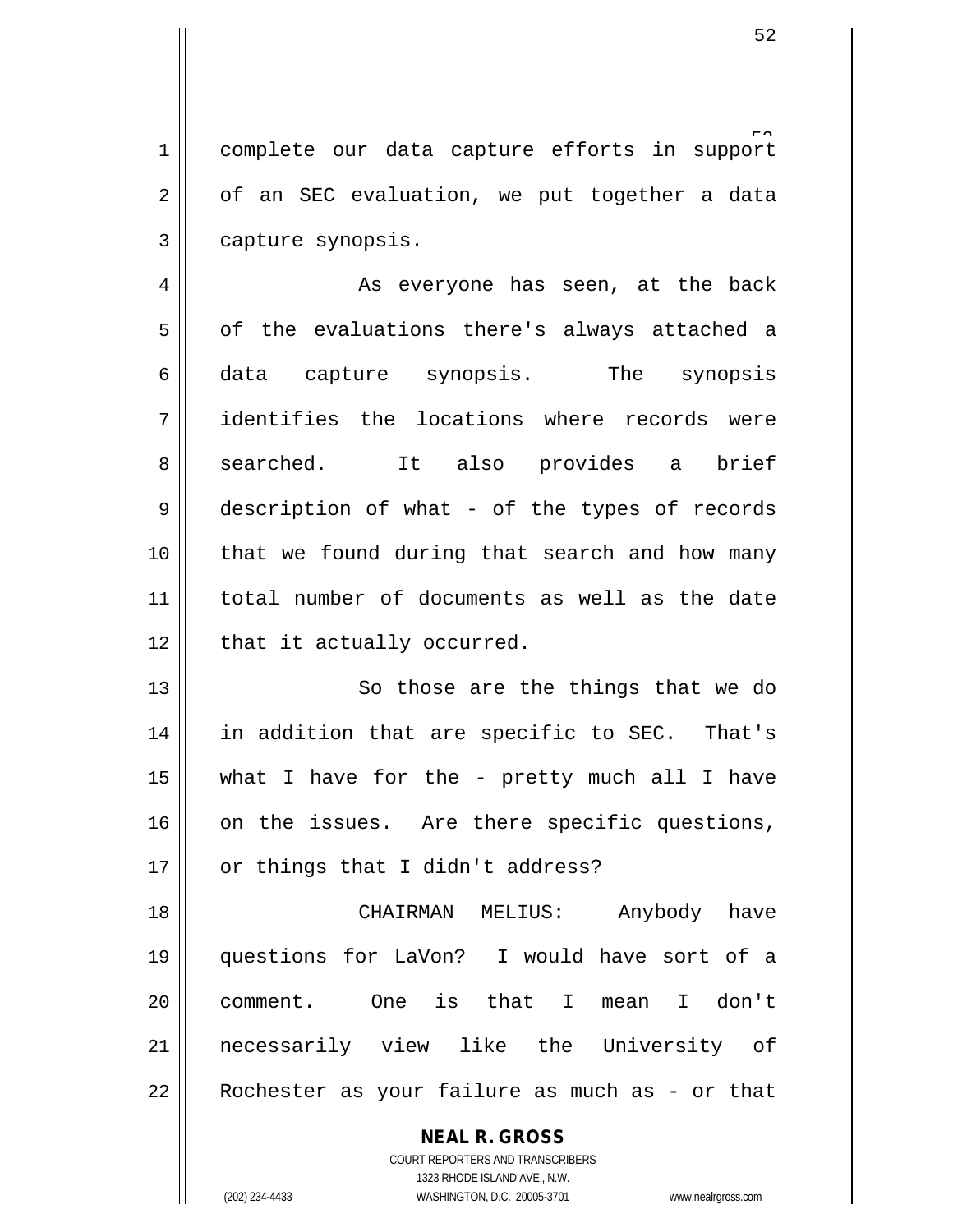complete our data capture efforts in support of an SEC evaluation, we put together a data capture synopsis.

As everyone has seen, at the back of the evaluations there's always attached a data capture synopsis. The synopsis identifies the locations where records were searched. It also provides a brief description of what - of the types of records that we found during that search and how many total number of documents as well as the date that it actually occurred.

So those are the things that we do in addition that are specific to SEC. That's what I have for the - pretty much all I have on the issues. Are there specific questions, or things that I didn't address?

CHAIRMAN MELIUS: Anybody have questions for LaVon? I would have sort of a comment. One is that I mean I don't necessarily view like the University of Rochester as your failure as much as - or that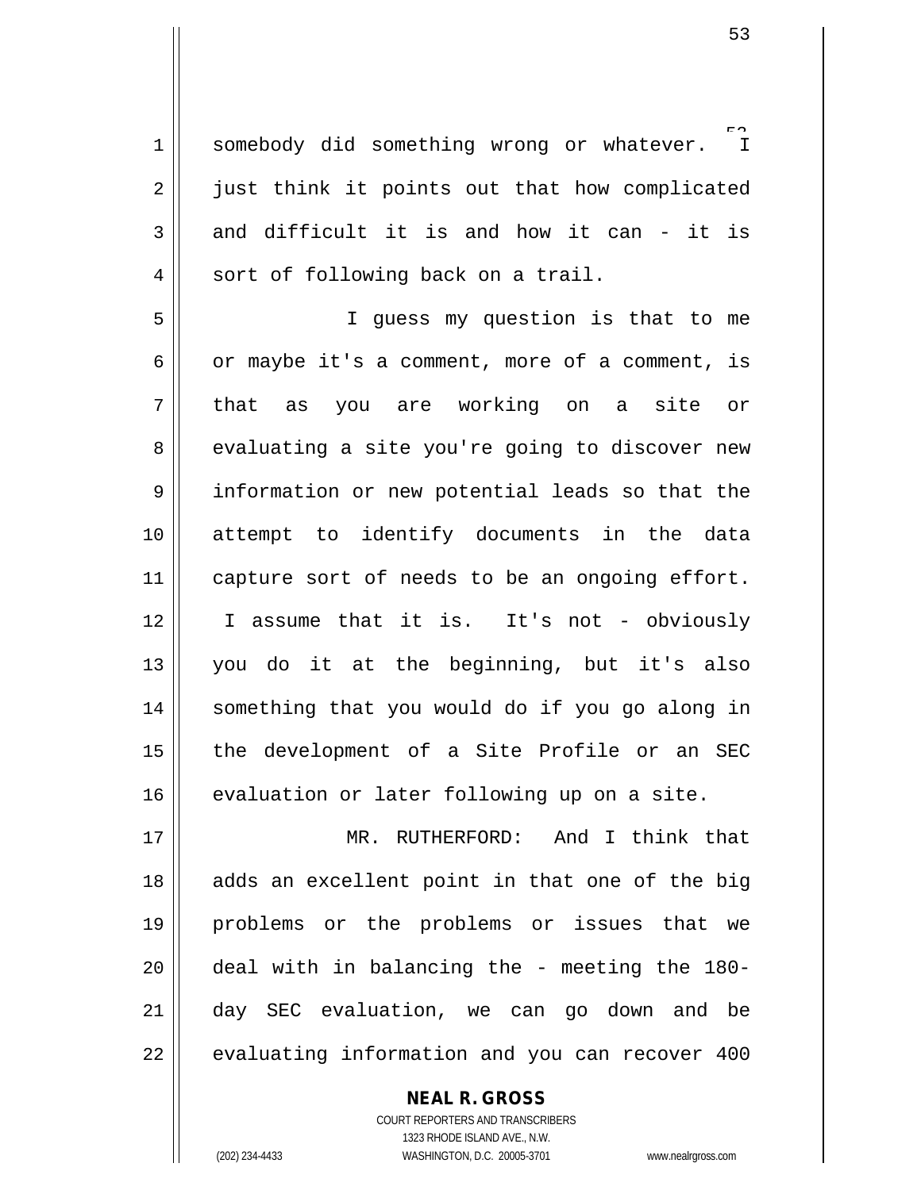somebody did something wrong or whatever. I just think it points out that how complicated and difficult it is and how it can - it is sort of following back on a trail.

I guess my question is that to me or maybe it's a comment, more of a comment, is that as you are working on a site or evaluating a site you're going to discover new information or new potential leads so that the attempt to identify documents in the data capture sort of needs to be an ongoing effort. I assume that it is. It's not - obviously you do it at the beginning, but it's also something that you would do if you go along in the development of a Site Profile or an SEC evaluation or later following up on a site.

MR. RUTHERFORD: And I think that adds an excellent point in that one of the big problems or the problems or issues that we deal with in balancing the - meeting the 180-day SEC evaluation, we can go down and be evaluating information and you can recover 400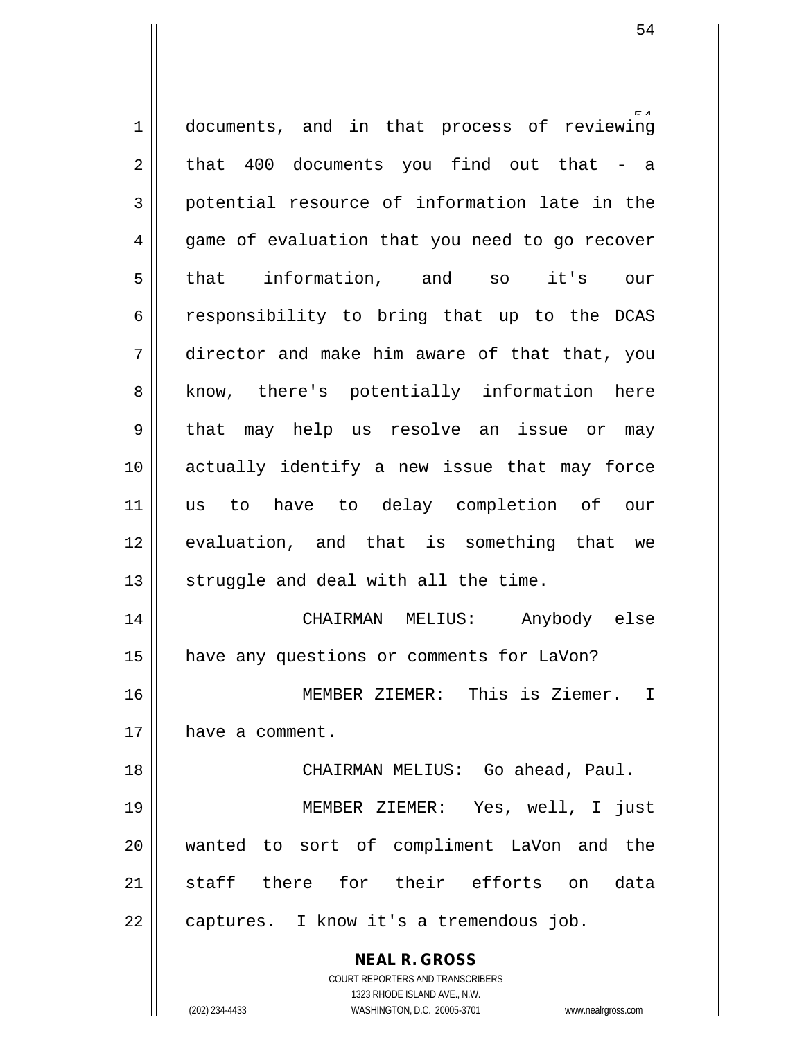documents, and in that process of reviewing that 400 documents you find out that - a potential resource of information late in the game of evaluation that you need to go recover that information, and so it's our responsibility to bring that up to the DCAS director and make him aware of that that, you know, there's potentially information here that may help us resolve an issue or may actually identify a new issue that may force us to have to delay completion of our evaluation, and that is something that we struggle and deal with all the time.

CHAIRMAN MELIUS: Anybody else have any questions or comments for LaVon?

MEMBER ZIEMER: This is Ziemer. I have a comment.

CHAIRMAN MELIUS: Go ahead, Paul.

MEMBER ZIEMER: Yes, well, I just wanted to sort of compliment LaVon and the staff there for their efforts on data captures. I know it's a tremendous job.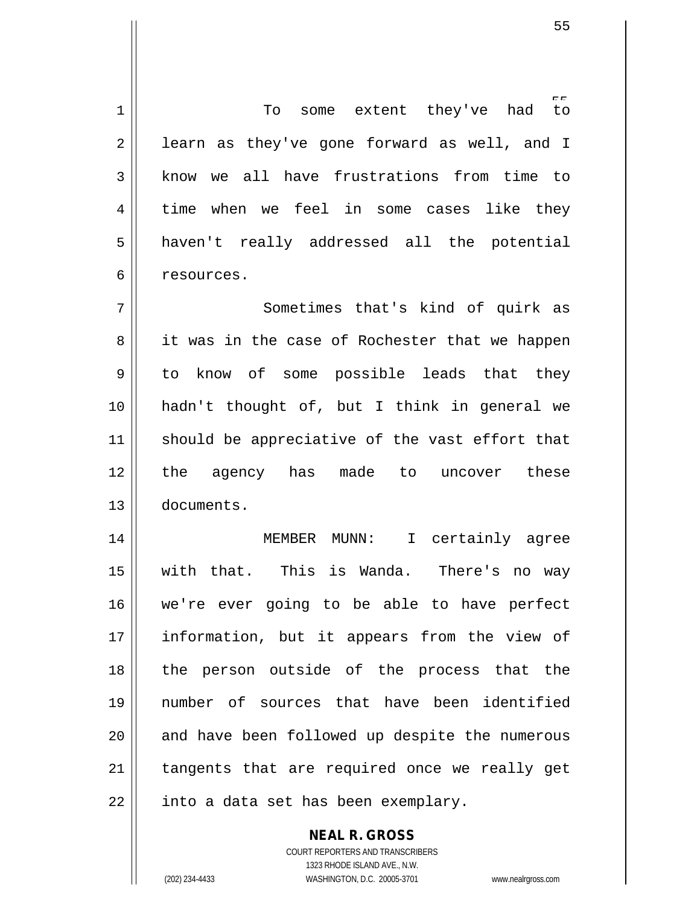To some extent they've had to learn as they've gone forward as well, and I know we all have frustrations from time to time when we feel in some cases like they haven't really addressed all the potential resources.

Sometimes that's kind of quirk as it was in the case of Rochester that we happen to know of some possible leads that they hadn't thought of, but I think in general we should be appreciative of the vast effort that the agency has made to uncover these documents.

MEMBER MUNN: I certainly agree with that. This is Wanda. There's no way we're ever going to be able to have perfect information, but it appears from the view of the person outside of the process that the number of sources that have been identified and have been followed up despite the numerous tangents that are required once we really get into a data set has been exemplary.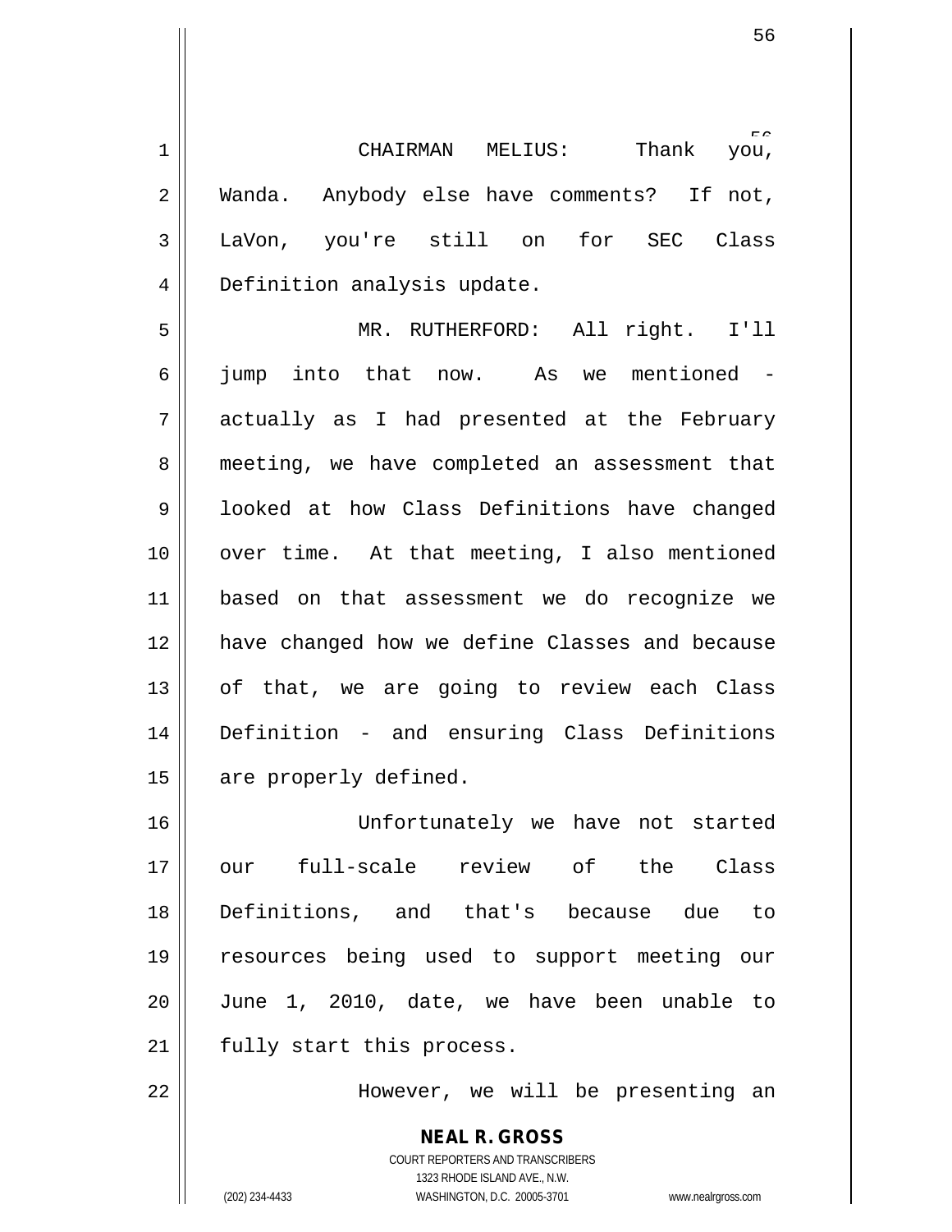CHAIRMAN MELIUS: Thank you, Wanda. Anybody else have comments? If not, LaVon, you're still on for SEC Class Definition analysis update.

MR. RUTHERFORD: All right. I'll jump into that now. As we mentioned - actually as I had presented at the February meeting, we have completed an assessment that looked at how Class Definitions have changed over time. At that meeting, I also mentioned based on that assessment we do recognize we have changed how we define Classes and because of that, we are going to review each Class Definition - and ensuring Class Definitions are properly defined.

Unfortunately we have not started our full-scale review of the Class Definitions, and that's because due to resources being used to support meeting our June 1, 2010, date, we have been unable to fully start this process.

However, we will be presenting an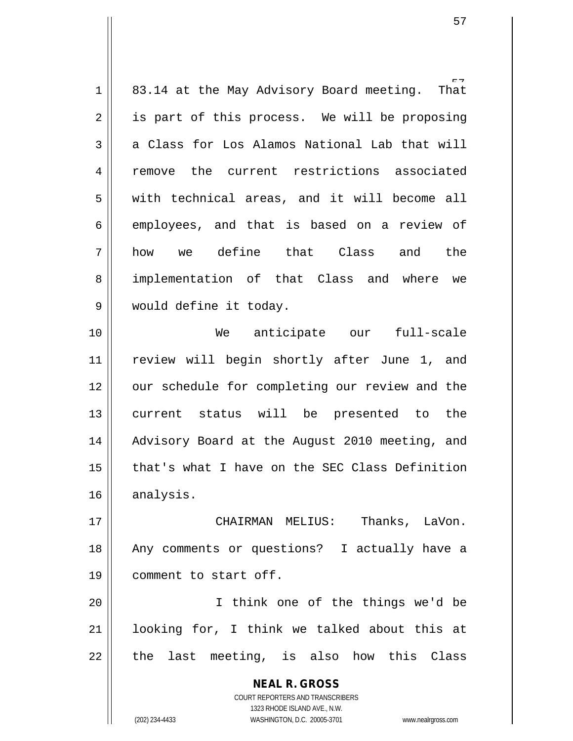83.14 at the May Advisory Board meeting. That is part of this process. We will be proposing a Class for Los Alamos National Lab that will remove the current restrictions associated with technical areas, and it will become all employees, and that is based on a review of how we define that Class and the implementation of that Class and where we would define it today.

We anticipate our full-scale review will begin shortly after June 1, and our schedule for completing our review and the current status will be presented to the Advisory Board at the August 2010 meeting, and that's what I have on the SEC Class Definition analysis.

CHAIRMAN MELIUS: Thanks, LaVon. Any comments or questions? I actually have a comment to start off.

I think one of the things we'd be looking for, I think we talked about this at the last meeting, is also how this Class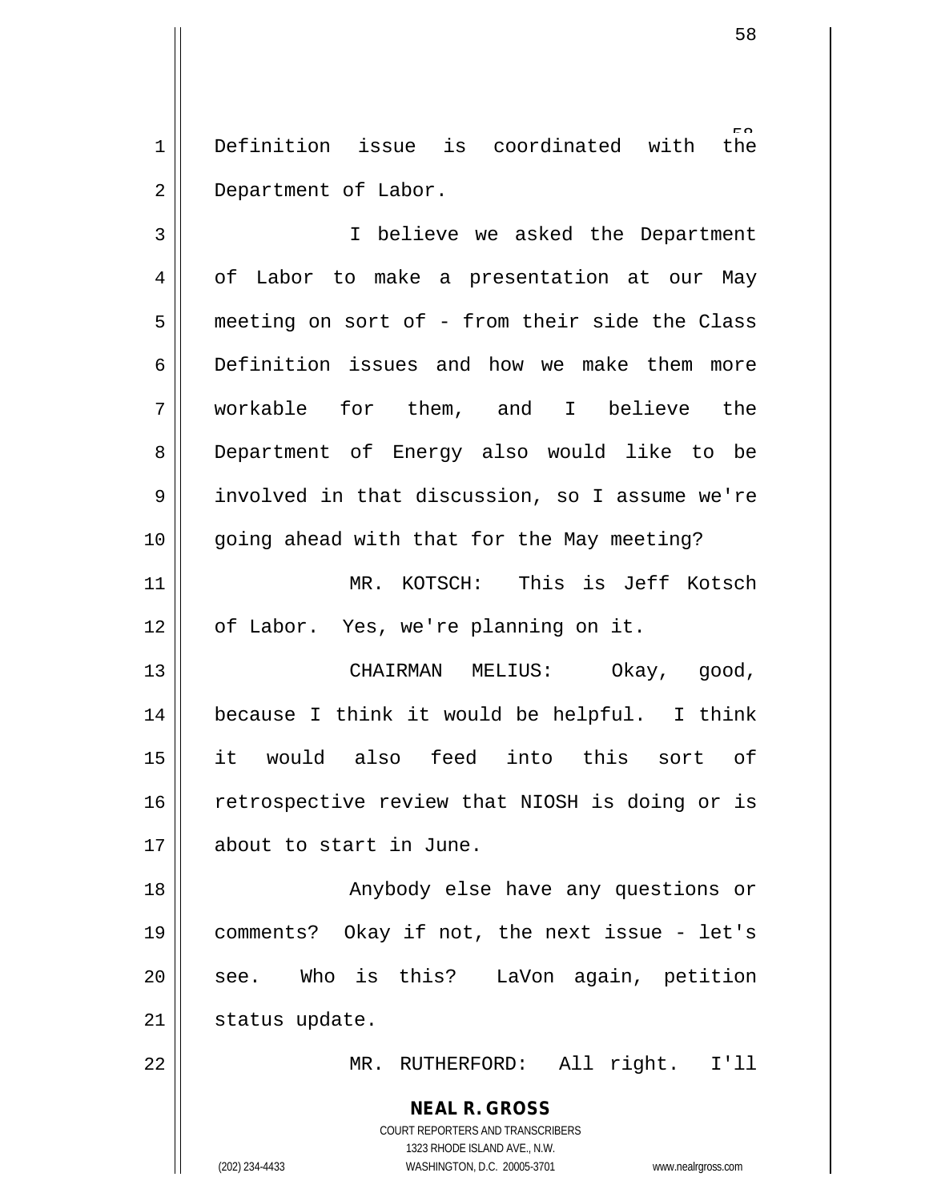Definition issue is coordinated with the Department of Labor.

I believe we asked the Department of Labor to make a presentation at our May meeting on sort of - from their side the Class Definition issues and how we make them more workable for them, and I believe the Department of Energy also would like to be involved in that discussion, so I assume we're going ahead with that for the May meeting?

MR. KOTSCH: This is Jeff Kotsch of Labor. Yes, we're planning on it.

CHAIRMAN MELIUS: Okay, good, because I think it would be helpful. I think it would also feed into this sort of retrospective review that NIOSH is doing or is about to start in June.

Anybody else have any questions or comments? Okay if not, the next issue - let's see. Who is this? LaVon again, petition status update.

MR. RUTHERFORD: All right. I'll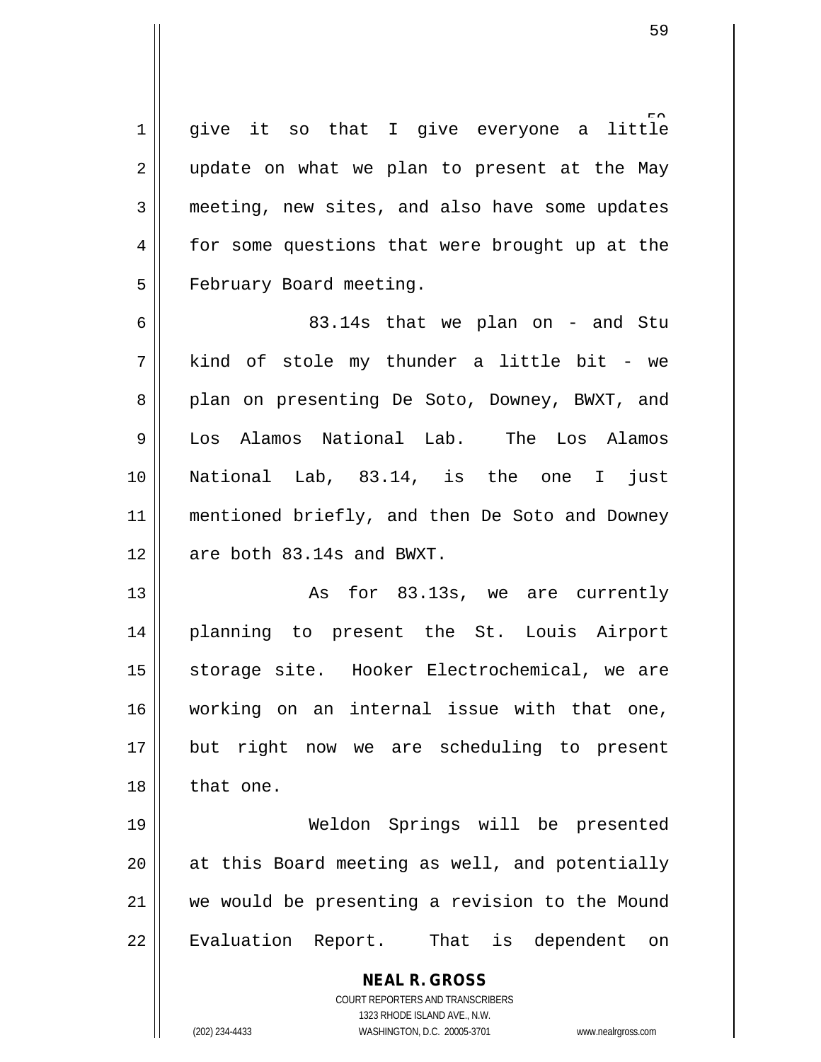give it so that I give everyone a little update on what we plan to present at the May meeting, new sites, and also have some updates for some questions that were brought up at the February Board meeting.

83.14s that we plan on - and Stu kind of stole my thunder a little bit - we plan on presenting De Soto, Downey, BWXT, and Los Alamos National Lab. The Los Alamos National Lab, 83.14, is the one I just mentioned briefly, and then De Soto and Downey are both 83.14s and BWXT.

As for 83.13s, we are currently planning to present the St. Louis Airport storage site. Hooker Electrochemical, we are working on an internal issue with that one, but right now we are scheduling to present that one.

Weldon Springs will be presented at this Board meeting as well, and potentially we would be presenting a revision to the Mound Evaluation Report. That is dependent on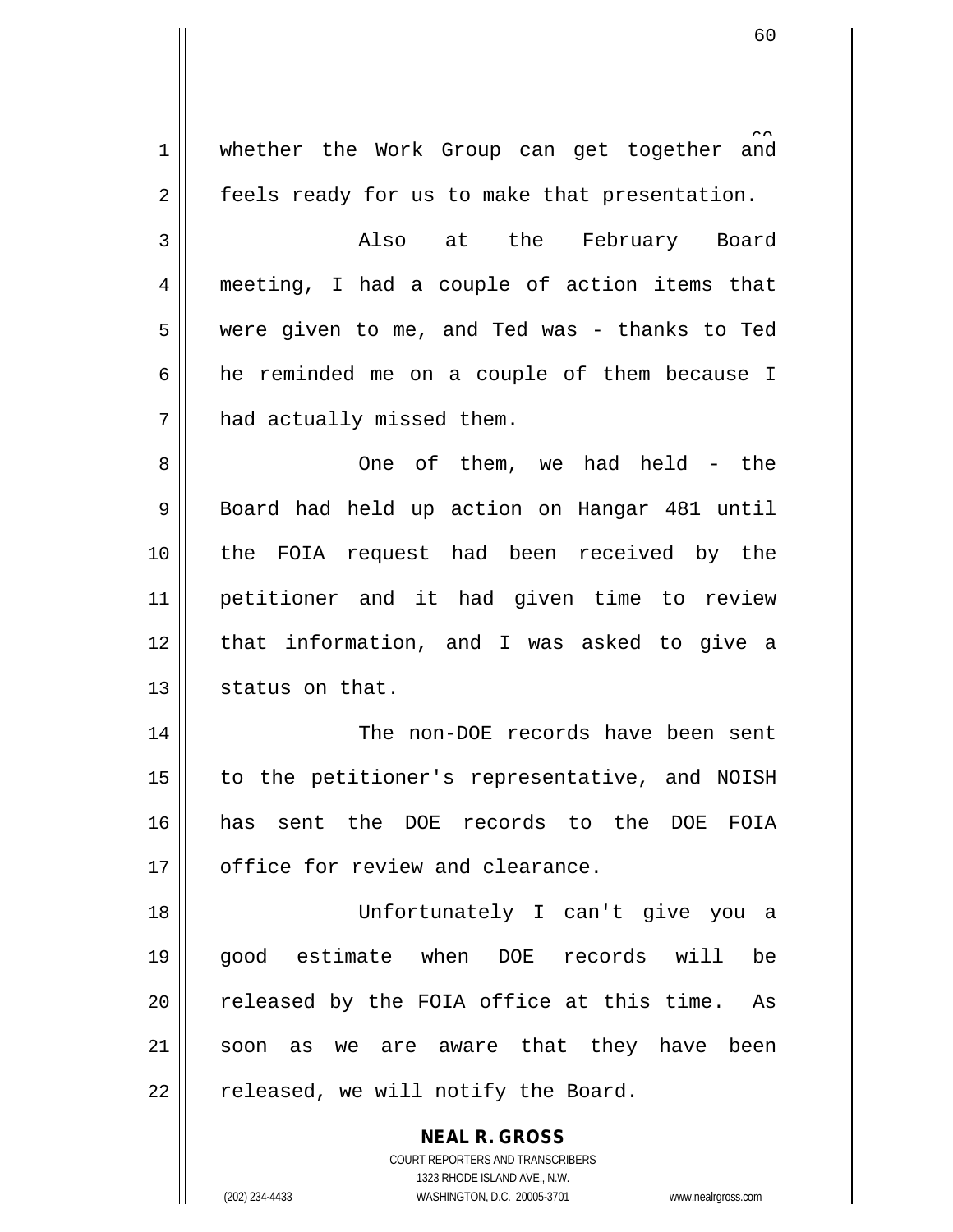whether the Work Group can get together and feels ready for us to make that presentation.

Also at the February Board meeting, I had a couple of action items that were given to me, and Ted was - thanks to Ted he reminded me on a couple of them because I had actually missed them.

One of them, we had held - the Board had held up action on Hangar 481 until the FOIA request had been received by the petitioner and it had given time to review that information, and I was asked to give a status on that.

The non-DOE records have been sent to the petitioner's representative, and NOISH has sent the DOE records to the DOE FOIA office for review and clearance.

Unfortunately I can't give you a good estimate when DOE records will be released by the FOIA office at this time. As soon as we are aware that they have been released, we will notify the Board.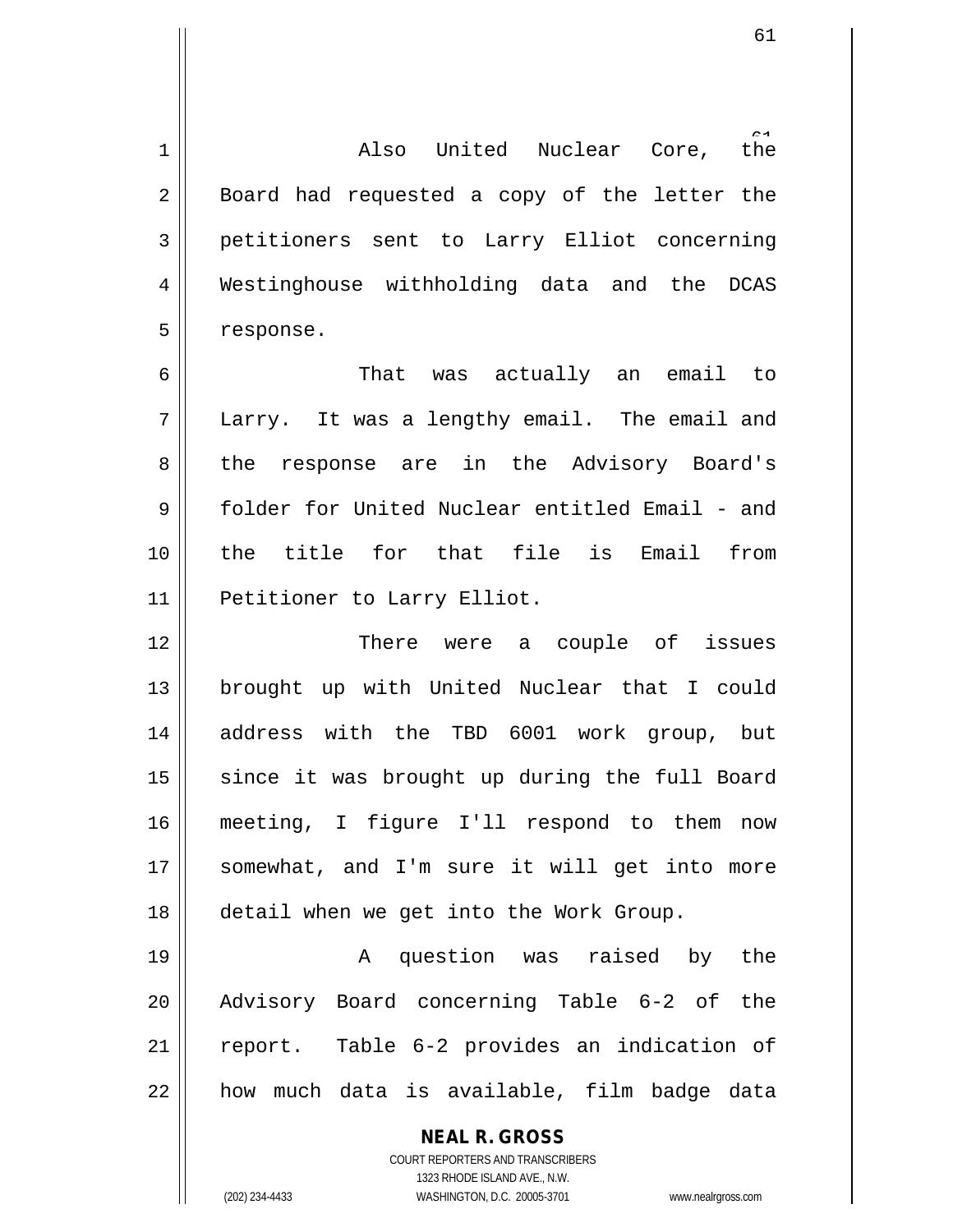Also United Nuclear Core, the Board had requested a copy of the letter the petitioners sent to Larry Elliot concerning Westinghouse withholding data and the DCAS response.

That was actually an email to Larry. It was a lengthy email. The email and the response are in the Advisory Board's folder for United Nuclear entitled Email - and the title for that file is Email from Petitioner to Larry Elliot.

There were a couple of issues brought up with United Nuclear that I could address with the TBD 6001 work group, but since it was brought up during the full Board meeting, I figure I'll respond to them now somewhat, and I'm sure it will get into more detail when we get into the Work Group.

A question was raised by the Advisory Board concerning Table 6-2 of the report. Table 6-2 provides an indication of how much data is available, film badge data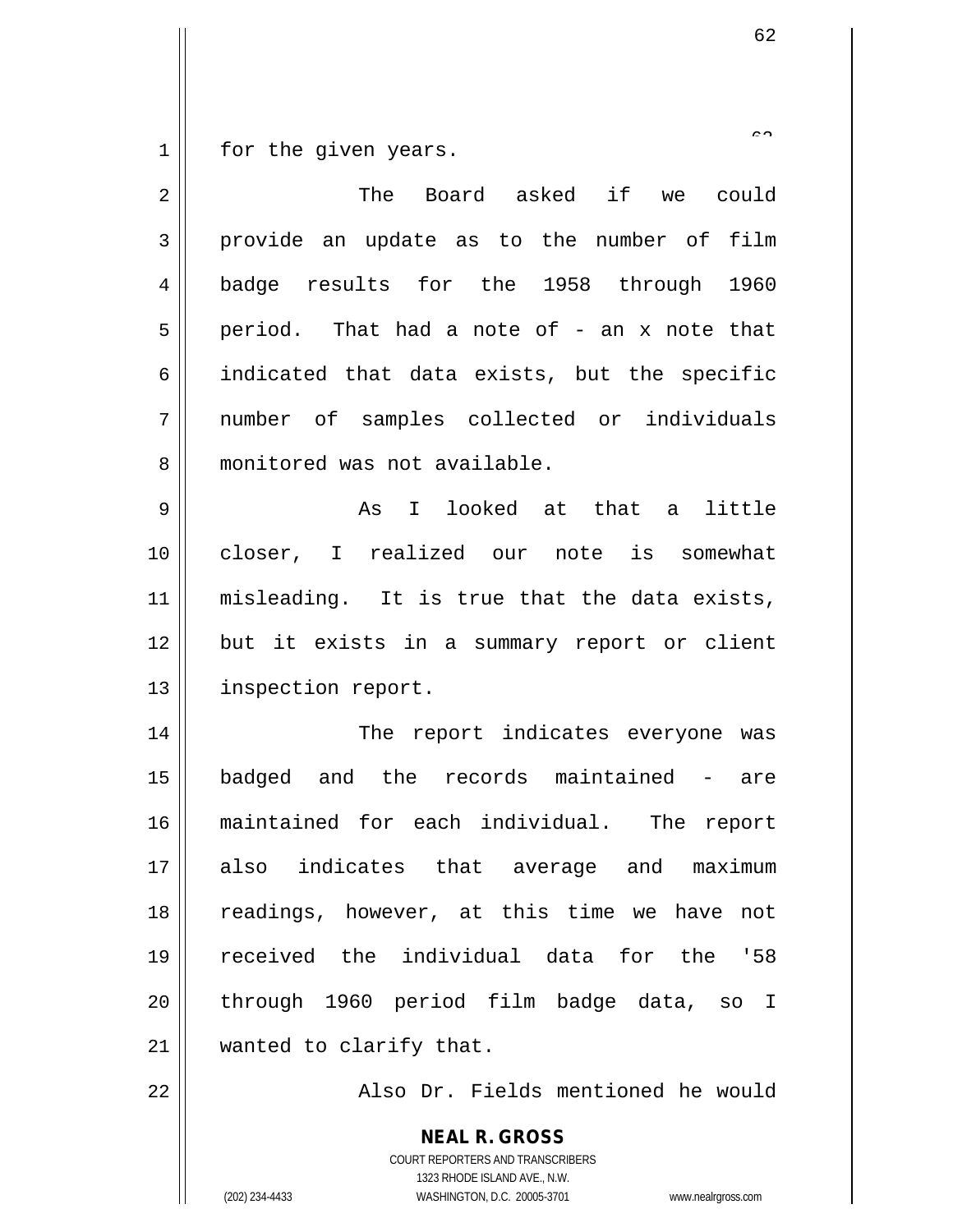for the given years.

The Board asked if we could provide an update as to the number of film badge results for the 1958 through 1960 period. That had a note of - an x note that indicated that data exists, but the specific number of samples collected or individuals monitored was not available.

As I looked at that a little closer, I realized our note is somewhat misleading. It is true that the data exists, but it exists in a summary report or client inspection report.

The report indicates everyone was badged and the records maintained - are maintained for each individual. The report also indicates that average and maximum readings, however, at this time we have not received the individual data for the '58 through 1960 period film badge data, so I wanted to clarify that.

Also Dr. Fields mentioned he would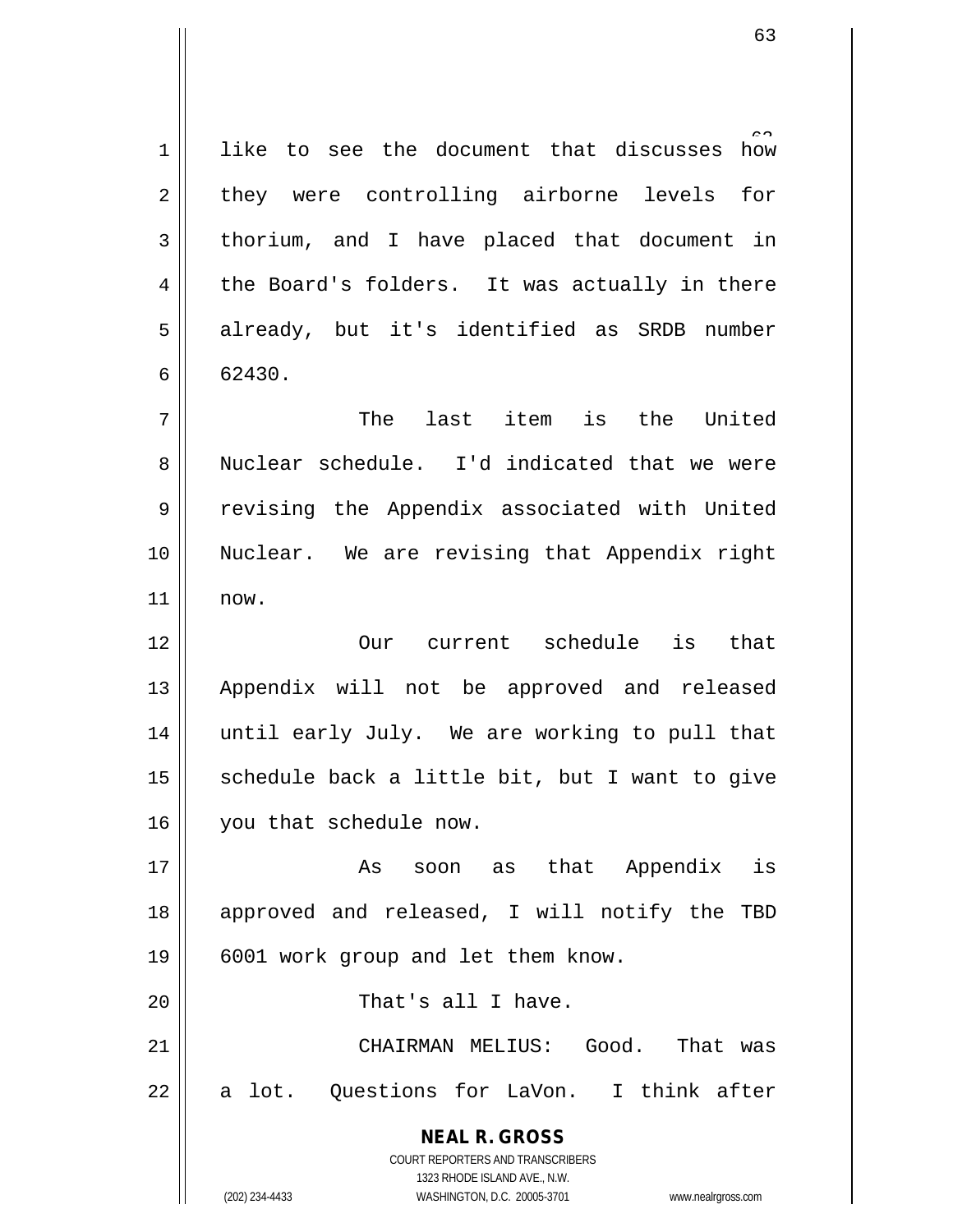like to see the document that discusses how they were controlling airborne levels for thorium, and I have placed that document in the Board's folders. It was actually in there already, but it's identified as SRDB number 62430.

The last item is the United Nuclear schedule. I'd indicated that we were revising the Appendix associated with United Nuclear. We are revising that Appendix right now.

Our current schedule is that Appendix will not be approved and released until early July. We are working to pull that schedule back a little bit, but I want to give you that schedule now.

As soon as that Appendix is approved and released, I will notify the TBD 6001 work group and let them know.

That's all I have.

CHAIRMAN MELIUS: Good. That was a lot. Questions for LaVon. I think after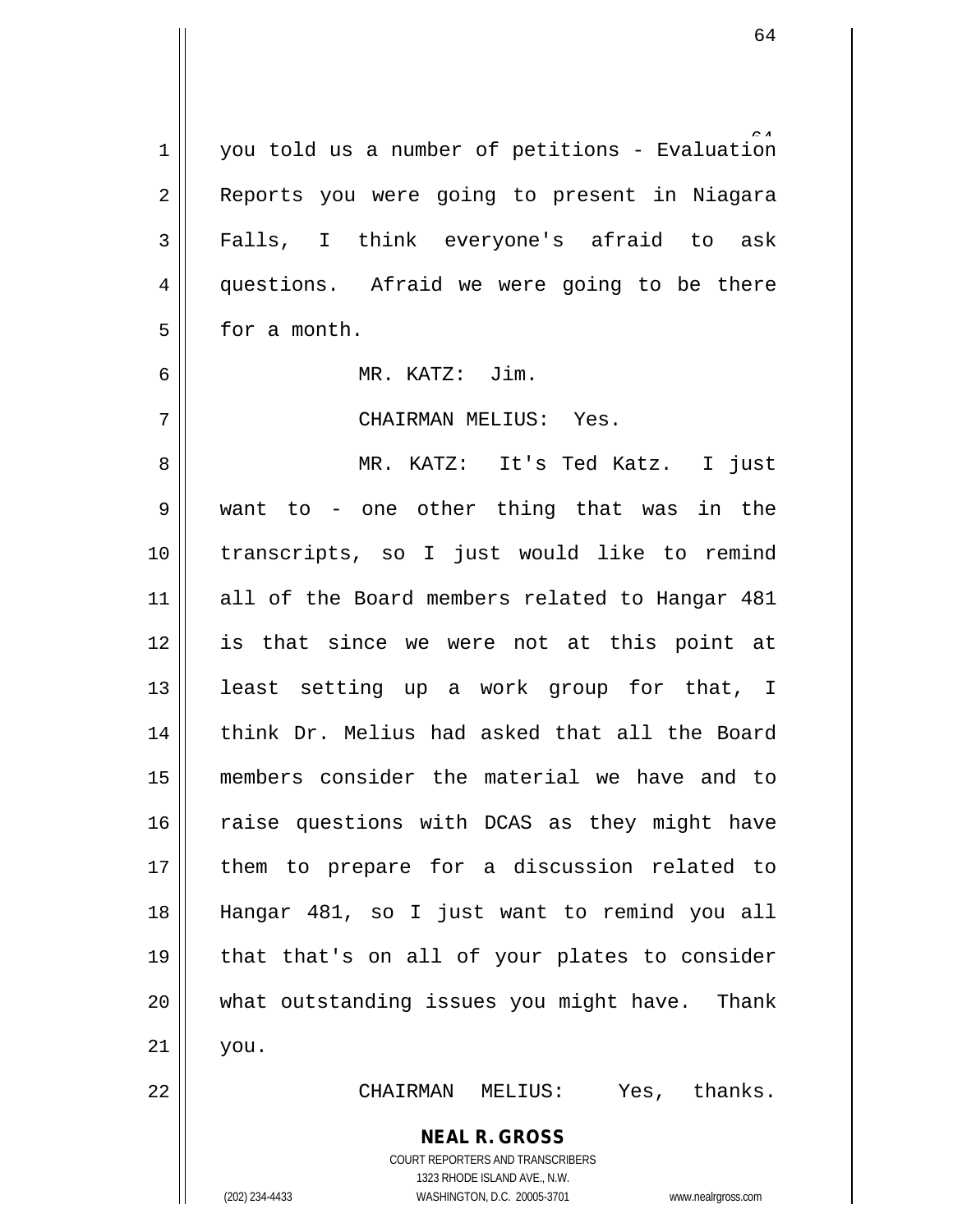you told us a number of petitions - Evaluation Reports you were going to present in Niagara Falls, I think everyone's afraid to ask questions. Afraid we were going to be there for a month.

MR. KATZ: Jim.

CHAIRMAN MELIUS: Yes.

MR. KATZ: It's Ted Katz. I just want to - one other thing that was in the transcripts, so I just would like to remind all of the Board members related to Hangar 481 is that since we were not at this point at least setting up a work group for that, I think Dr. Melius had asked that all the Board members consider the material we have and to raise questions with DCAS as they might have them to prepare for a discussion related to Hangar 481, so I just want to remind you all that that's on all of your plates to consider what outstanding issues you might have. Thank you.

CHAIRMAN MELIUS: Yes, thanks.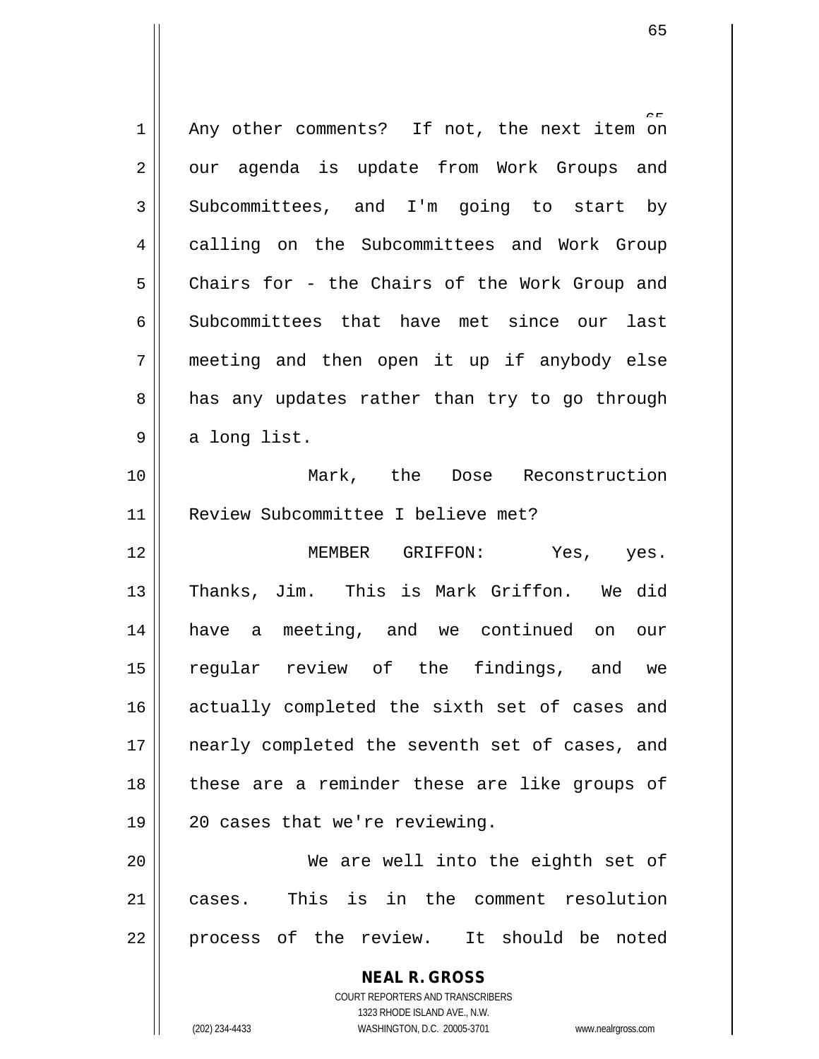Any other comments? If not, the next item on our agenda is update from Work Groups and Subcommittees, and I'm going to start by calling on the Subcommittees and Work Group Chairs for - the Chairs of the Work Group and Subcommittees that have met since our last meeting and then open it up if anybody else has any updates rather than try to go through a long list.

Mark, the Dose Reconstruction Review Subcommittee I believe met?

MEMBER GRIFFON: Yes, yes. Thanks, Jim. This is Mark Griffon. We did have a meeting, and we continued on our regular review of the findings, and we actually completed the sixth set of cases and nearly completed the seventh set of cases, and these are a reminder these are like groups of 20 cases that we're reviewing.

We are well into the eighth set of cases. This is in the comment resolution process of the review. It should be noted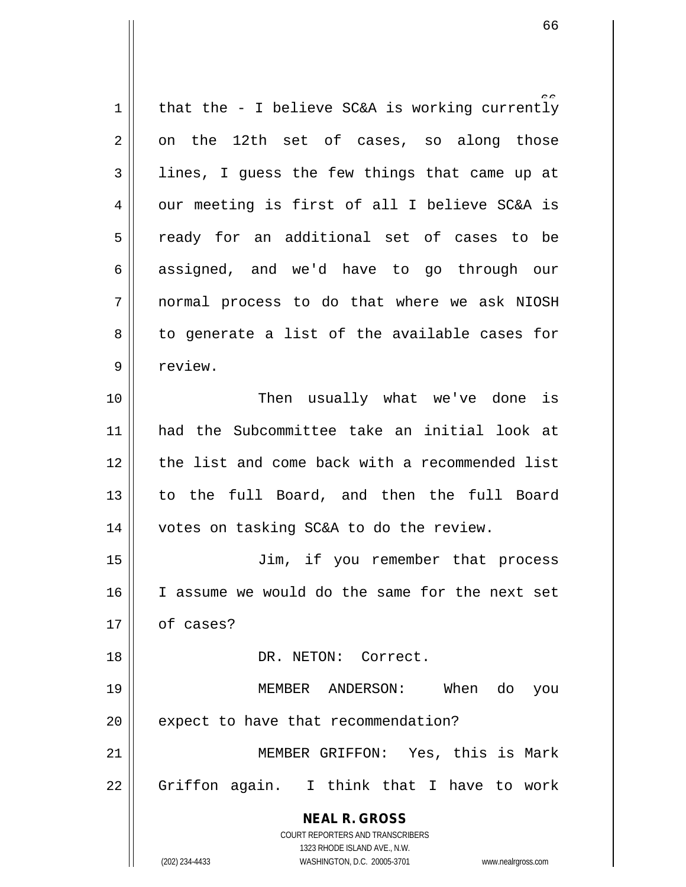that the - I believe SC&A is working currently on the 12th set of cases, so along those lines, I guess the few things that came up at our meeting is first of all I believe SC&A is ready for an additional set of cases to be assigned, and we'd have to go through our normal process to do that where we ask NIOSH to generate a list of the available cases for review.

Then usually what we've done is had the Subcommittee take an initial look at the list and come back with a recommended list to the full Board, and then the full Board votes on tasking SC&A to do the review.

Jim, if you remember that process I assume we would do the same for the next set of cases?

DR. NETON: Correct.

MEMBER ANDERSON: When do you expect to have that recommendation?

MEMBER GRIFFON: Yes, this is Mark Griffon again. I think that I have to work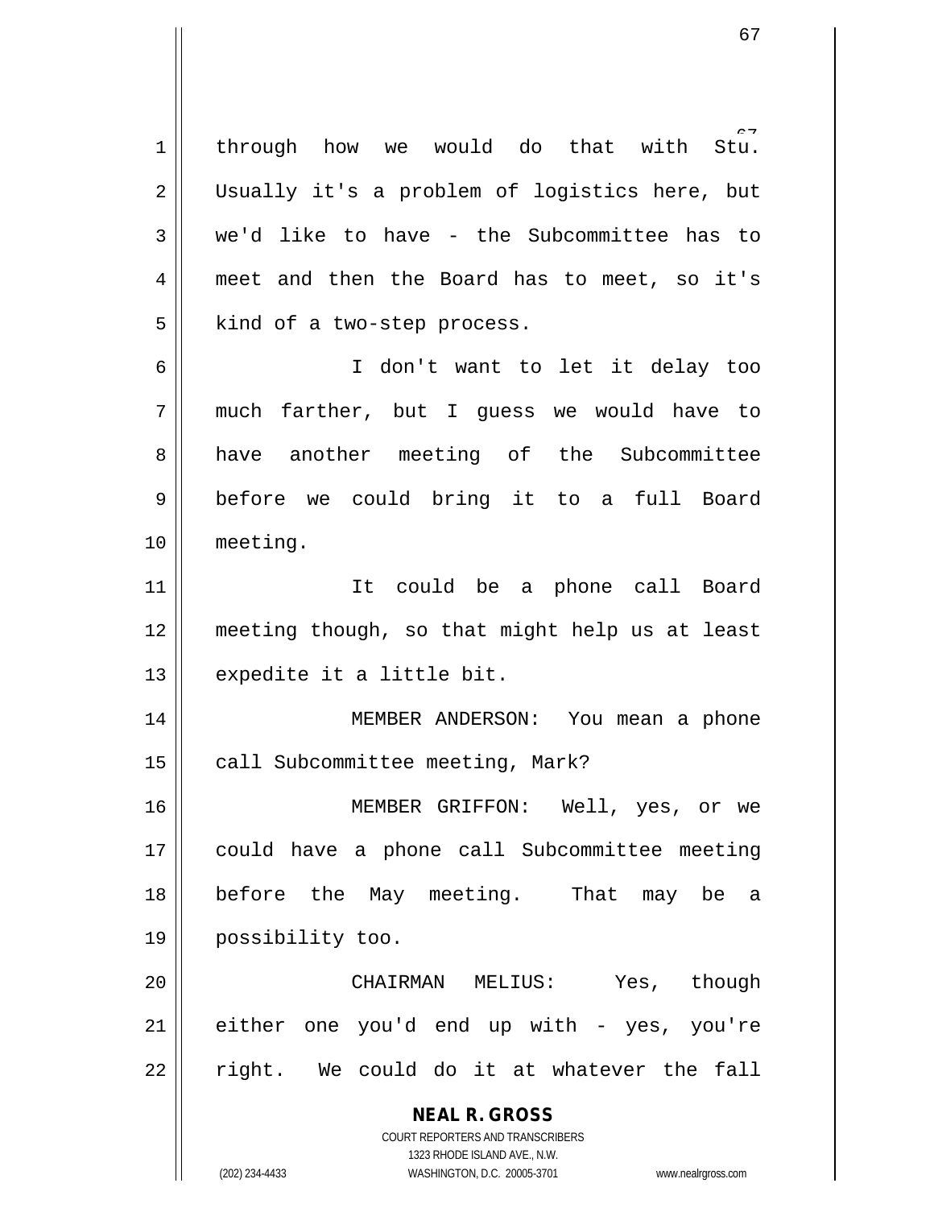through how we would do that with Stu. Usually it's a problem of logistics here, but we'd like to have - the Subcommittee has to meet and then the Board has to meet, so it's kind of a two-step process.

I don't want to let it delay too much farther, but I guess we would have to have another meeting of the Subcommittee before we could bring it to a full Board meeting.

It could be a phone call Board meeting though, so that might help us at least expedite it a little bit.

MEMBER ANDERSON: You mean a phone call Subcommittee meeting, Mark?

MEMBER GRIFFON: Well, yes, or we could have a phone call Subcommittee meeting before the May meeting. That may be a possibility too.

CHAIRMAN MELIUS: Yes, though either one you'd end up with - yes, you're right. We could do it at whatever the fall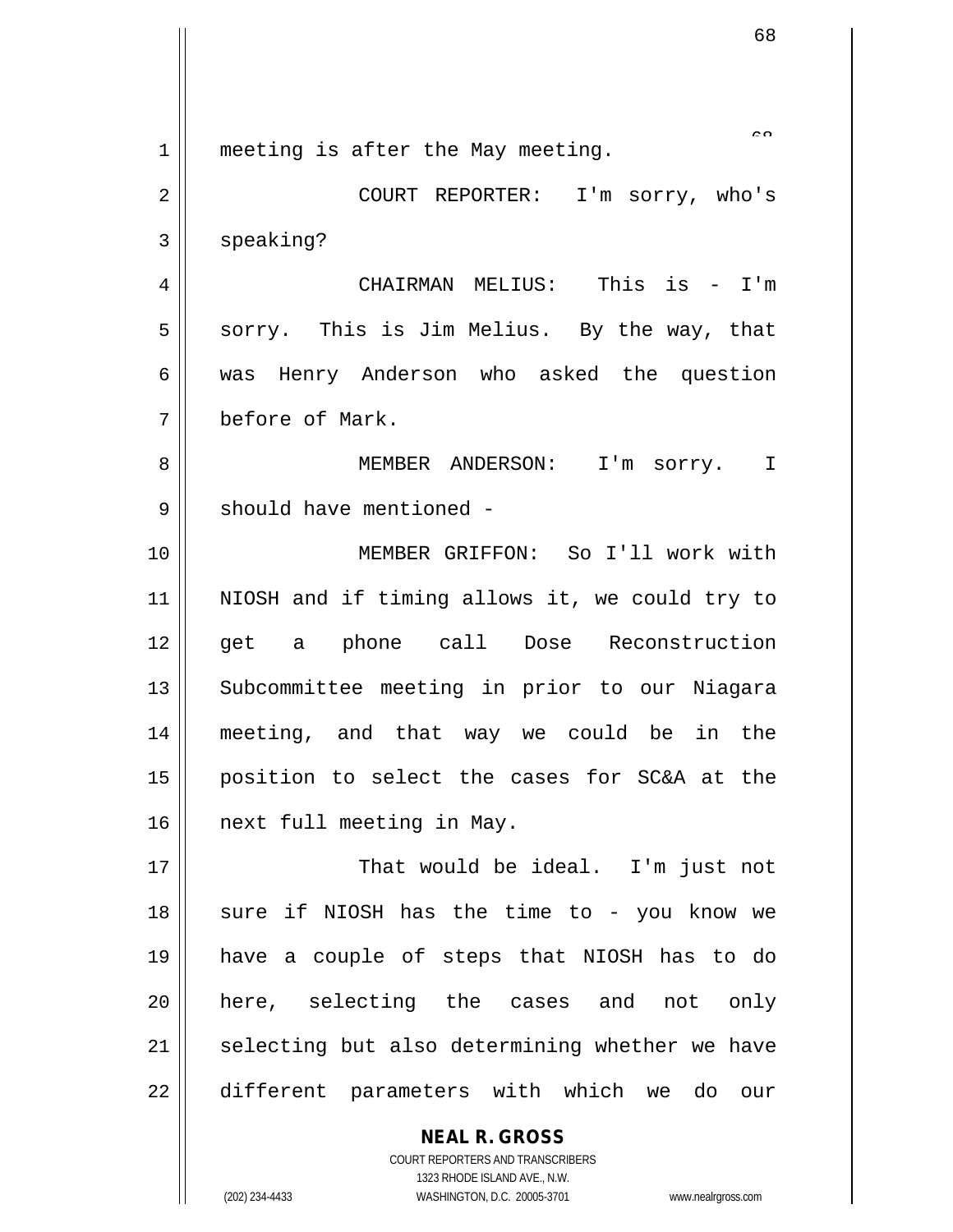meeting is after the May meeting.

COURT REPORTER: I'm sorry, who's speaking?

CHAIRMAN MELIUS: This is - I'm sorry. This is Jim Melius. By the way, that was Henry Anderson who asked the question before of Mark.

MEMBER ANDERSON: I'm sorry. I should have mentioned -

MEMBER GRIFFON: So I'll work with NIOSH and if timing allows it, we could try to get a phone call Dose Reconstruction Subcommittee meeting in prior to our Niagara meeting, and that way we could be in the position to select the cases for SC&A at the next full meeting in May.

That would be ideal. I'm just not sure if NIOSH has the time to - you know we have a couple of steps that NIOSH has to do here, selecting the cases and not only selecting but also determining whether we have different parameters with which we do our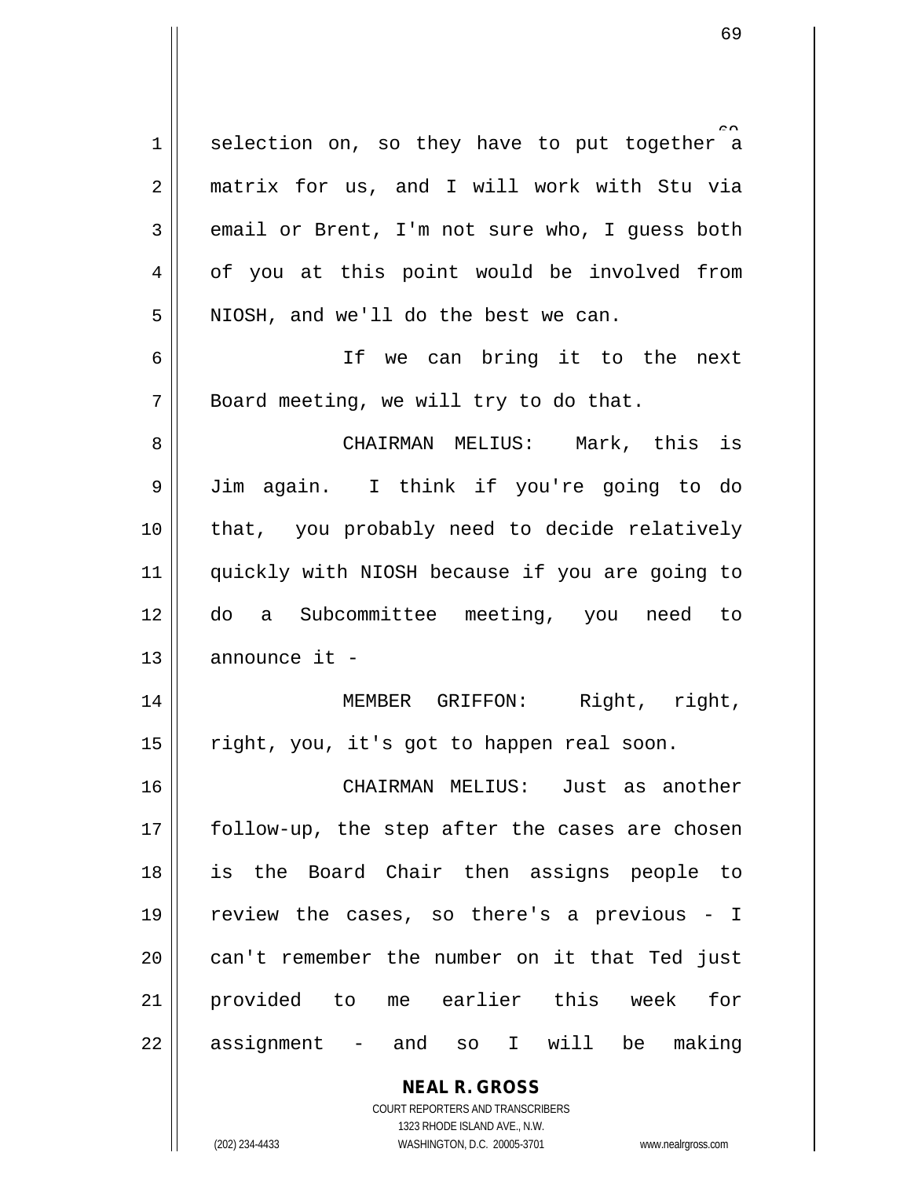selection on, so they have to put together a matrix for us, and I will work with Stu via email or Brent, I'm not sure who, I guess both of you at this point would be involved from NIOSH, and we'll do the best we can.

If we can bring it to the next Board meeting, we will try to do that.

CHAIRMAN MELIUS: Mark, this is Jim again. I think if you're going to do that, you probably need to decide relatively quickly with NIOSH because if you are going to do a Subcommittee meeting, you need to announce it -

MEMBER GRIFFON: Right, right, right, you, it's got to happen real soon.

CHAIRMAN MELIUS: Just as another follow-up, the step after the cases are chosen is the Board Chair then assigns people to review the cases, so there's a previous - I can't remember the number on it that Ted just provided to me earlier this week for assignment - and so I will be making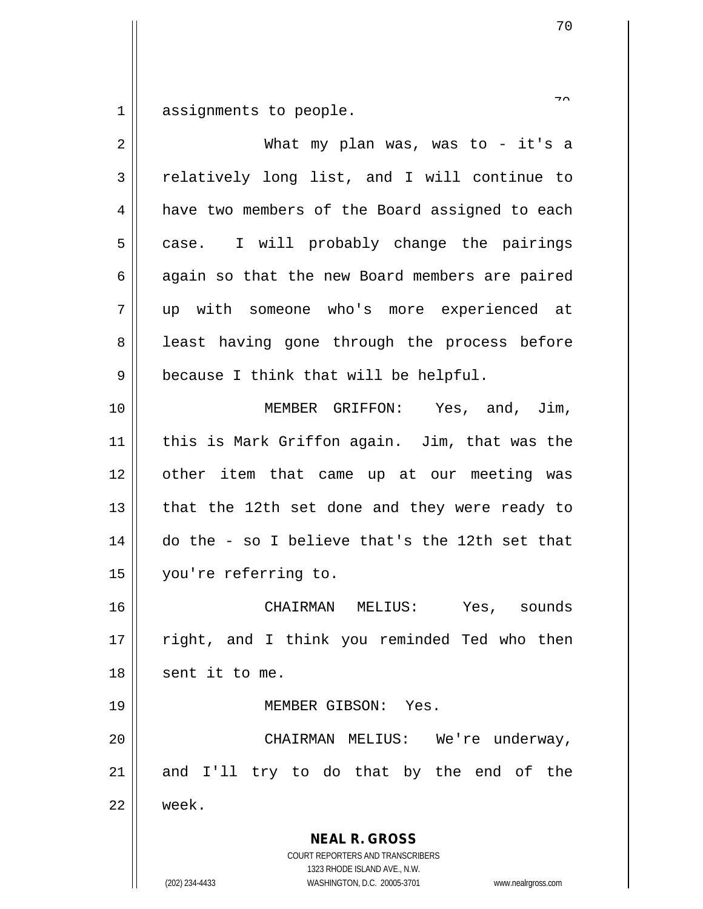assignments to people.

What my plan was, was to - it's a relatively long list, and I will continue to have two members of the Board assigned to each case. I will probably change the pairings again so that the new Board members are paired up with someone who's more experienced at least having gone through the process before because I think that will be helpful.

MEMBER GRIFFON: Yes, and, Jim, this is Mark Griffon again. Jim, that was the other item that came up at our meeting was that the 12th set done and they were ready to do the - so I believe that's the 12th set that you're referring to.

CHAIRMAN MELIUS: Yes, sounds right, and I think you reminded Ted who then sent it to me.

MEMBER GIBSON: Yes.

CHAIRMAN MELIUS: We're underway, and I'll try to do that by the end of the week.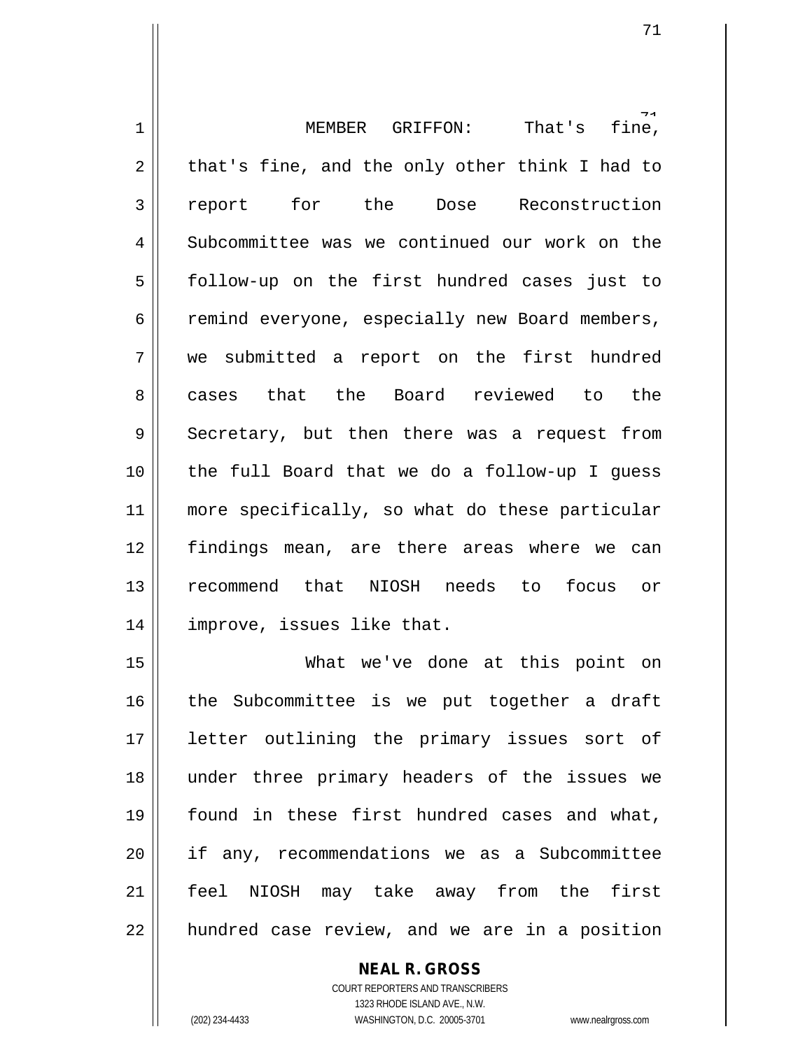MEMBER GRIFFON: That's fine, that's fine, and the only other think I had to report for the Dose Reconstruction Subcommittee was we continued our work on the follow-up on the first hundred cases just to remind everyone, especially new Board members, we submitted a report on the first hundred cases that the Board reviewed to the Secretary, but then there was a request from the full Board that we do a follow-up I guess more specifically, so what do these particular findings mean, are there areas where we can recommend that NIOSH needs to focus or improve, issues like that.

What we've done at this point on the Subcommittee is we put together a draft letter outlining the primary issues sort of under three primary headers of the issues we found in these first hundred cases and what, if any, recommendations we as a Subcommittee feel NIOSH may take away from the first hundred case review, and we are in a position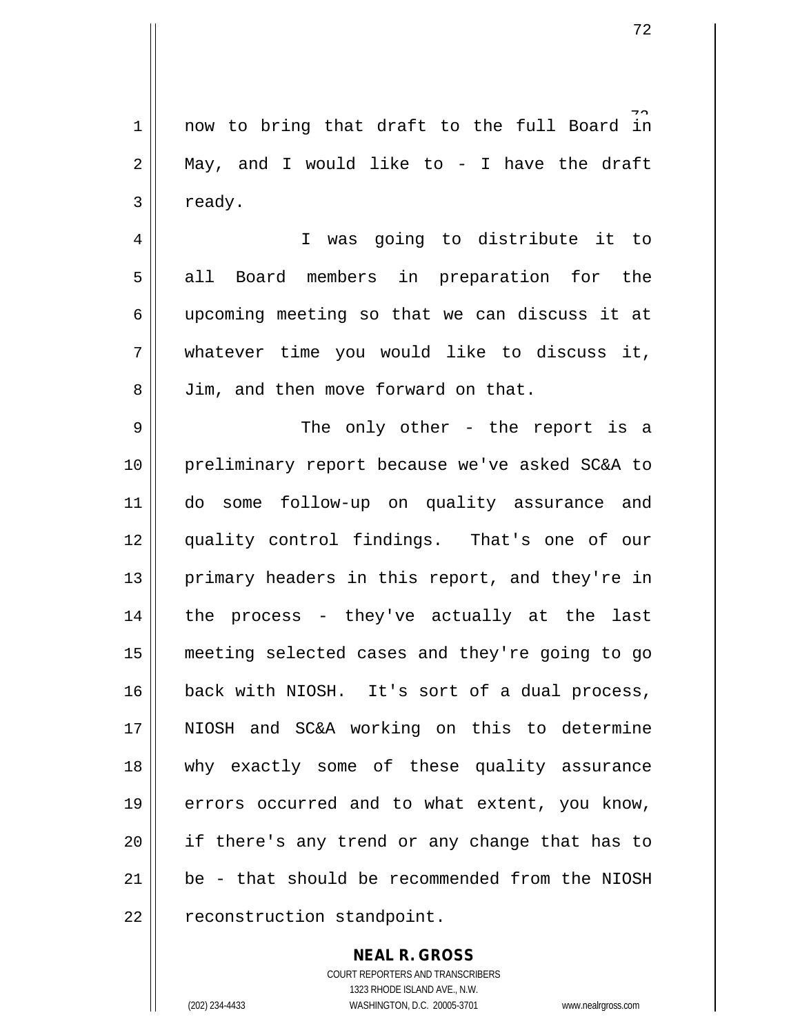now to bring that draft to the full Board in May, and I would like to - I have the draft ready.

I was going to distribute it to all Board members in preparation for the upcoming meeting so that we can discuss it at whatever time you would like to discuss it, Jim, and then move forward on that.

The only other - the report is a preliminary report because we've asked SC&A to do some follow-up on quality assurance and quality control findings. That's one of our primary headers in this report, and they're in the process - they've actually at the last meeting selected cases and they're going to go back with NIOSH. It's sort of a dual process, NIOSH and SC&A working on this to determine why exactly some of these quality assurance errors occurred and to what extent, you know, if there's any trend or any change that has to be - that should be recommended from the NIOSH reconstruction standpoint.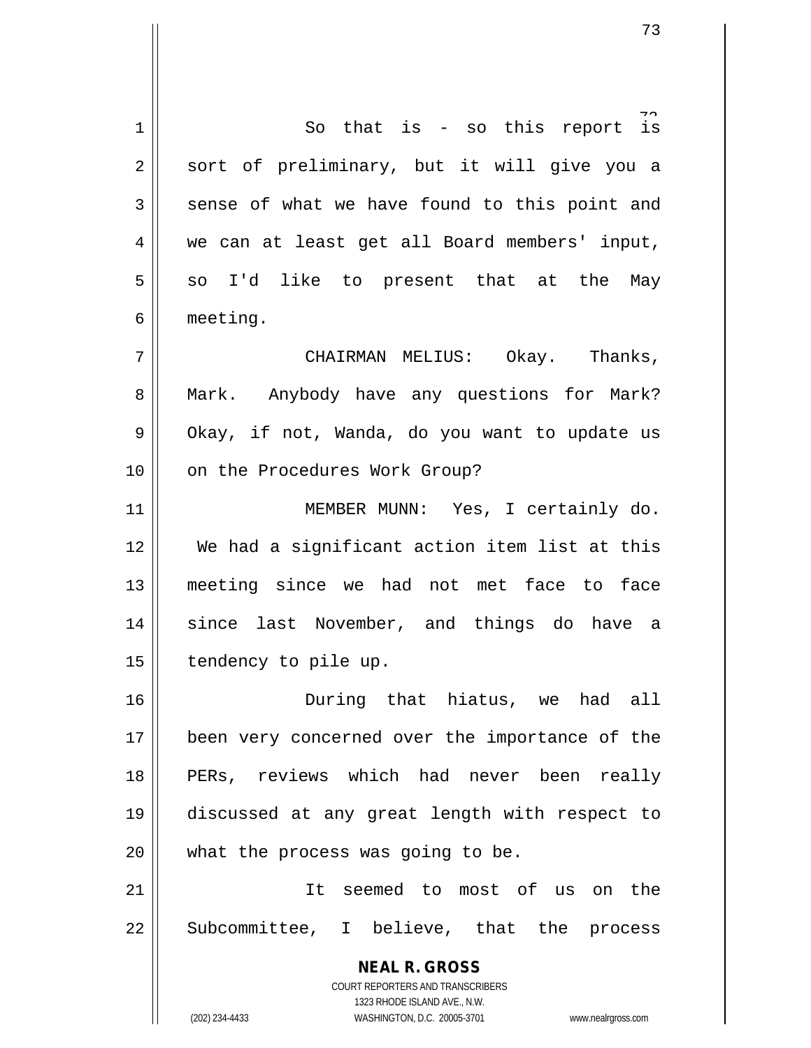So that is - so this report is sort of preliminary, but it will give you a sense of what we have found to this point and we can at least get all Board members' input, so I'd like to present that at the May meeting.

CHAIRMAN MELIUS: Okay. Thanks, Mark. Anybody have any questions for Mark? Okay, if not, Wanda, do you want to update us on the Procedures Work Group?

MEMBER MUNN: Yes, I certainly do. We had a significant action item list at this meeting since we had not met face to face since last November, and things do have a tendency to pile up.

During that hiatus, we had all been very concerned over the importance of the PERs, reviews which had never been really discussed at any great length with respect to what the process was going to be.

It seemed to most of us on the Subcommittee, I believe, that the process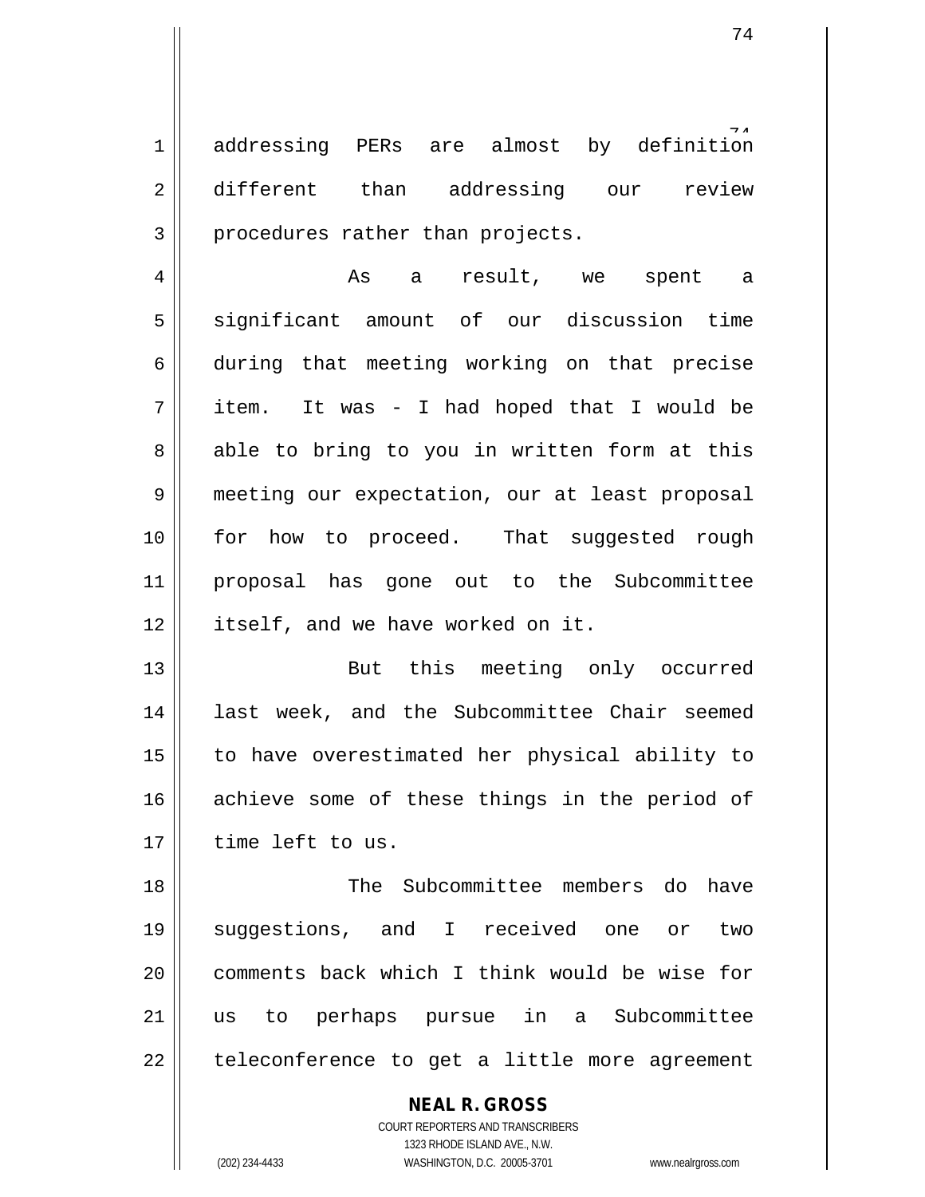addressing PERs are almost by definition different than addressing our review procedures rather than projects.

As a result, we spent a significant amount of our discussion time during that meeting working on that precise item. It was - I had hoped that I would be able to bring to you in written form at this meeting our expectation, our at least proposal for how to proceed. That suggested rough proposal has gone out to the Subcommittee itself, and we have worked on it.

But this meeting only occurred last week, and the Subcommittee Chair seemed to have overestimated her physical ability to achieve some of these things in the period of time left to us.

The Subcommittee members do have suggestions, and I received one or two comments back which I think would be wise for us to perhaps pursue in a Subcommittee teleconference to get a little more agreement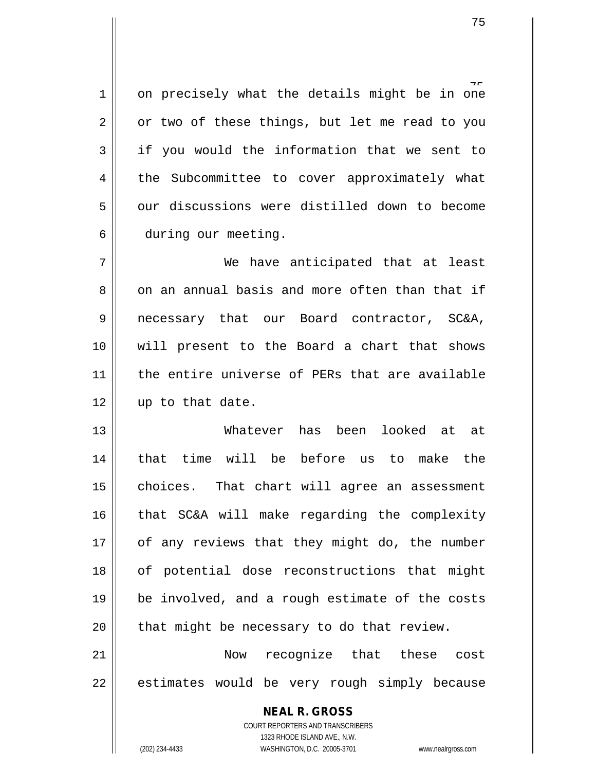on precisely what the details might be in one or two of these things, but let me read to you if you would the information that we sent to the Subcommittee to cover approximately what our discussions were distilled down to become during our meeting.

We have anticipated that at least on an annual basis and more often than that if necessary that our Board contractor, SC&A, will present to the Board a chart that shows the entire universe of PERs that are available up to that date.

Whatever has been looked at at that time will be before us to make the choices. That chart will agree an assessment that SC&A will make regarding the complexity of any reviews that they might do, the number of potential dose reconstructions that might be involved, and a rough estimate of the costs that might be necessary to do that review.

Now recognize that these cost estimates would be very rough simply because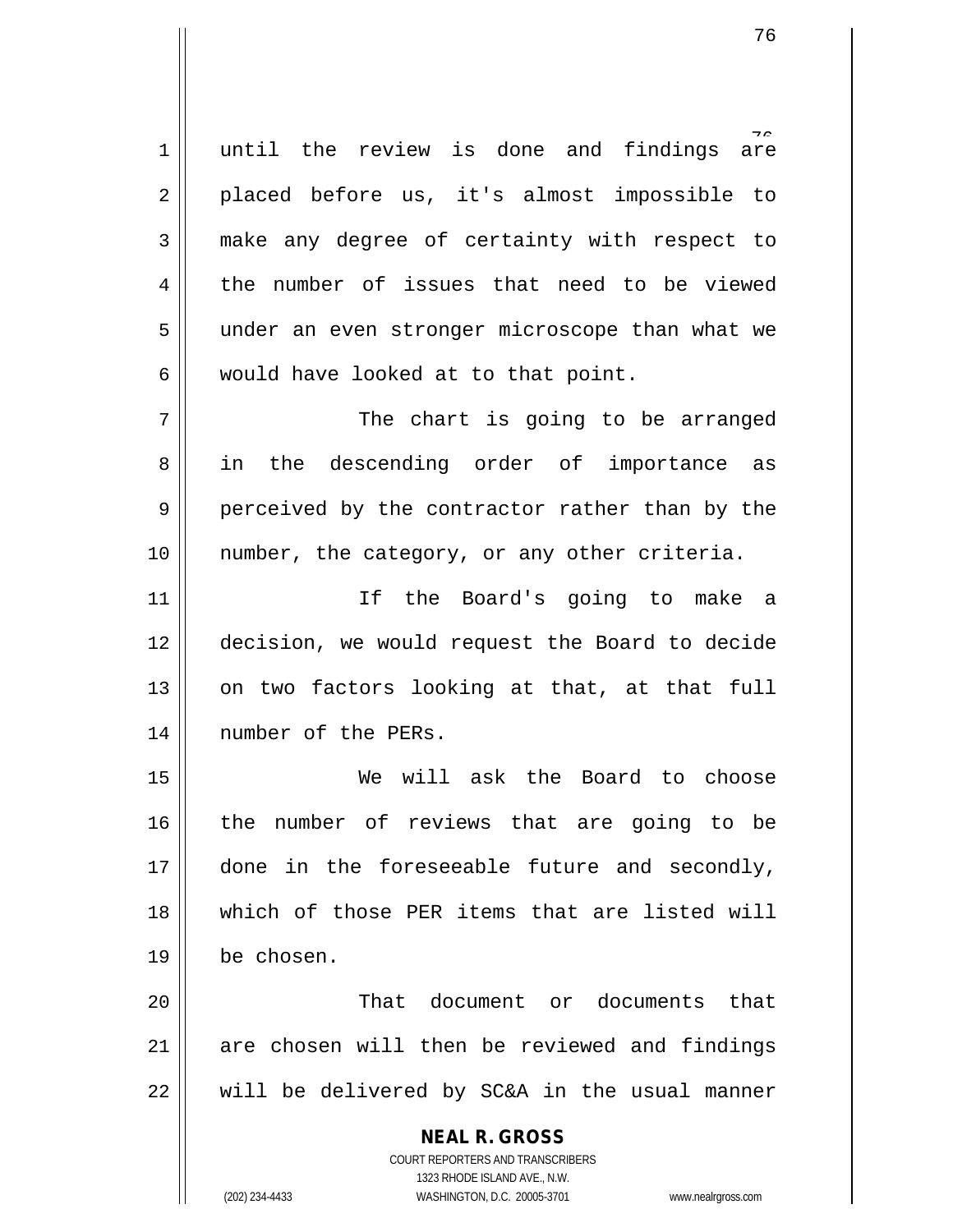until the review is done and findings are placed before us, it's almost impossible to make any degree of certainty with respect to the number of issues that need to be viewed under an even stronger microscope than what we would have looked at to that point.

The chart is going to be arranged in the descending order of importance as perceived by the contractor rather than by the number, the category, or any other criteria.

If the Board's going to make a decision, we would request the Board to decide on two factors looking at that, at that full number of the PERs.

We will ask the Board to choose the number of reviews that are going to be done in the foreseeable future and secondly, which of those PER items that are listed will be chosen.

That document or documents that are chosen will then be reviewed and findings will be delivered by SC&A in the usual manner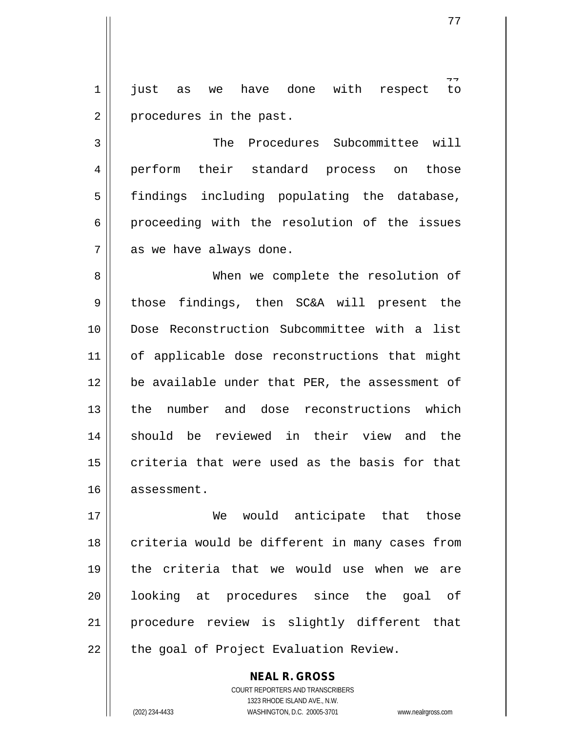just as we have done with respect to procedures in the past.

The Procedures Subcommittee will perform their standard process on those findings including populating the database, proceeding with the resolution of the issues as we have always done.

When we complete the resolution of those findings, then SC&A will present the Dose Reconstruction Subcommittee with a list of applicable dose reconstructions that might be available under that PER, the assessment of the number and dose reconstructions which should be reviewed in their view and the criteria that were used as the basis for that assessment.

We would anticipate that those criteria would be different in many cases from the criteria that we would use when we are looking at procedures since the goal of procedure review is slightly different that the goal of Project Evaluation Review.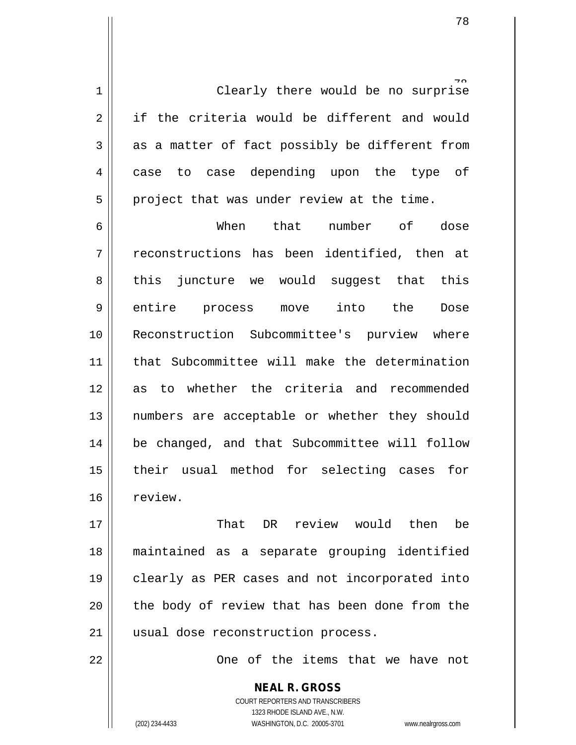Clearly there would be no surprise if the criteria would be different and would as a matter of fact possibly be different from case to case depending upon the type of project that was under review at the time.

When that number of dose reconstructions has been identified, then at this juncture we would suggest that this entire process move into the Dose Reconstruction Subcommittee's purview where that Subcommittee will make the determination as to whether the criteria and recommended numbers are acceptable or whether they should be changed, and that Subcommittee will follow their usual method for selecting cases for review.

That DR review would then be maintained as a separate grouping identified clearly as PER cases and not incorporated into the body of review that has been done from the usual dose reconstruction process.

One of the items that we have not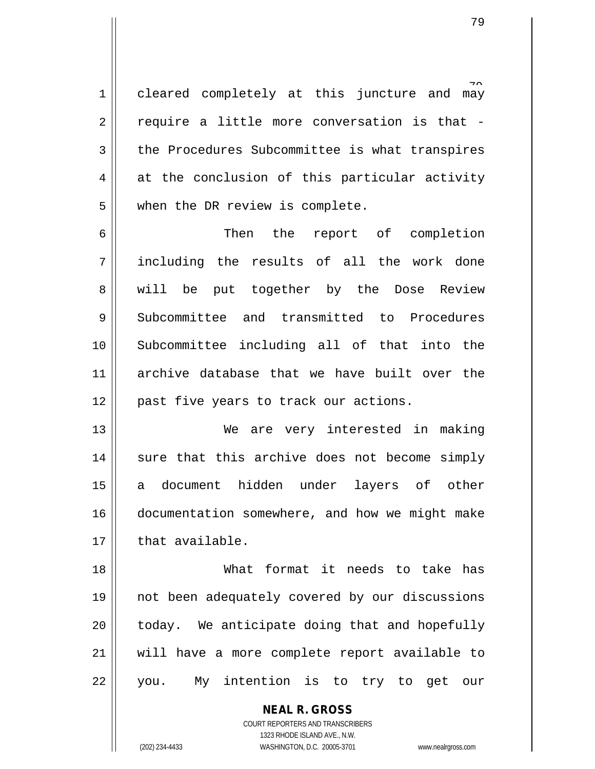cleared completely at this juncture and may require a little more conversation is that - the Procedures Subcommittee is what transpires at the conclusion of this particular activity when the DR review is complete.

Then the report of completion including the results of all the work done will be put together by the Dose Review Subcommittee and transmitted to Procedures Subcommittee including all of that into the archive database that we have built over the past five years to track our actions.

We are very interested in making sure that this archive does not become simply a document hidden under layers of other documentation somewhere, and how we might make that available.

What format it needs to take has not been adequately covered by our discussions today. We anticipate doing that and hopefully will have a more complete report available to you. My intention is to try to get our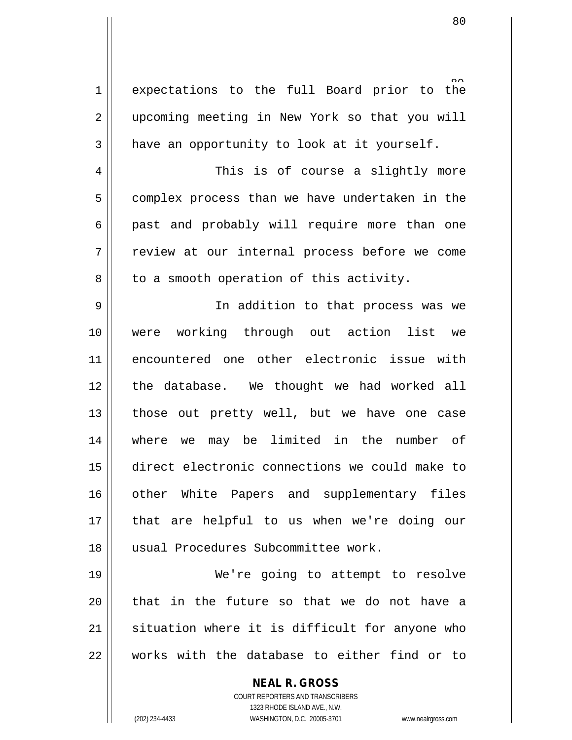expectations to the full Board prior to the upcoming meeting in New York so that you will have an opportunity to look at it yourself.

This is of course a slightly more complex process than we have undertaken in the past and probably will require more than one review at our internal process before we come to a smooth operation of this activity.

In addition to that process was we were working through out action list we encountered one other electronic issue with the database. We thought we had worked all those out pretty well, but we have one case where we may be limited in the number of direct electronic connections we could make to other White Papers and supplementary files that are helpful to us when we're doing our usual Procedures Subcommittee work.

We're going to attempt to resolve that in the future so that we do not have a situation where it is difficult for anyone who works with the database to either find or to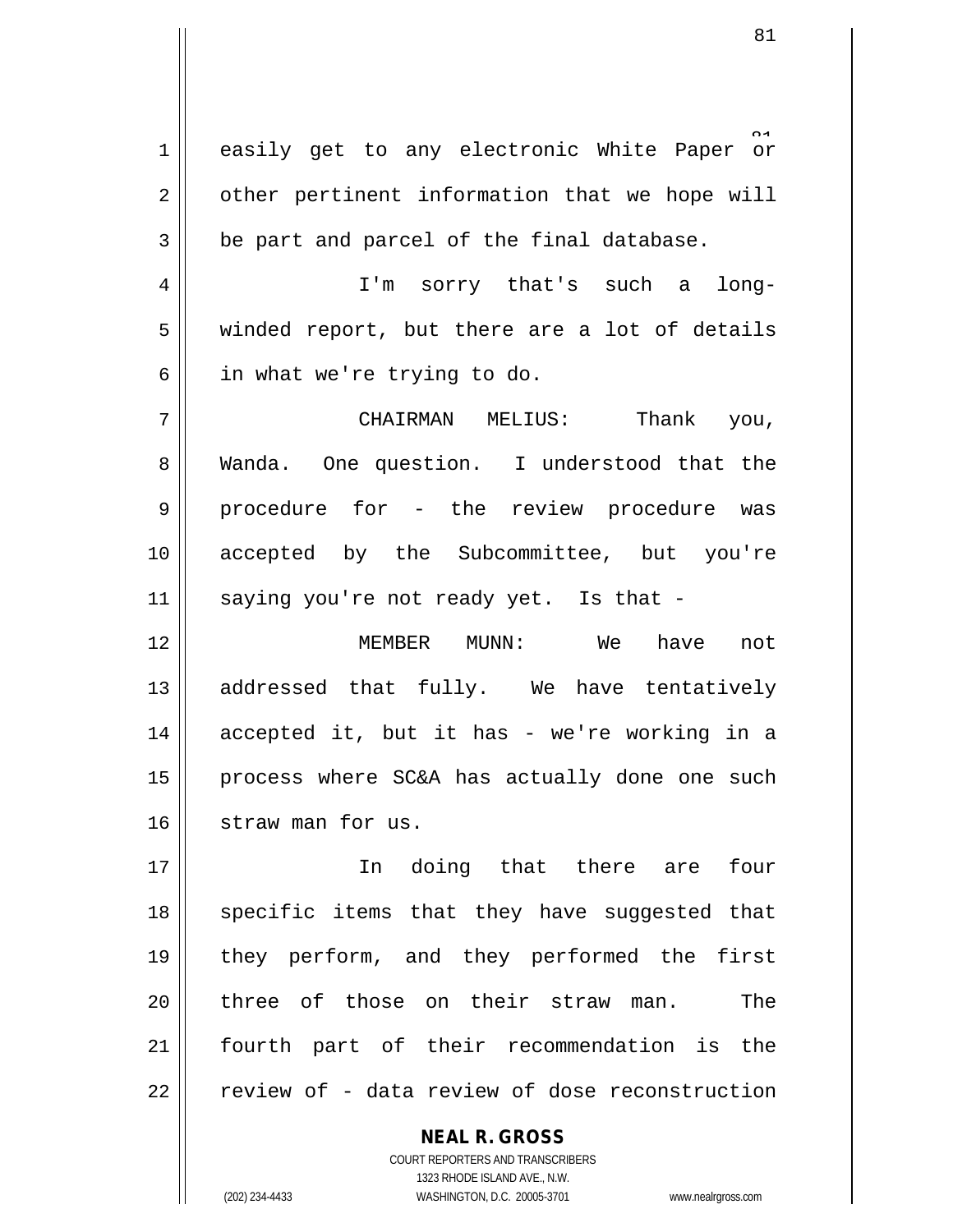easily get to any electronic White Paper or other pertinent information that we hope will be part and parcel of the final database.

I'm sorry that's such a long-winded report, but there are a lot of details in what we're trying to do.

CHAIRMAN MELIUS: Thank you, Wanda. One question. I understood that the procedure for - the review procedure was accepted by the Subcommittee, but you're saying you're not ready yet. Is that -

MEMBER MUNN: We have not addressed that fully. We have tentatively accepted it, but it has - we're working in a process where SC&A has actually done one such straw man for us.

In doing that there are four specific items that they have suggested that they perform, and they performed the first three of those on their straw man. The fourth part of their recommendation is the review of - data review of dose reconstruction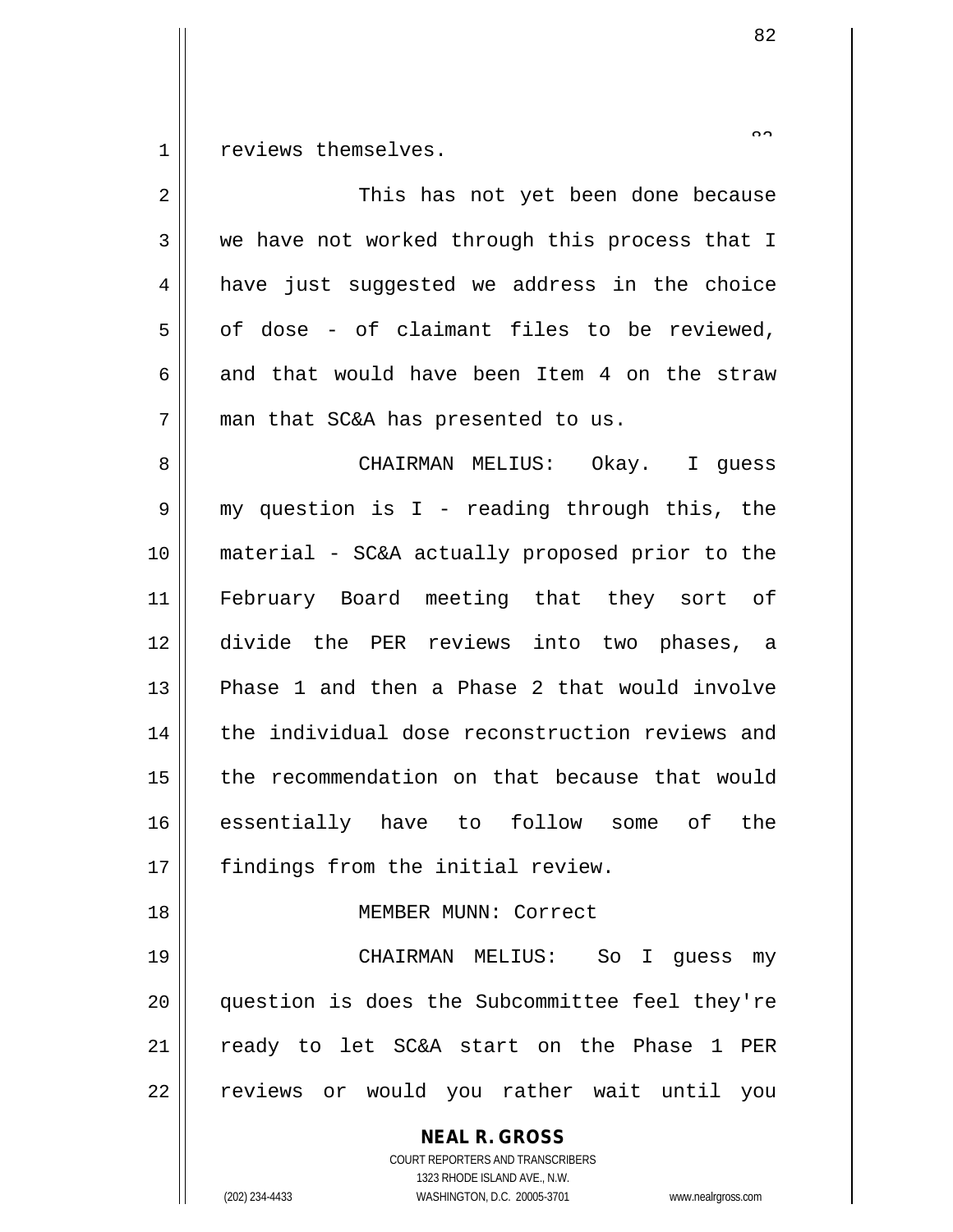reviews themselves.

This has not yet been done because we have not worked through this process that I have just suggested we address in the choice of dose - of claimant files to be reviewed, and that would have been Item 4 on the straw man that SC&A has presented to us.

CHAIRMAN MELIUS: Okay. I guess my question is I - reading through this, the material - SC&A actually proposed prior to the February Board meeting that they sort of divide the PER reviews into two phases, a Phase 1 and then a Phase 2 that would involve the individual dose reconstruction reviews and the recommendation on that because that would essentially have to follow some of the findings from the initial review.

MEMBER MUNN: Correct

CHAIRMAN MELIUS: So I guess my question is does the Subcommittee feel they're ready to let SC&A start on the Phase 1 PER reviews or would you rather wait until you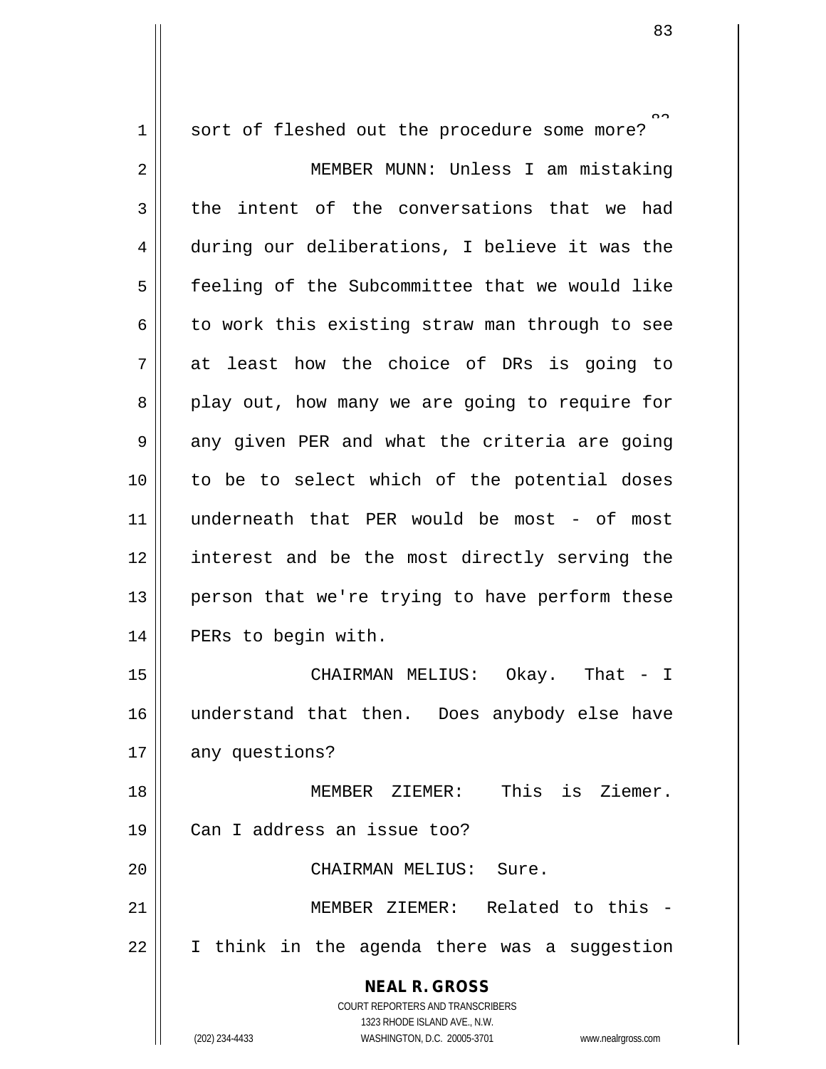sort of fleshed out the procedure some more?

MEMBER MUNN: Unless I am mistaking the intent of the conversations that we had during our deliberations, I believe it was the feeling of the Subcommittee that we would like to work this existing straw man through to see at least how the choice of DRs is going to play out, how many we are going to require for any given PER and what the criteria are going to be to select which of the potential doses underneath that PER would be most - of most interest and be the most directly serving the person that we're trying to have perform these PERs to begin with.

CHAIRMAN MELIUS: Okay. That - I understand that then. Does anybody else have any questions?

MEMBER ZIEMER: This is Ziemer. Can I address an issue too?

CHAIRMAN MELIUS: Sure.

MEMBER ZIEMER: Related to this - I think in the agenda there was a suggestion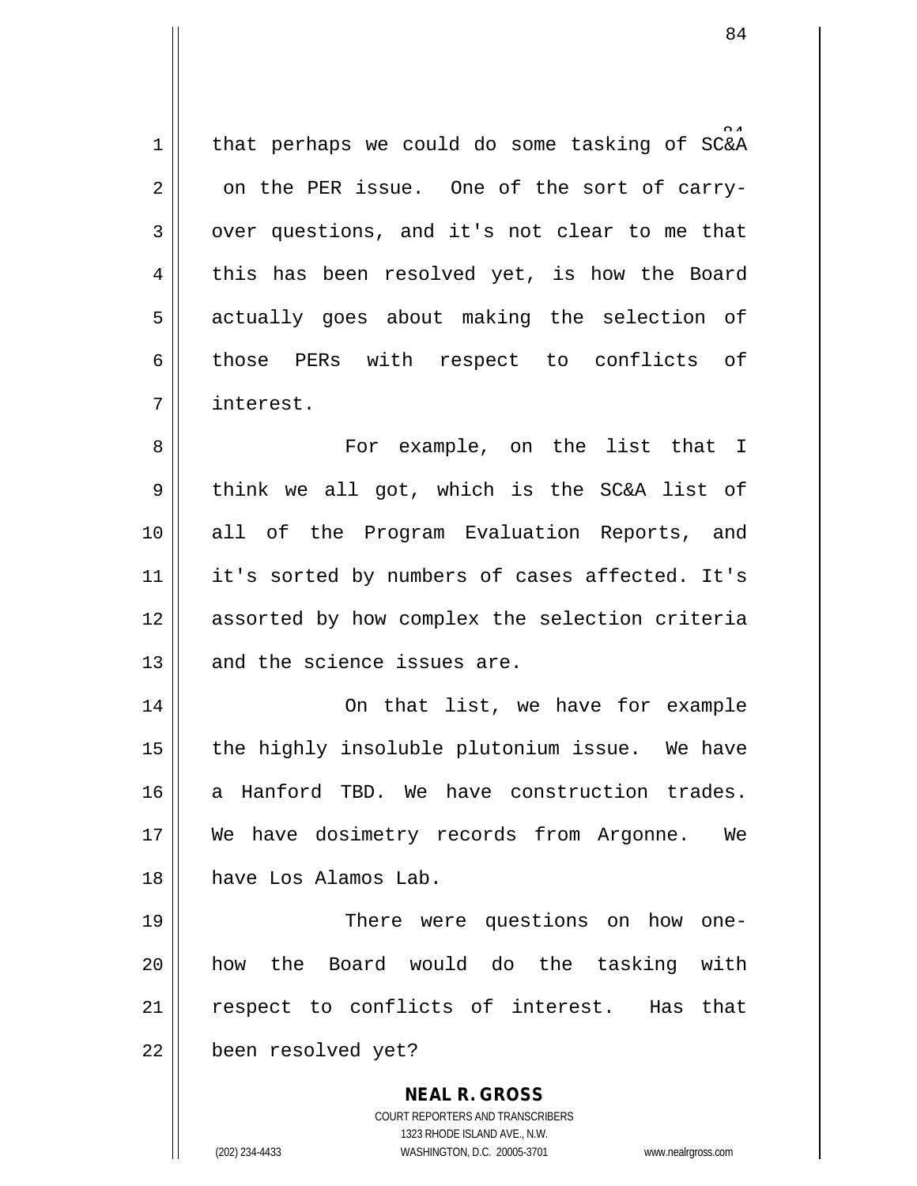that perhaps we could do some tasking of SC&A on the PER issue. One of the sort of carry-over questions, and it's not clear to me that this has been resolved yet, is how the Board actually goes about making the selection of those PERs with respect to conflicts of interest.

For example, on the list that I think we all got, which is the SC&A list of all of the Program Evaluation Reports, and it's sorted by numbers of cases affected. It's assorted by how complex the selection criteria and the science issues are.

On that list, we have for example the highly insoluble plutonium issue. We have a Hanford TBD. We have construction trades. We have dosimetry records from Argonne. We have Los Alamos Lab.

There were questions on how one- how the Board would do the tasking with respect to conflicts of interest. Has that been resolved yet?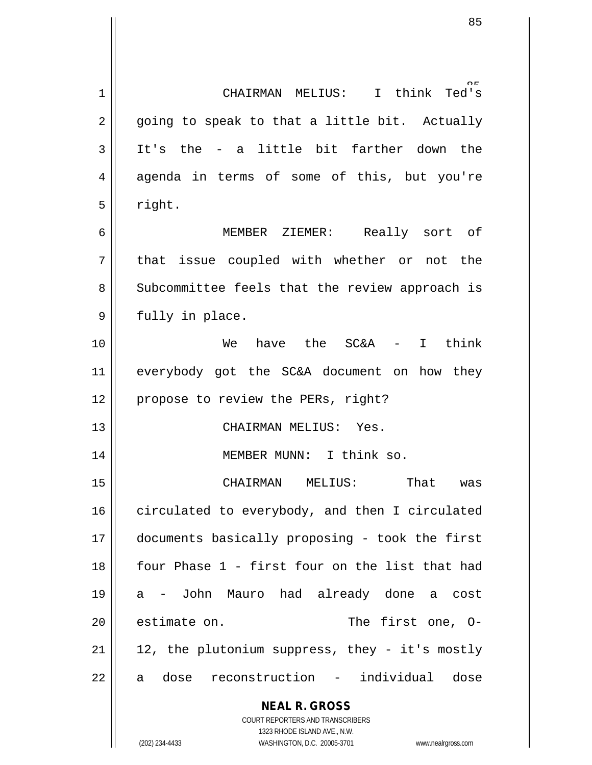CHAIRMAN MELIUS: I think Ted's going to speak to that a little bit. Actually It's the - a little bit farther down the agenda in terms of some of this, but you're right.

MEMBER ZIEMER: Really sort of that issue coupled with whether or not the Subcommittee feels that the review approach is fully in place.

We have the SC&A - I think everybody got the SC&A document on how they propose to review the PERs, right?

CHAIRMAN MELIUS: Yes.

MEMBER MUNN: I think so.

CHAIRMAN MELIUS: That was circulated to everybody, and then I circulated documents basically proposing - took the first four Phase 1 - first four on the list that had a - John Mauro had already done a cost estimate on. The first one, O-12, the plutonium suppress, they - it's mostly a dose reconstruction - individual dose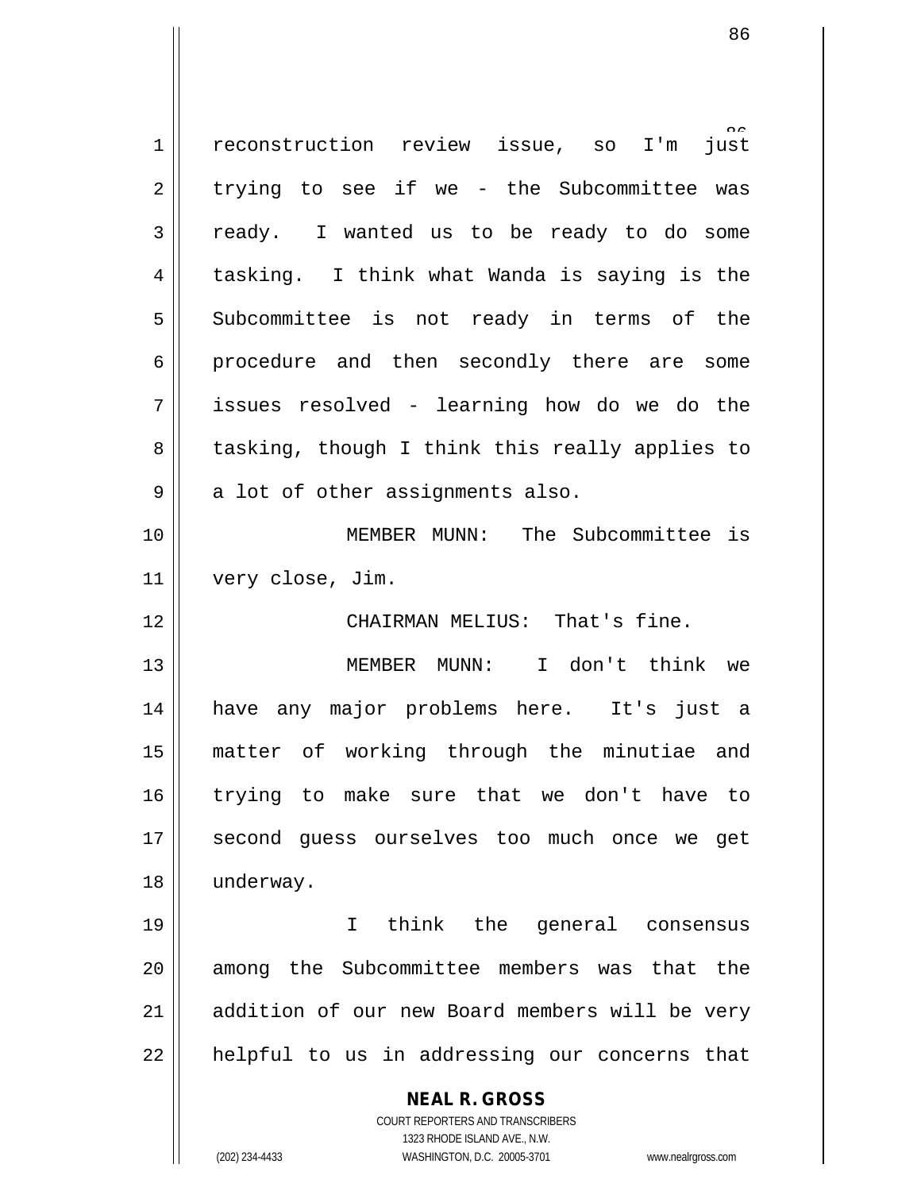reconstruction review issue, so I'm just trying to see if we - the Subcommittee was ready. I wanted us to be ready to do some tasking. I think what Wanda is saying is the Subcommittee is not ready in terms of the procedure and then secondly there are some issues resolved - learning how do we do the tasking, though I think this really applies to a lot of other assignments also.

MEMBER MUNN: The Subcommittee is very close, Jim.

CHAIRMAN MELIUS: That's fine.

MEMBER MUNN: I don't think we have any major problems here. It's just a matter of working through the minutiae and trying to make sure that we don't have to second guess ourselves too much once we get underway.

I think the general consensus among the Subcommittee members was that the addition of our new Board members will be very helpful to us in addressing our concerns that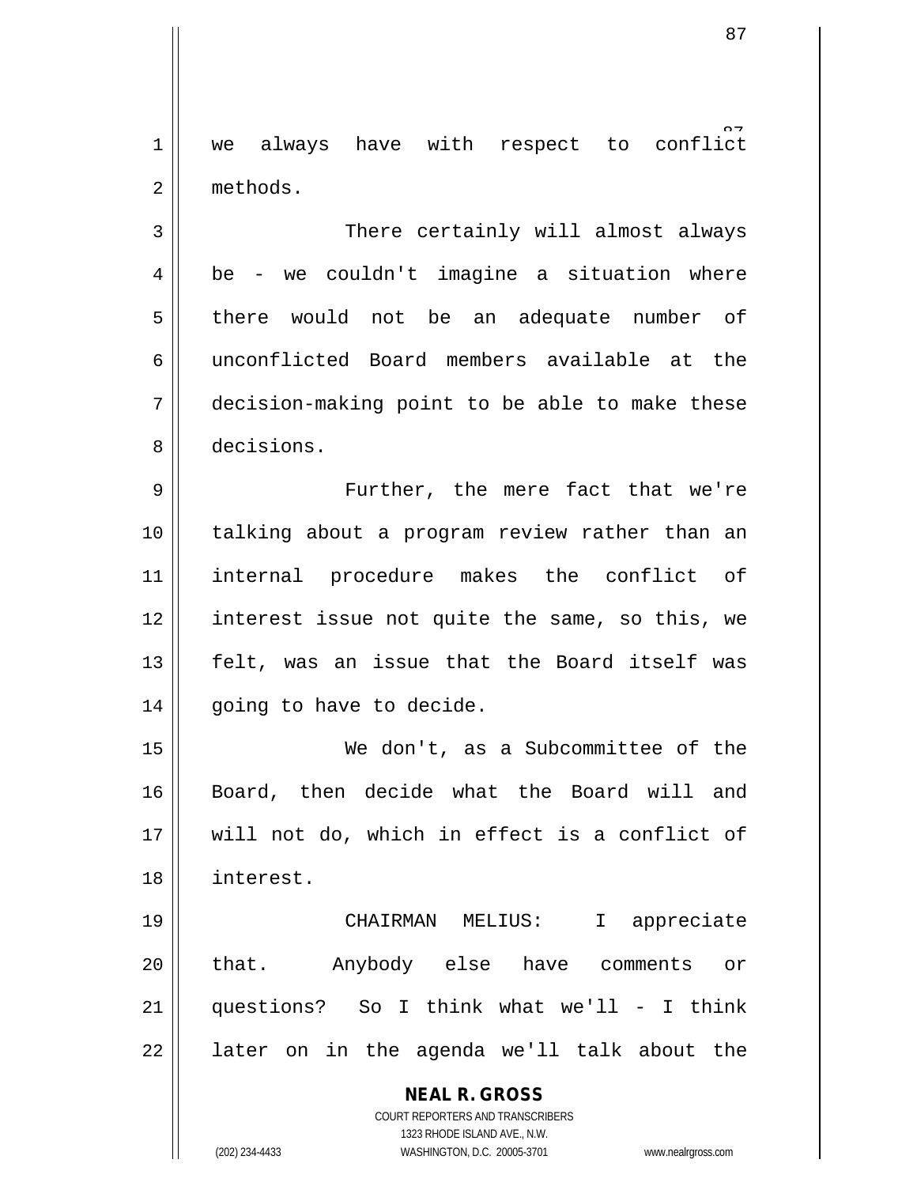we always have with respect to conflict methods.

There certainly will almost always be - we couldn't imagine a situation where there would not be an adequate number of unconflicted Board members available at the decision-making point to be able to make these decisions.

Further, the mere fact that we're talking about a program review rather than an internal procedure makes the conflict of interest issue not quite the same, so this, we felt, was an issue that the Board itself was going to have to decide.

We don't, as a Subcommittee of the Board, then decide what the Board will and will not do, which in effect is a conflict of interest.

CHAIRMAN MELIUS: I appreciate that. Anybody else have comments or questions? So I think what we'll - I think later on in the agenda we'll talk about the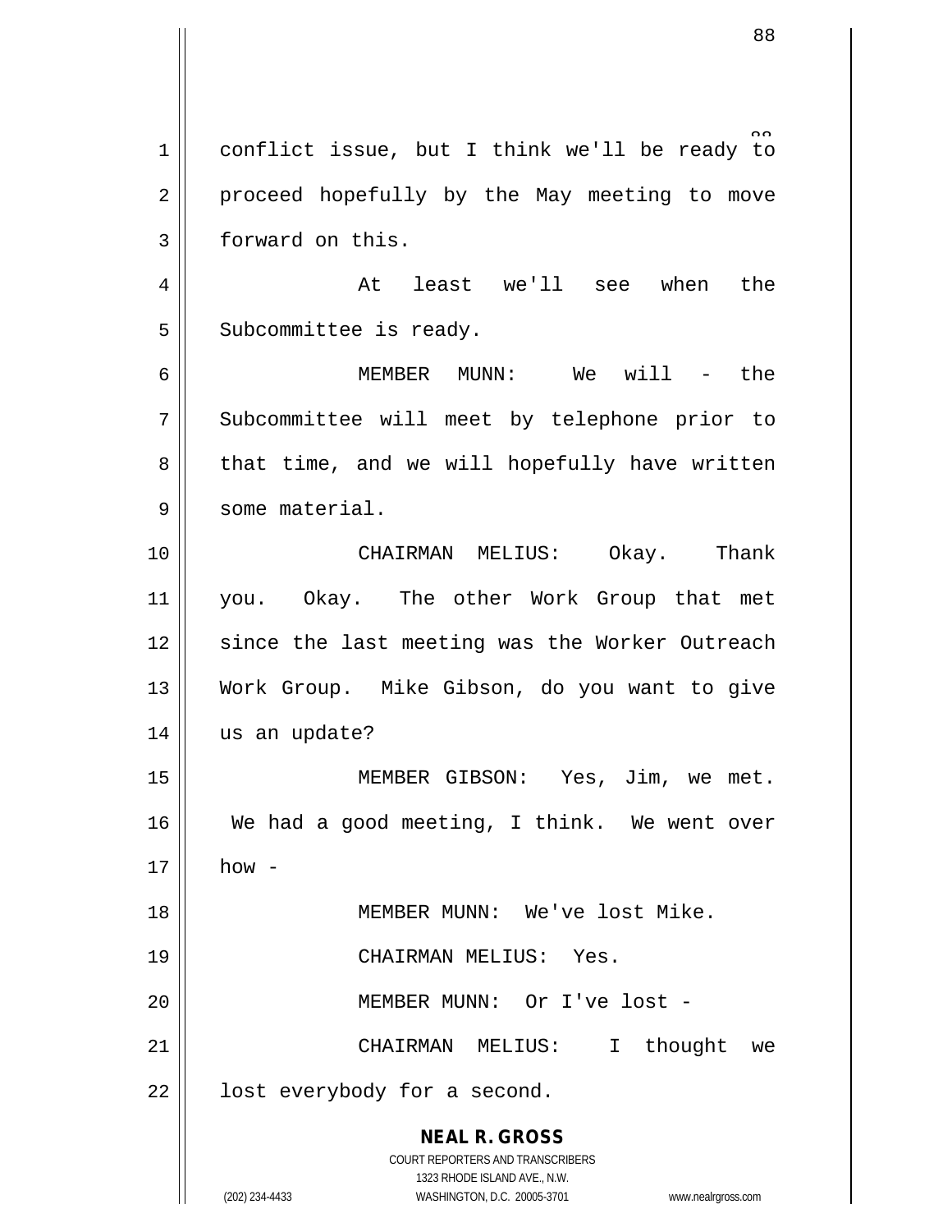conflict issue, but I think we'll be ready to proceed hopefully by the May meeting to move forward on this.

At least we'll see when the Subcommittee is ready.

MEMBER MUNN: We will - the Subcommittee will meet by telephone prior to that time, and we will hopefully have written some material.

CHAIRMAN MELIUS: Okay. Thank you. Okay. The other Work Group that met since the last meeting was the Worker Outreach Work Group. Mike Gibson, do you want to give us an update?

MEMBER GIBSON: Yes, Jim, we met. We had a good meeting, I think. We went over how -

MEMBER MUNN: We've lost Mike.

CHAIRMAN MELIUS: Yes.

MEMBER MUNN: Or I've lost -

CHAIRMAN MELIUS: I thought we lost everybody for a second.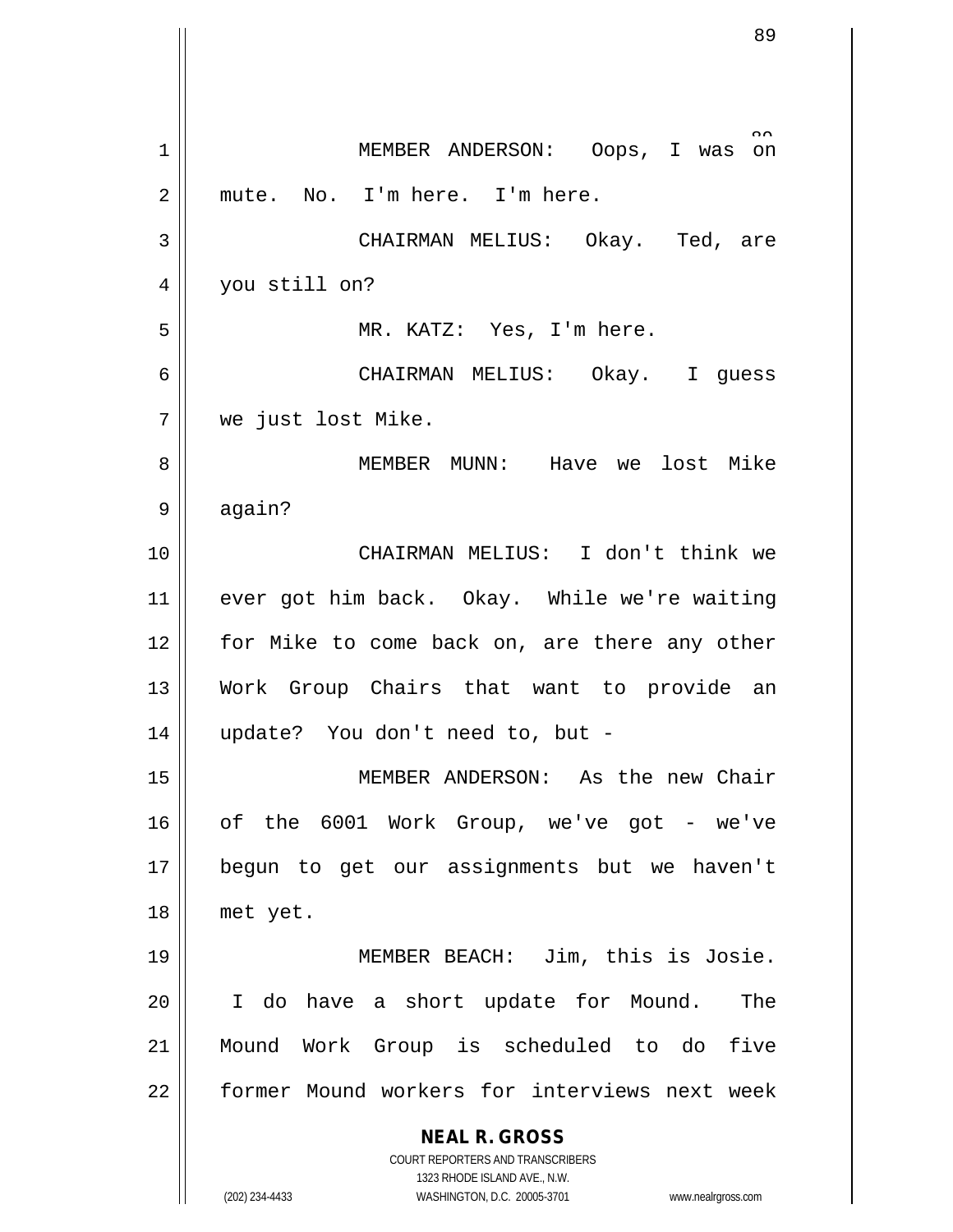MEMBER ANDERSON: Oops, I was on mute. No. I'm here. I'm here.

CHAIRMAN MELIUS: Okay. Ted, are you still on?

MR. KATZ: Yes, I'm here.

CHAIRMAN MELIUS: Okay. I guess we just lost Mike.

MEMBER MUNN: Have we lost Mike again?

CHAIRMAN MELIUS: I don't think we ever got him back. Okay. While we're waiting for Mike to come back on, are there any other Work Group Chairs that want to provide an update? You don't need to, but -

MEMBER ANDERSON: As the new Chair of the 6001 Work Group, we've got - we've begun to get our assignments but we haven't met yet.

MEMBER BEACH: Jim, this is Josie. I do have a short update for Mound. The Mound Work Group is scheduled to do five former Mound workers for interviews next week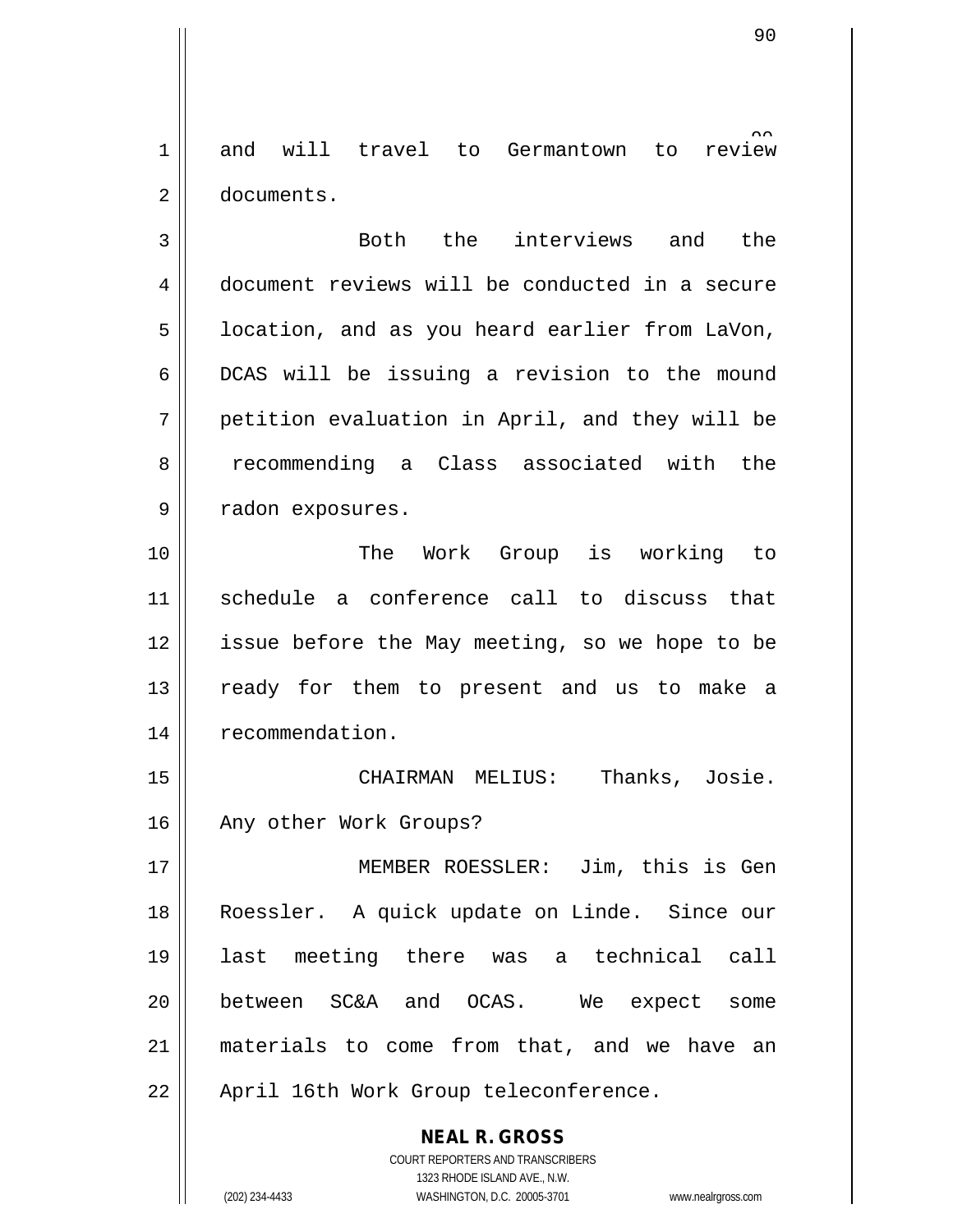and will travel to Germantown to review documents.

Both the interviews and the document reviews will be conducted in a secure location, and as you heard earlier from LaVon, DCAS will be issuing a revision to the mound petition evaluation in April, and they will be recommending a Class associated with the radon exposures.

The Work Group is working to schedule a conference call to discuss that issue before the May meeting, so we hope to be ready for them to present and us to make a recommendation.

CHAIRMAN MELIUS: Thanks, Josie. Any other Work Groups?

MEMBER ROESSLER: Jim, this is Gen Roessler. A quick update on Linde. Since our last meeting there was a technical call between SC&A and OCAS. We expect some materials to come from that, and we have an April 16th Work Group teleconference.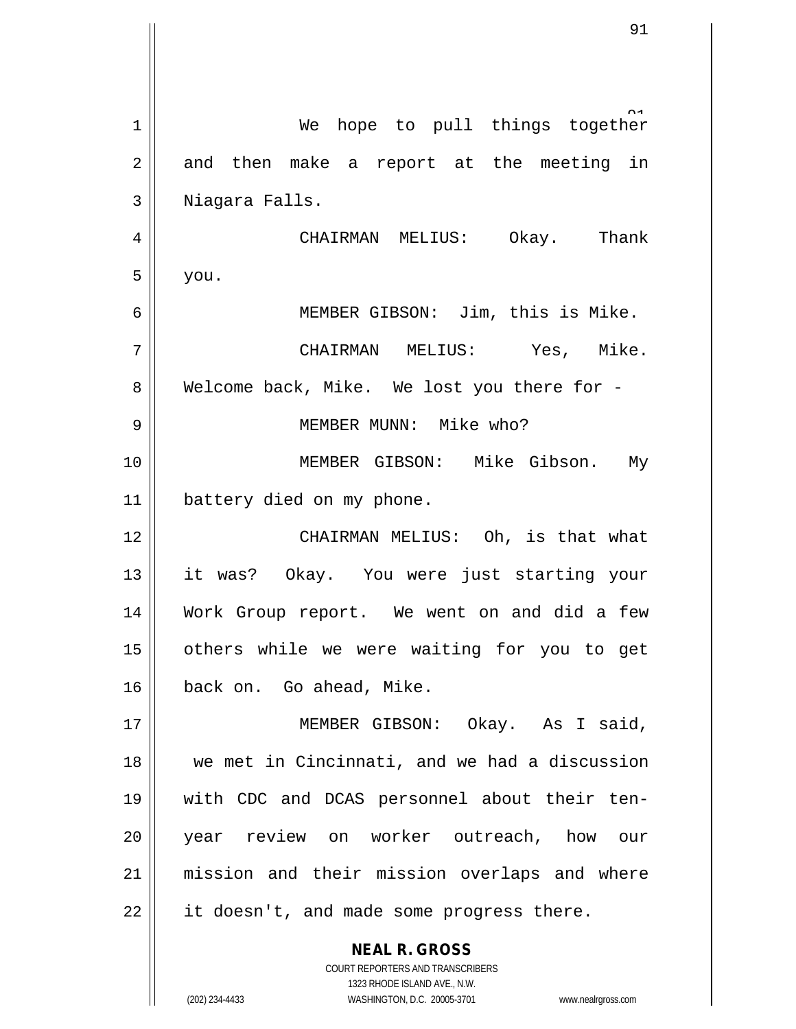We hope to pull things together and then make a report at the meeting in Niagara Falls.

CHAIRMAN MELIUS: Okay. Thank you.

MEMBER GIBSON: Jim, this is Mike.

CHAIRMAN MELIUS: Yes, Mike. Welcome back, Mike. We lost you there for -

MEMBER MUNN: Mike who?

MEMBER GIBSON: Mike Gibson. My battery died on my phone.

CHAIRMAN MELIUS: Oh, is that what it was? Okay. You were just starting your Work Group report. We went on and did a few others while we were waiting for you to get back on. Go ahead, Mike.

MEMBER GIBSON: Okay. As I said, we met in Cincinnati, and we had a discussion with CDC and DCAS personnel about their ten-year review on worker outreach, how our mission and their mission overlaps and where it doesn't, and made some progress there.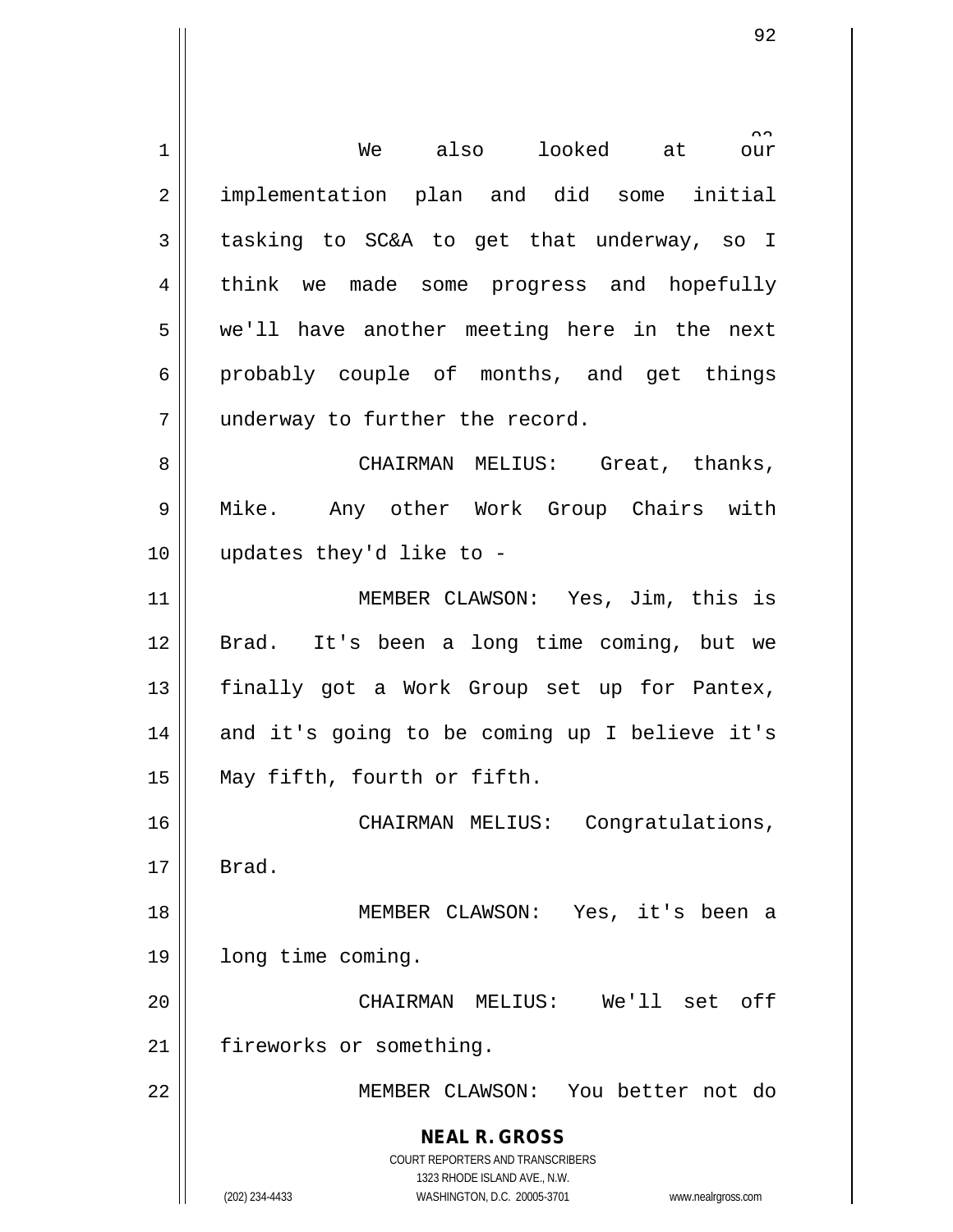We also looked at our implementation plan and did some initial tasking to SC&A to get that underway, so I think we made some progress and hopefully we'll have another meeting here in the next probably couple of months, and get things underway to further the record.

CHAIRMAN MELIUS: Great, thanks, Mike. Any other Work Group Chairs with updates they'd like to -

MEMBER CLAWSON: Yes, Jim, this is Brad. It's been a long time coming, but we finally got a Work Group set up for Pantex, and it's going to be coming up I believe it's May fifth, fourth or fifth.

CHAIRMAN MELIUS: Congratulations, Brad.

MEMBER CLAWSON: Yes, it's been a long time coming.

CHAIRMAN MELIUS: We'll set off fireworks or something.

MEMBER CLAWSON: You better not do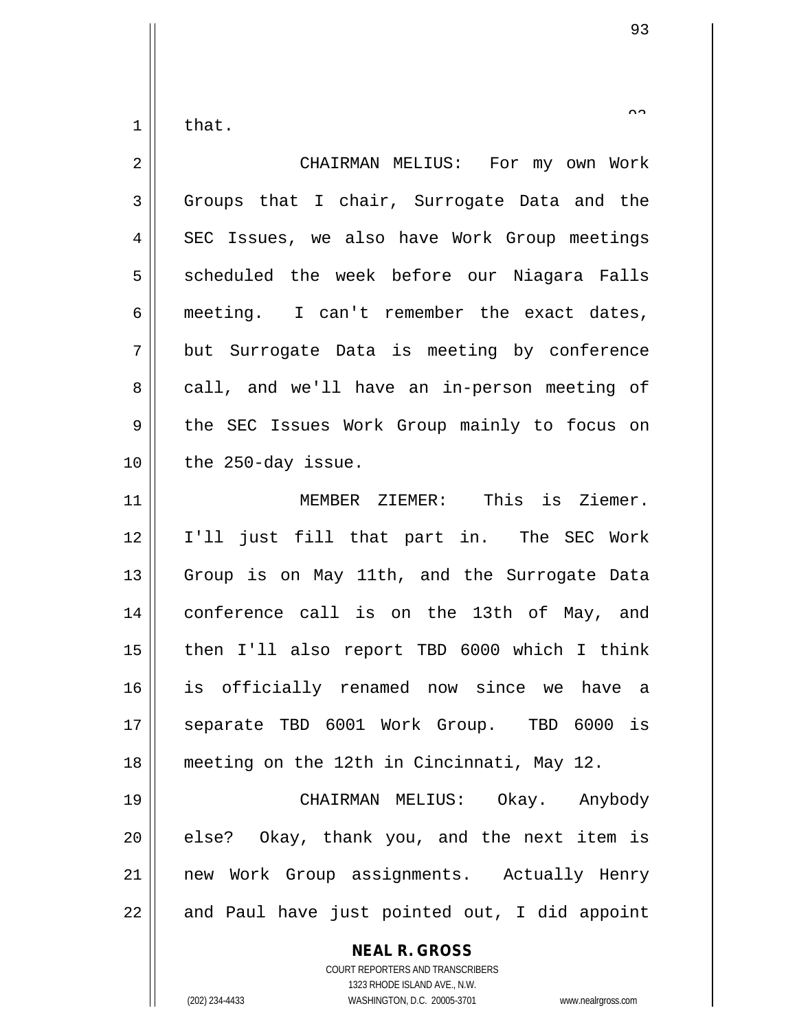that.

CHAIRMAN MELIUS: For my own Work Groups that I chair, Surrogate Data and the SEC Issues, we also have Work Group meetings scheduled the week before our Niagara Falls meeting. I can't remember the exact dates, but Surrogate Data is meeting by conference call, and we'll have an in-person meeting of the SEC Issues Work Group mainly to focus on the 250-day issue.

MEMBER ZIEMER: This is Ziemer. I'll just fill that part in. The SEC Work Group is on May 11th, and the Surrogate Data conference call is on the 13th of May, and then I'll also report TBD 6000 which I think is officially renamed now since we have a separate TBD 6001 Work Group. TBD 6000 is meeting on the 12th in Cincinnati, May 12.

CHAIRMAN MELIUS: Okay. Anybody else? Okay, thank you, and the next item is new Work Group assignments. Actually Henry and Paul have just pointed out, I did appoint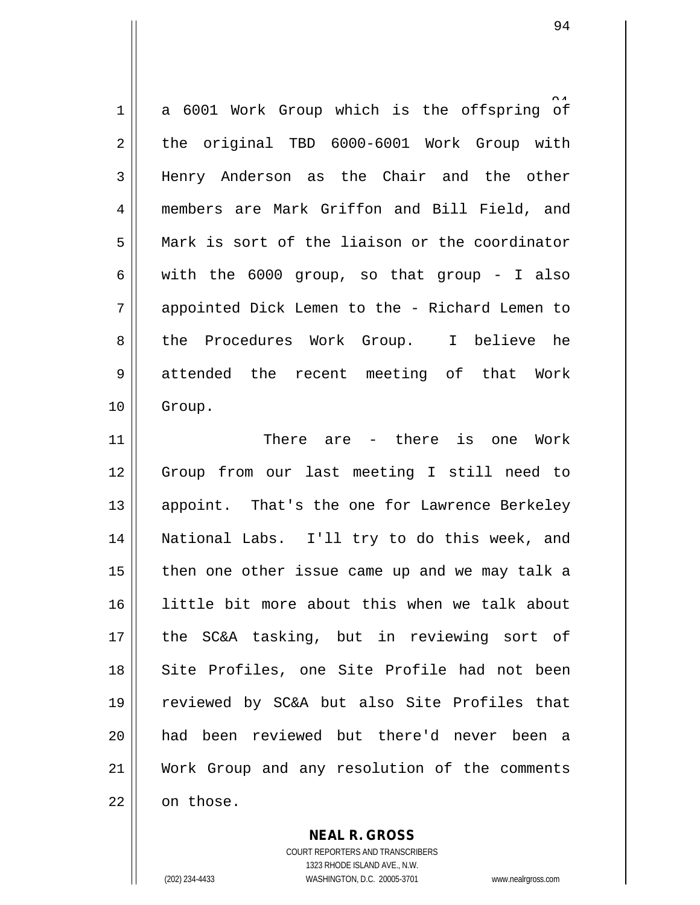a 6001 Work Group which is the offspring of the original TBD 6000-6001 Work Group with Henry Anderson as the Chair and the other members are Mark Griffon and Bill Field, and Mark is sort of the liaison or the coordinator with the 6000 group, so that group - I also appointed Dick Lemen to the - Richard Lemen to the Procedures Work Group. I believe he attended the recent meeting of that Work Group.

There are - there is one Work Group from our last meeting I still need to appoint. That's the one for Lawrence Berkeley National Labs. I'll try to do this week, and then one other issue came up and we may talk a little bit more about this when we talk about the SC&A tasking, but in reviewing sort of Site Profiles, one Site Profile had not been reviewed by SC&A but also Site Profiles that had been reviewed but there'd never been a Work Group and any resolution of the comments on those.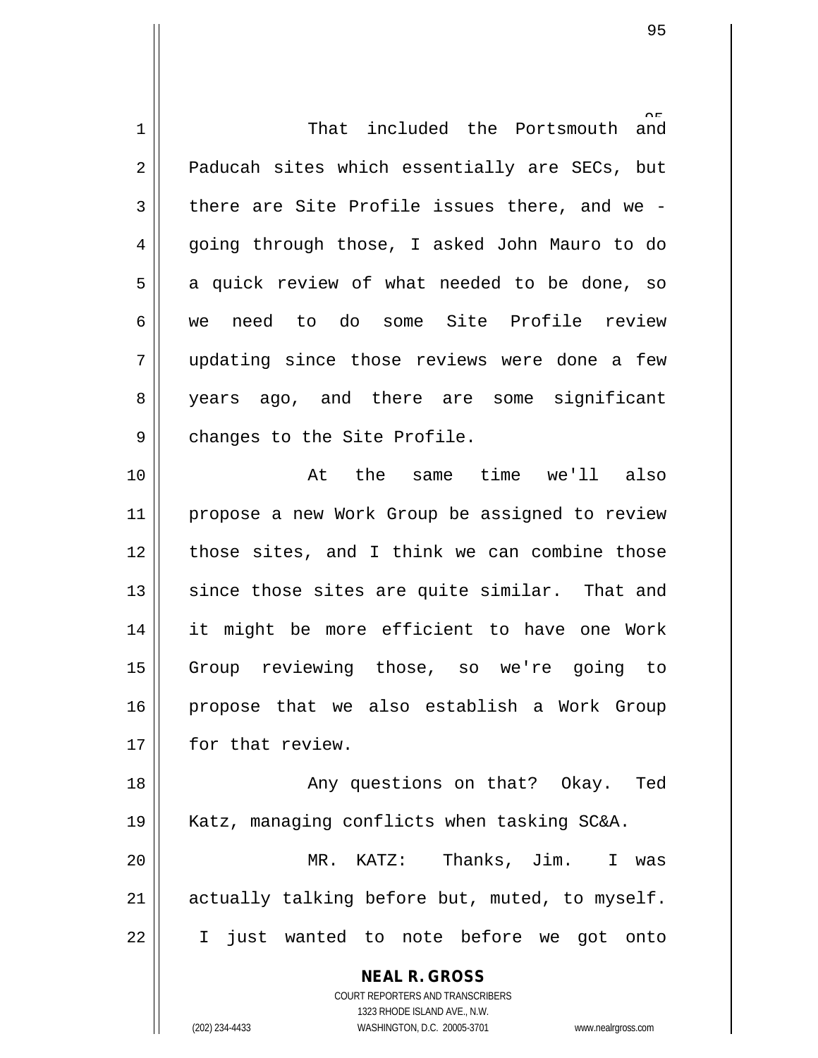That included the Portsmouth and Paducah sites which essentially are SECs, but there are Site Profile issues there, and we - going through those, I asked John Mauro to do a quick review of what needed to be done, so we need to do some Site Profile review updating since those reviews were done a few years ago, and there are some significant changes to the Site Profile.

At the same time we'll also propose a new Work Group be assigned to review those sites, and I think we can combine those since those sites are quite similar. That and it might be more efficient to have one Work Group reviewing those, so we're going to propose that we also establish a Work Group for that review.

Any questions on that? Okay. Ted Katz, managing conflicts when tasking SC&A.

MR. KATZ: Thanks, Jim. I was actually talking before but, muted, to myself. I just wanted to note before we got onto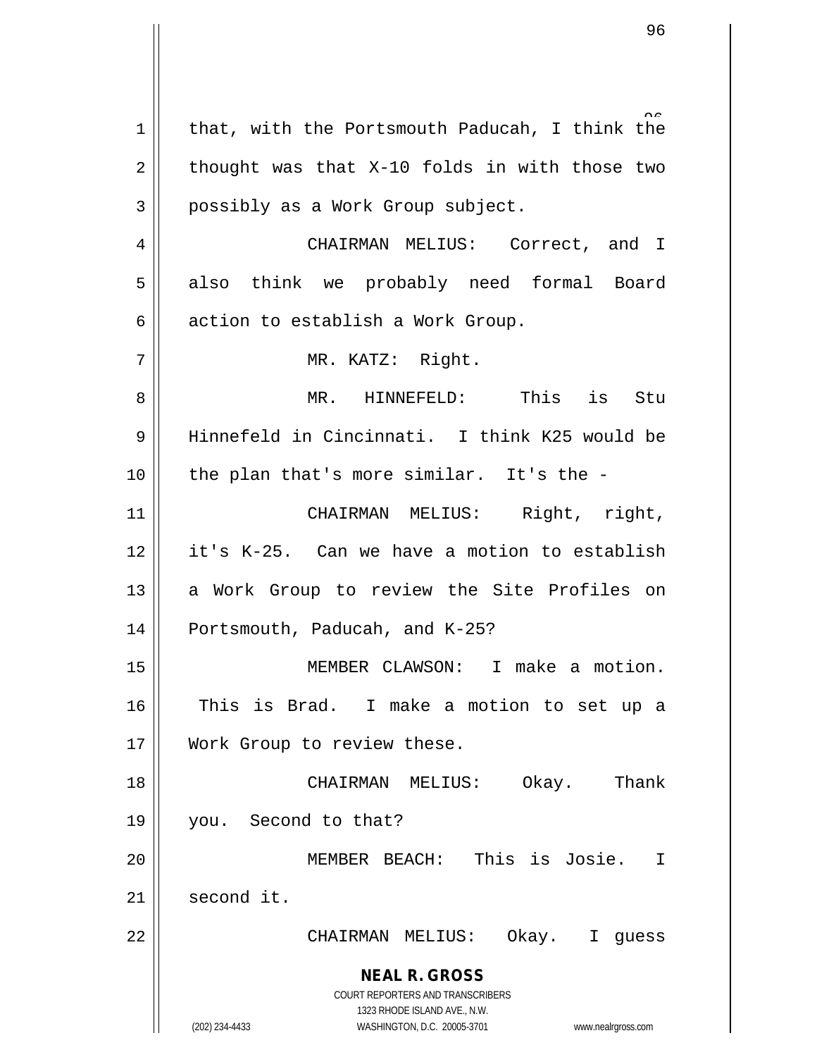that, with the Portsmouth Paducah, I think the thought was that X-10 folds in with those two possibly as a Work Group subject.

CHAIRMAN MELIUS: Correct, and I also think we probably need formal Board action to establish a Work Group.

MR. KATZ: Right.

MR. HINNEFELD: This is Stu Hinnefeld in Cincinnati. I think K25 would be the plan that's more similar. It's the -

CHAIRMAN MELIUS: Right, right, it's K-25. Can we have a motion to establish a Work Group to review the Site Profiles on Portsmouth, Paducah, and K-25?

MEMBER CLAWSON: I make a motion. This is Brad. I make a motion to set up a Work Group to review these.

CHAIRMAN MELIUS: Okay. Thank you. Second to that?

MEMBER BEACH: This is Josie. I second it.

CHAIRMAN MELIUS: Okay. I guess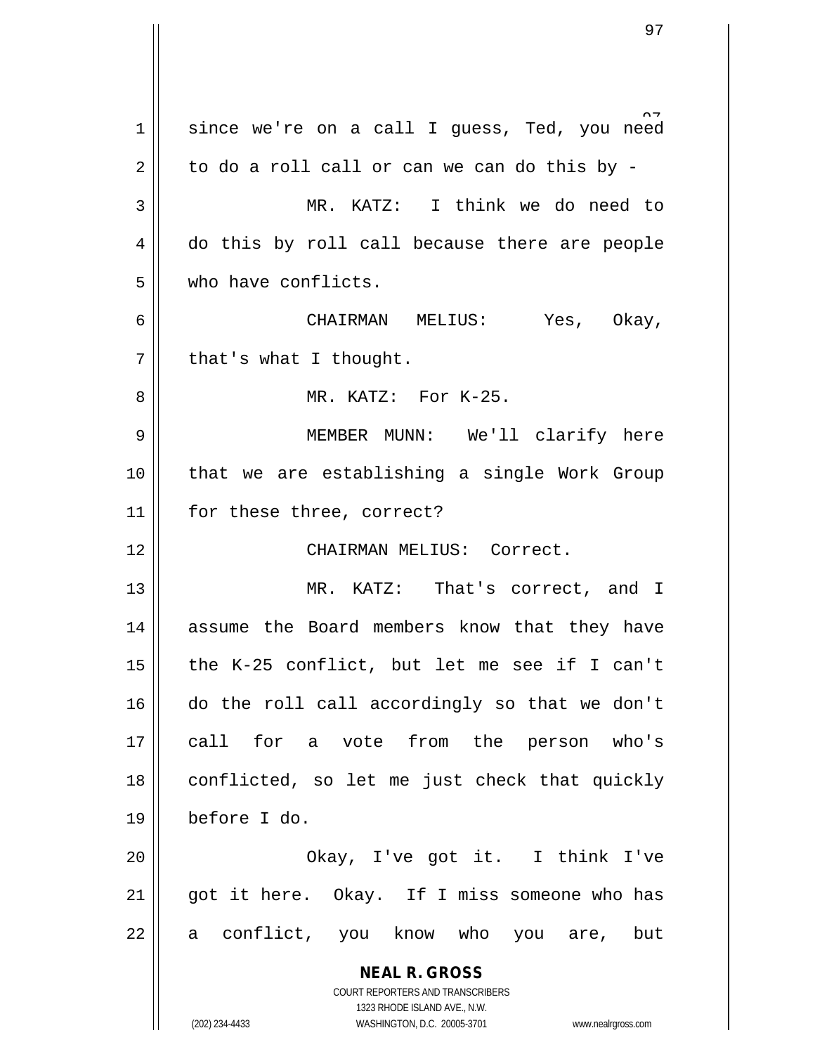since we're on a call I guess, Ted, you need to do a roll call or can we can do this by -

MR. KATZ: I think we do need to do this by roll call because there are people who have conflicts.

CHAIRMAN MELIUS: Yes, Okay, that's what I thought.

MR. KATZ: For K-25.

MEMBER MUNN: We'll clarify here that we are establishing a single Work Group for these three, correct?

CHAIRMAN MELIUS: Correct.

MR. KATZ: That's correct, and I assume the Board members know that they have the K-25 conflict, but let me see if I can't do the roll call accordingly so that we don't call for a vote from the person who's conflicted, so let me just check that quickly before I do.

Okay, I've got it. I think I've got it here. Okay. If I miss someone who has a conflict, you know who you are, but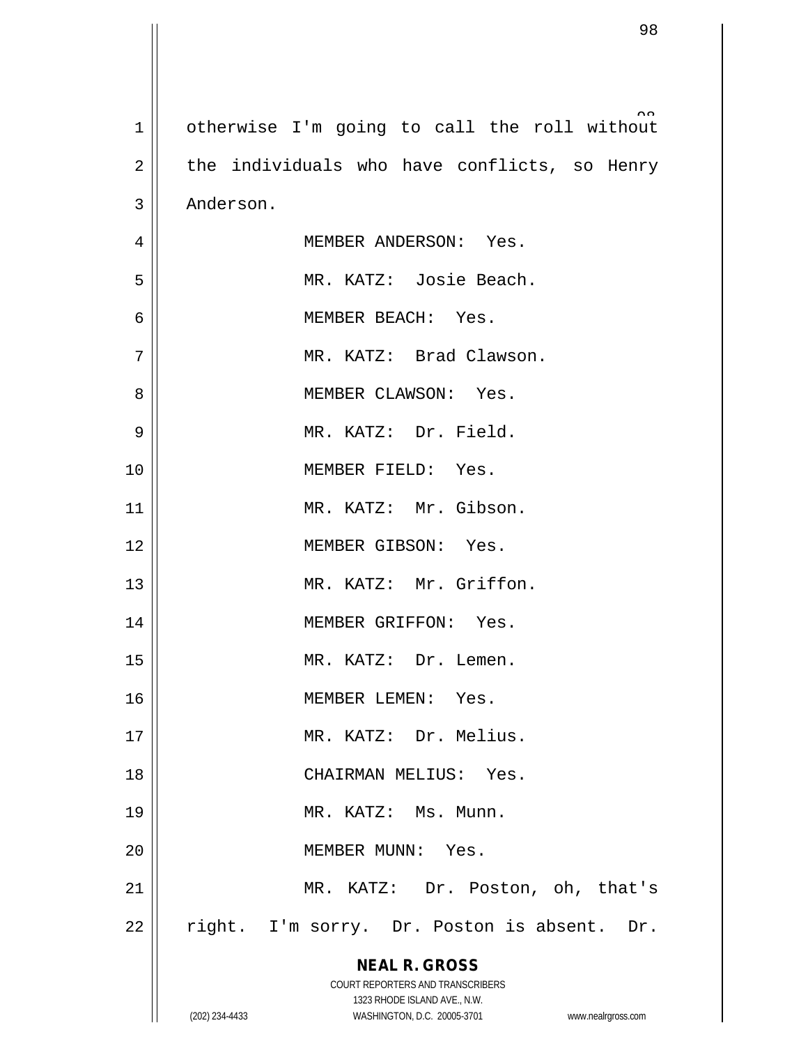otherwise I'm going to call the roll without the individuals who have conflicts, so Henry Anderson.

MEMBER ANDERSON: Yes.

MR. KATZ: Josie Beach.

MEMBER BEACH: Yes.

MR. KATZ: Brad Clawson.

MEMBER CLAWSON: Yes.

MR. KATZ: Dr. Field.

MEMBER FIELD: Yes.

MR. KATZ: Mr. Gibson.

MEMBER GIBSON: Yes.

MR. KATZ: Mr. Griffon.

MEMBER GRIFFON: Yes.

MR. KATZ: Dr. Lemen.

MEMBER LEMEN: Yes.

MR. KATZ: Dr. Melius.

CHAIRMAN MELIUS: Yes.

MR. KATZ: Ms. Munn.

MEMBER MUNN: Yes.

MR. KATZ: Dr. Poston, oh, that's right. I'm sorry. Dr. Poston is absent. Dr.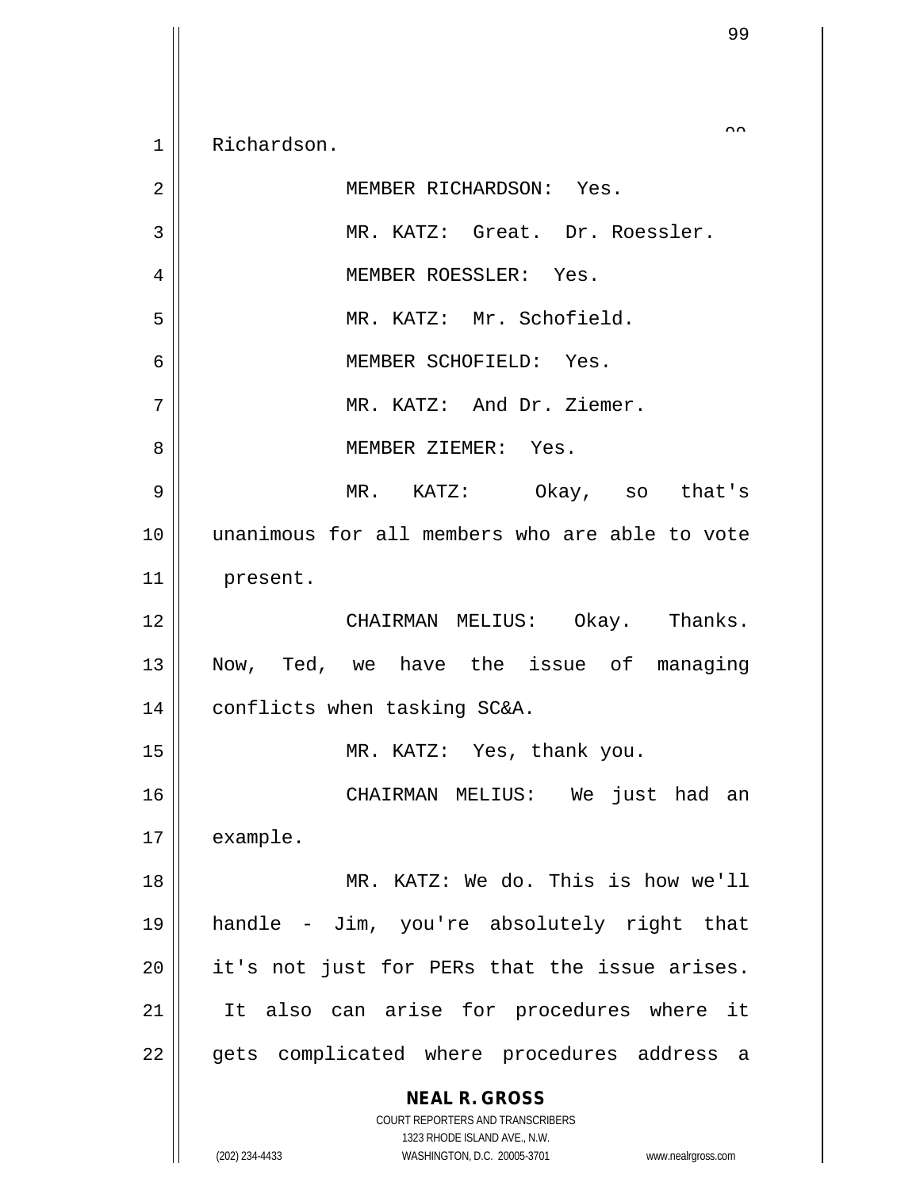Richardson.

MEMBER RICHARDSON: Yes.

MR. KATZ: Great. Dr. Roessler.

MEMBER ROESSLER: Yes.

MR. KATZ: Mr. Schofield.

MEMBER SCHOFIELD: Yes.

MR. KATZ: And Dr. Ziemer.

MEMBER ZIEMER: Yes.

MR. KATZ: Okay, so that's unanimous for all members who are able to vote present.

CHAIRMAN MELIUS: Okay. Thanks. Now, Ted, we have the issue of managing conflicts when tasking SC&A.

MR. KATZ: Yes, thank you.

CHAIRMAN MELIUS: We just had an example.

MR. KATZ: We do. This is how we'll handle - Jim, you're absolutely right that it's not just for PERs that the issue arises. It also can arise for procedures where it gets complicated where procedures address a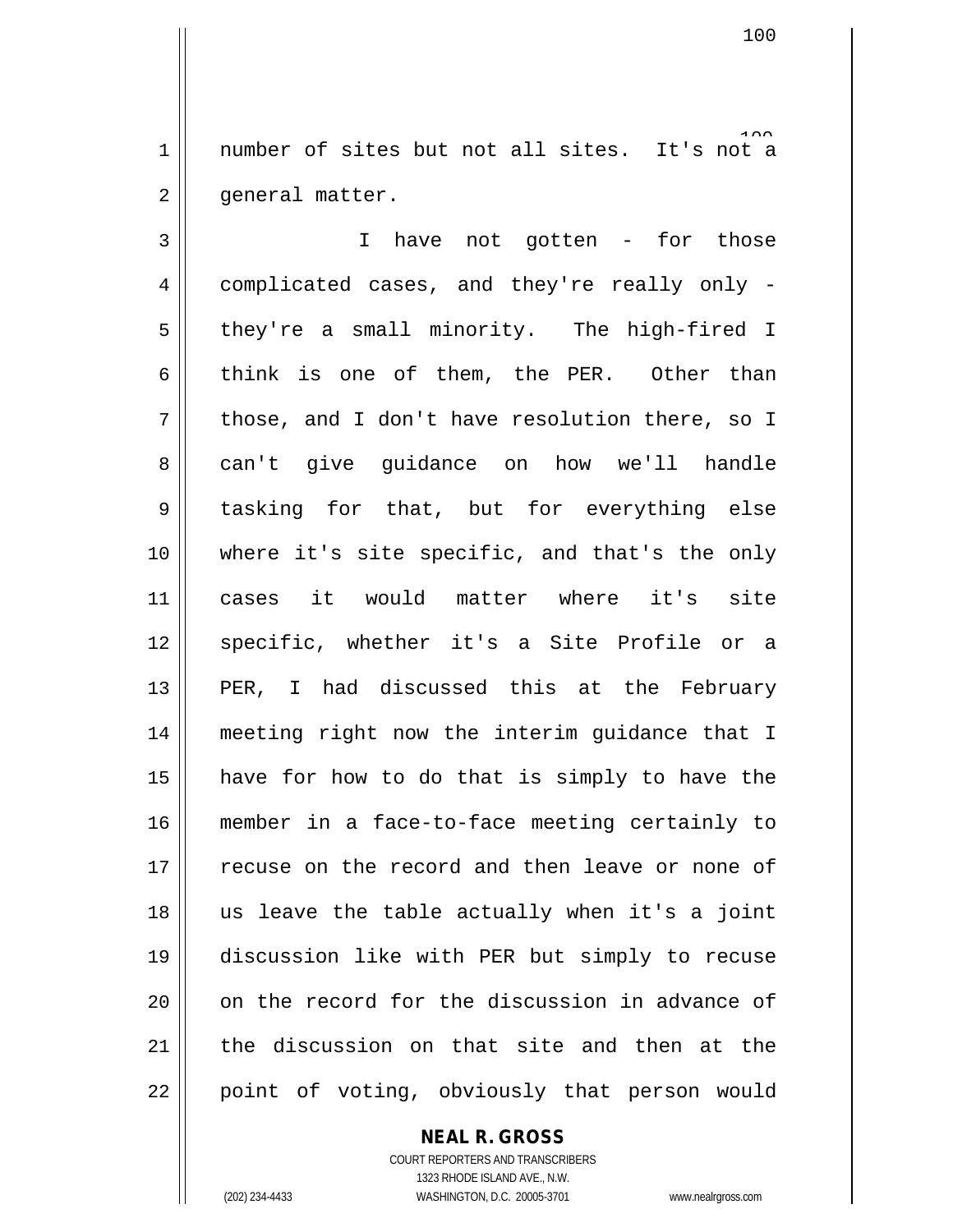number of sites but not all sites. It's not a general matter.

I have not gotten - for those complicated cases, and they're really only - they're a small minority. The high-fired I think is one of them, the PER. Other than those, and I don't have resolution there, so I can't give guidance on how we'll handle tasking for that, but for everything else where it's site specific, and that's the only cases it would matter where it's site specific, whether it's a Site Profile or a PER, I had discussed this at the February meeting right now the interim guidance that I have for how to do that is simply to have the member in a face-to-face meeting certainly to recuse on the record and then leave or none of us leave the table actually when it's a joint discussion like with PER but simply to recuse on the record for the discussion in advance of the discussion on that site and then at the point of voting, obviously that person would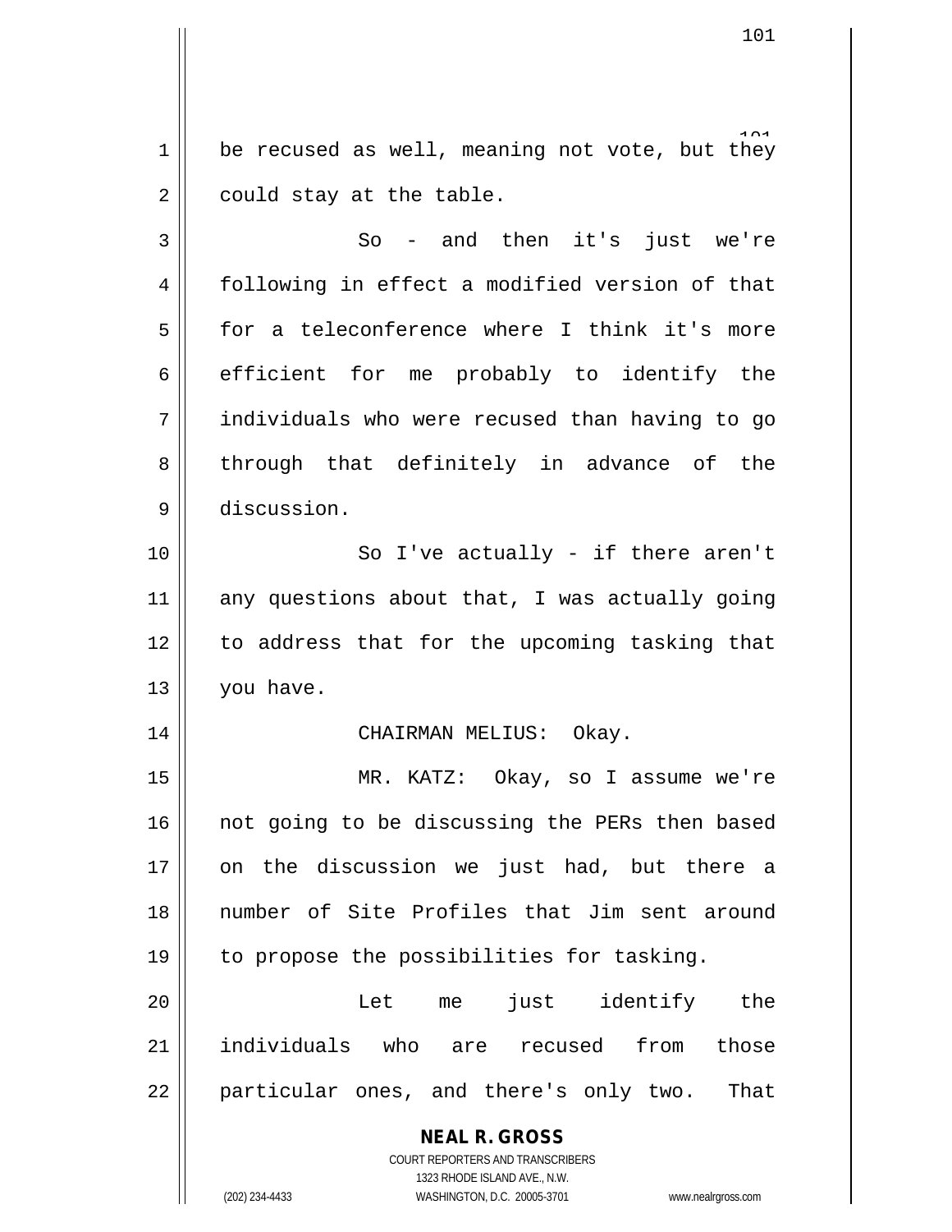be recused as well, meaning not vote, but they could stay at the table.

So - and then it's just we're following in effect a modified version of that for a teleconference where I think it's more efficient for me probably to identify the individuals who were recused than having to go through that definitely in advance of the discussion.

So I've actually - if there aren't any questions about that, I was actually going to address that for the upcoming tasking that you have.

CHAIRMAN MELIUS: Okay.

MR. KATZ: Okay, so I assume we're not going to be discussing the PERs then based on the discussion we just had, but there a number of Site Profiles that Jim sent around to propose the possibilities for tasking.

Let me just identify the individuals who are recused from those particular ones, and there's only two. That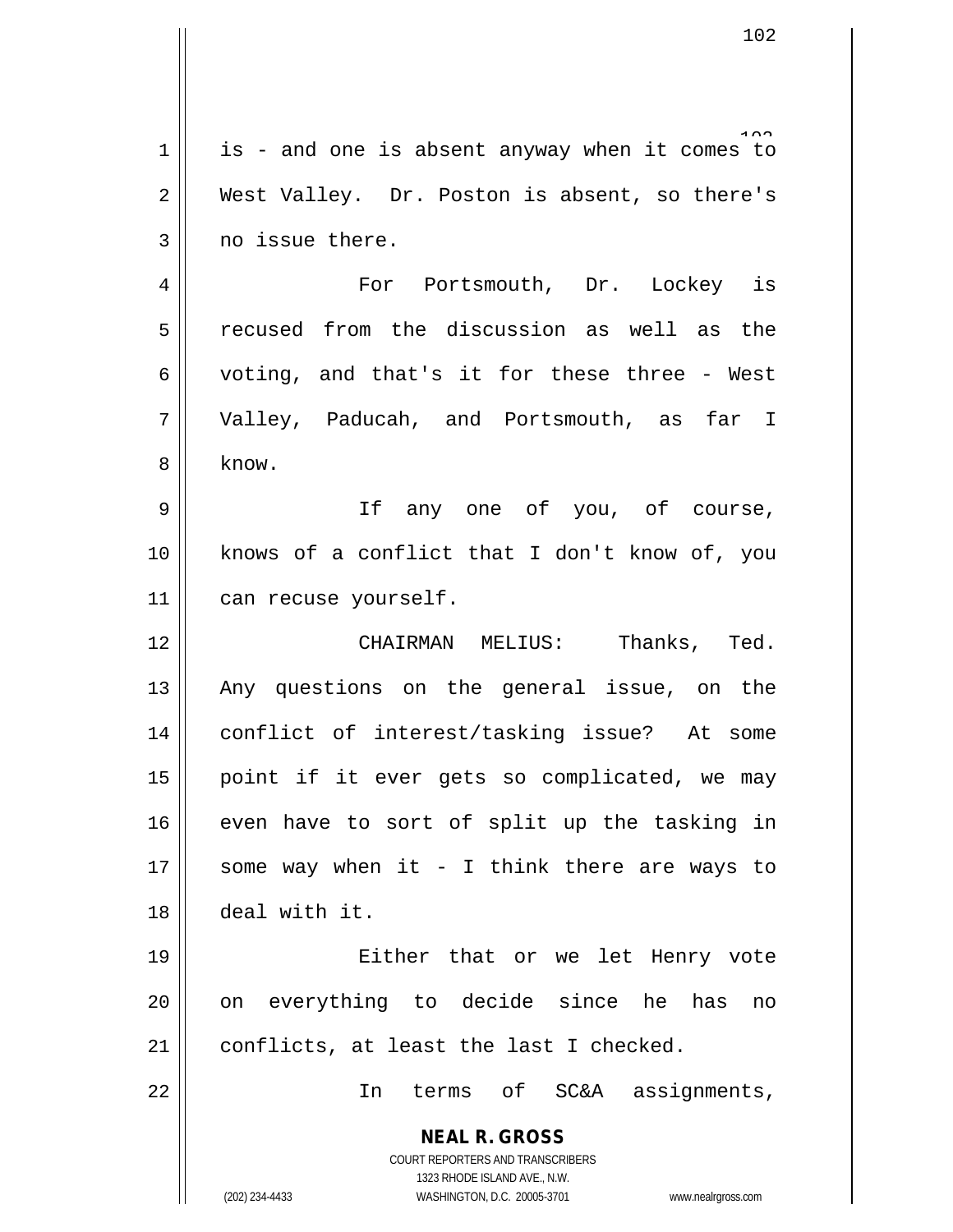is - and one is absent anyway when it comes to West Valley. Dr. Poston is absent, so there's no issue there.

For Portsmouth, Dr. Lockey is recused from the discussion as well as the voting, and that's it for these three - West Valley, Paducah, and Portsmouth, as far I know.

If any one of you, of course, knows of a conflict that I don't know of, you can recuse yourself.

CHAIRMAN MELIUS: Thanks, Ted. Any questions on the general issue, on the conflict of interest/tasking issue? At some point if it ever gets so complicated, we may even have to sort of split up the tasking in some way when it - I think there are ways to deal with it.

Either that or we let Henry vote on everything to decide since he has no conflicts, at least the last I checked.

In terms of SC&A assignments,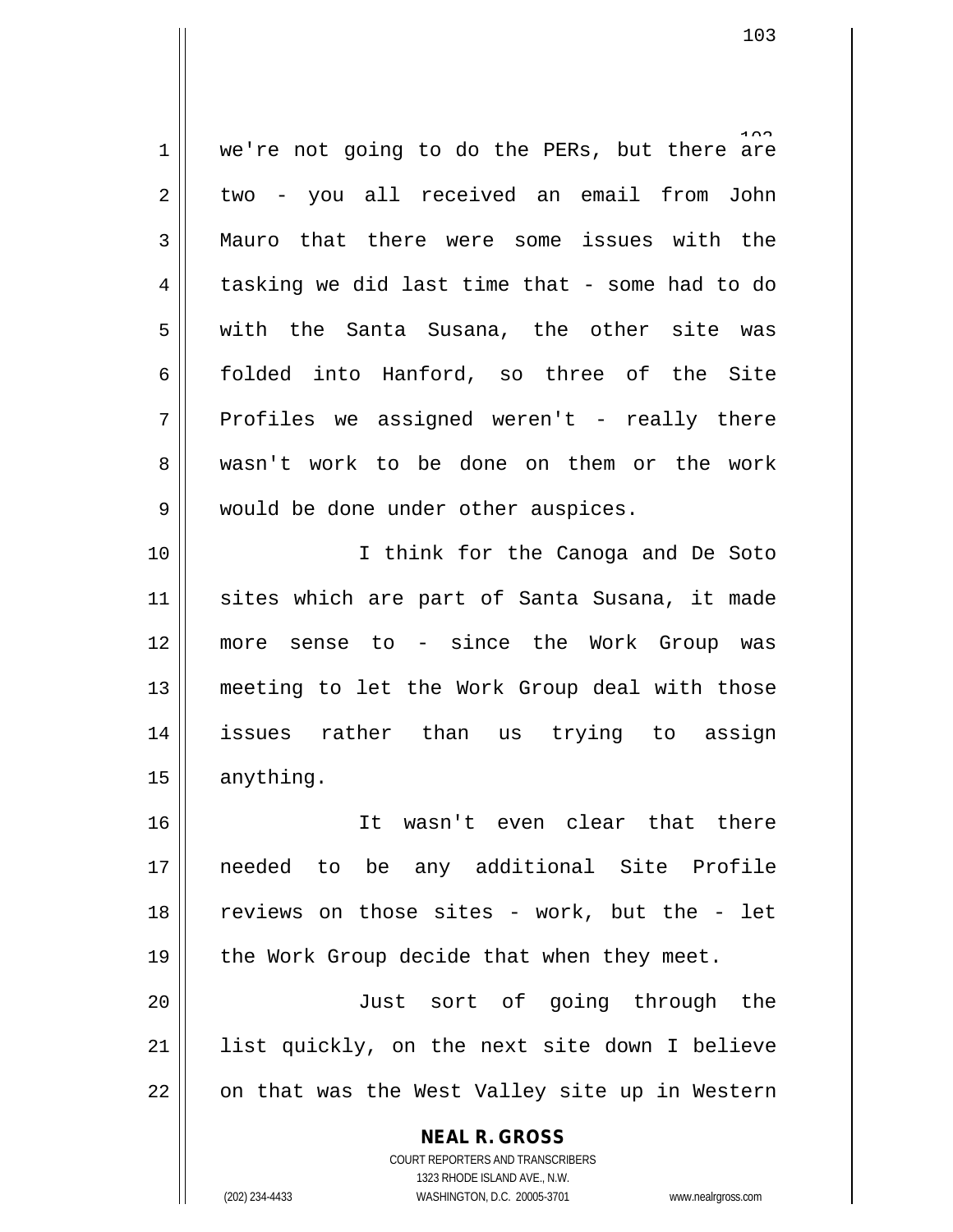we're not going to do the PERs, but there are two - you all received an email from John Mauro that there were some issues with the tasking we did last time that - some had to do with the Santa Susana, the other site was folded into Hanford, so three of the Site Profiles we assigned weren't - really there wasn't work to be done on them or the work would be done under other auspices.

I think for the Canoga and De Soto sites which are part of Santa Susana, it made more sense to - since the Work Group was meeting to let the Work Group deal with those issues rather than us trying to assign anything.

It wasn't even clear that there needed to be any additional Site Profile reviews on those sites - work, but the - let the Work Group decide that when they meet.

Just sort of going through the list quickly, on the next site down I believe on that was the West Valley site up in Western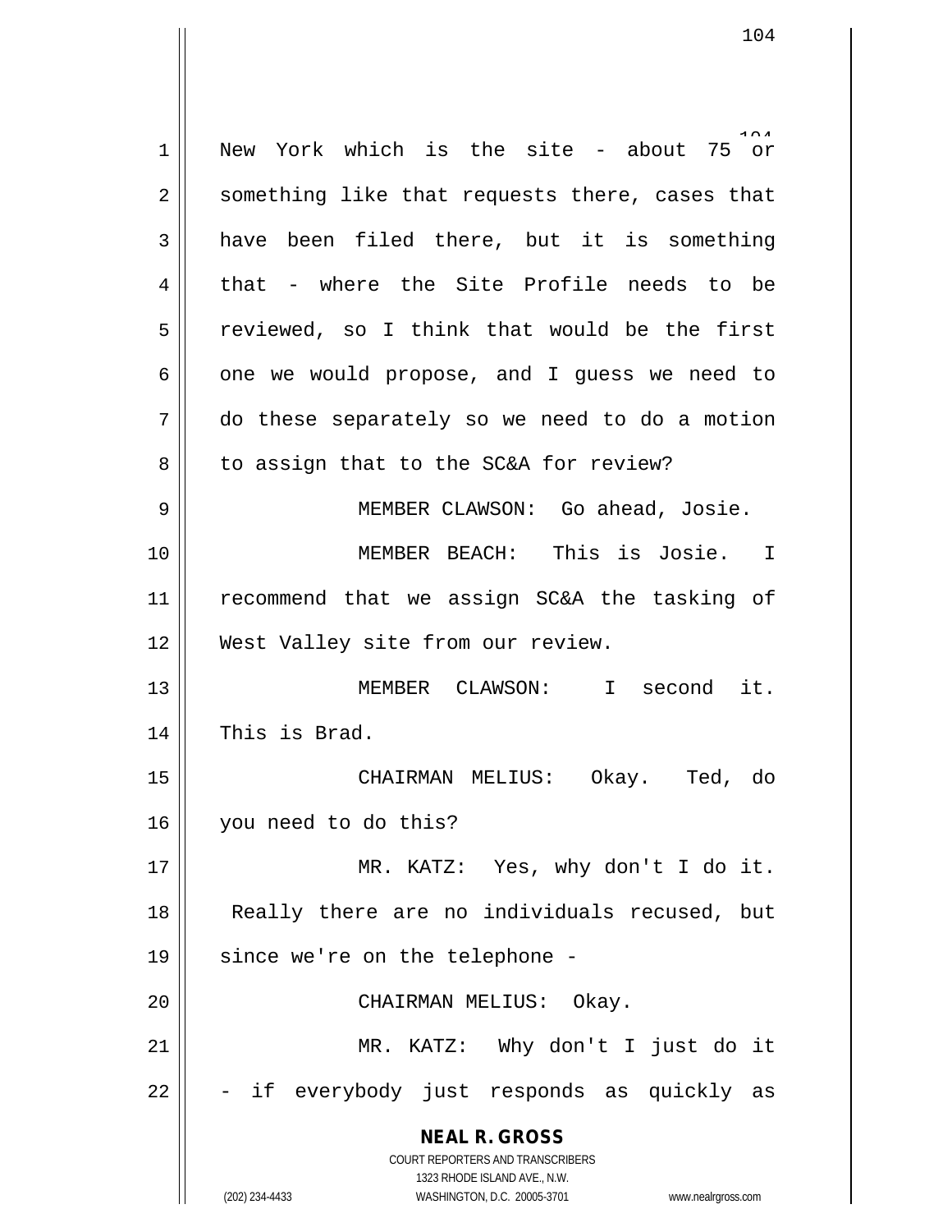New York which is the site - about 75 or something like that requests there, cases that have been filed there, but it is something that - where the Site Profile needs to be reviewed, so I think that would be the first one we would propose, and I guess we need to do these separately so we need to do a motion to assign that to the SC&A for review?

MEMBER CLAWSON: Go ahead, Josie.

MEMBER BEACH: This is Josie. I recommend that we assign SC&A the tasking of West Valley site from our review.

MEMBER CLAWSON: I second it. This is Brad.

CHAIRMAN MELIUS: Okay. Ted, do you need to do this?

MR. KATZ: Yes, why don't I do it. Really there are no individuals recused, but since we're on the telephone -

CHAIRMAN MELIUS: Okay.

MR. KATZ: Why don't I just do it - if everybody just responds as quickly as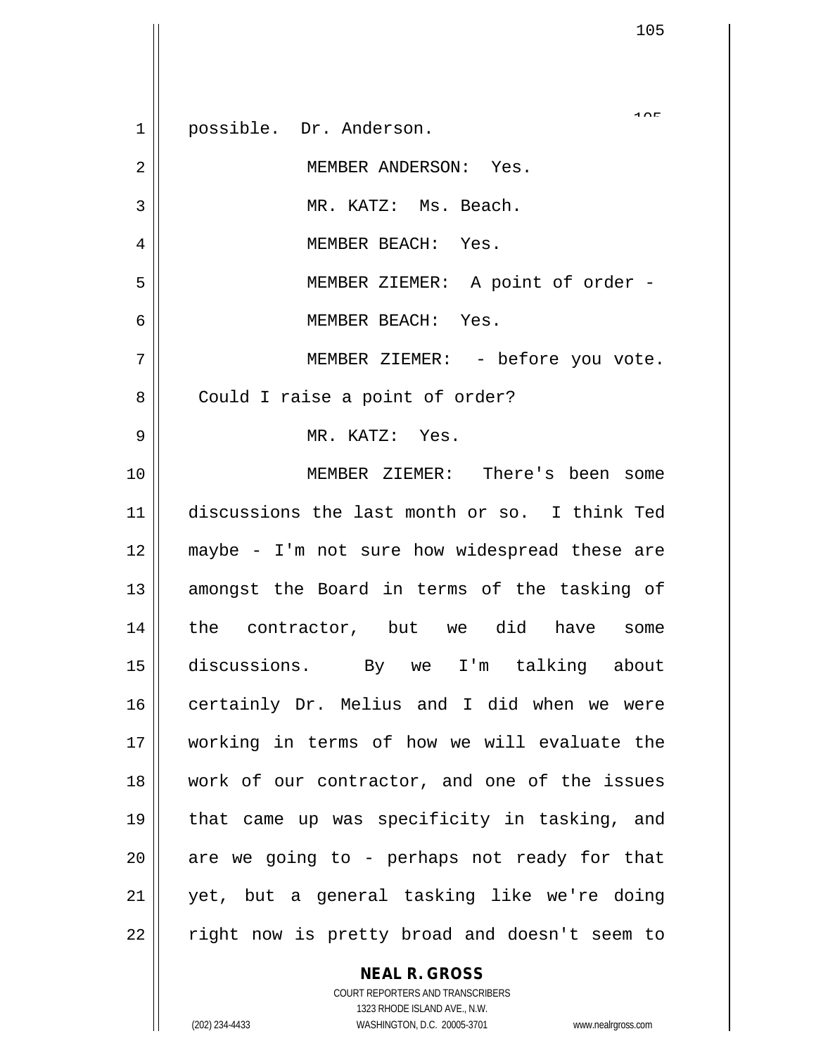possible. Dr. Anderson.

MEMBER ANDERSON: Yes.

MR. KATZ: Ms. Beach.

MEMBER BEACH: Yes.

MEMBER ZIEMER: A point of order -

MEMBER BEACH: Yes.

MEMBER ZIEMER: - before you vote. Could I raise a point of order?

MR. KATZ: Yes.

MEMBER ZIEMER: There's been some discussions the last month or so. I think Ted maybe - I'm not sure how widespread these are amongst the Board in terms of the tasking of the contractor, but we did have some discussions. By we I'm talking about certainly Dr. Melius and I did when we were working in terms of how we will evaluate the work of our contractor, and one of the issues that came up was specificity in tasking, and are we going to - perhaps not ready for that yet, but a general tasking like we're doing right now is pretty broad and doesn't seem to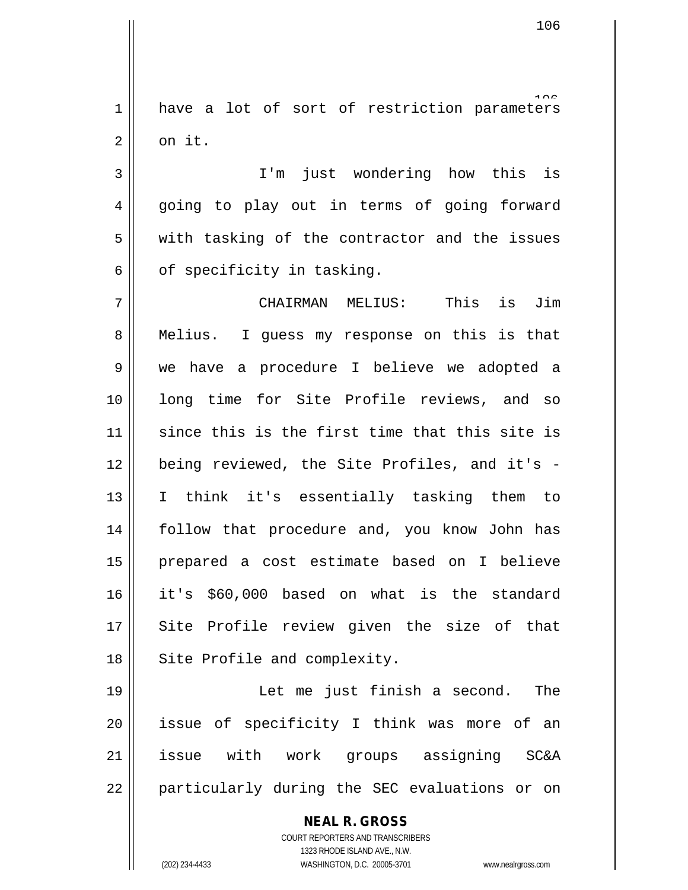have a lot of sort of restriction parameters on it.

I'm just wondering how this is going to play out in terms of going forward with tasking of the contractor and the issues of specificity in tasking.

CHAIRMAN MELIUS: This is Jim Melius. I guess my response on this is that we have a procedure I believe we adopted a long time for Site Profile reviews, and so since this is the first time that this site is being reviewed, the Site Profiles, and it's - I think it's essentially tasking them to follow that procedure and, you know John has prepared a cost estimate based on I believe it's $60,000 based on what is the standard Site Profile review given the size of that Site Profile and complexity.

Let me just finish a second. The issue of specificity I think was more of an issue with work groups assigning SC&A particularly during the SEC evaluations or on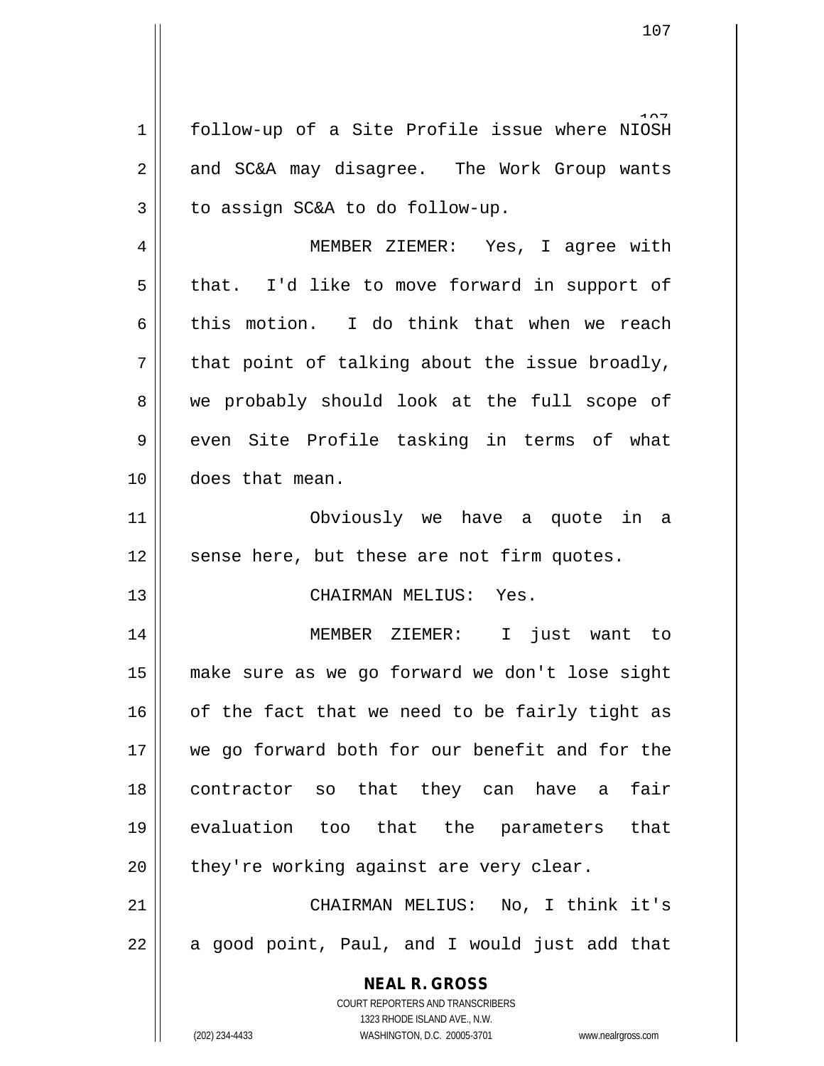follow-up of a Site Profile issue where NIOSH and SC&A may disagree. The Work Group wants to assign SC&A to do follow-up.

MEMBER ZIEMER: Yes, I agree with that. I'd like to move forward in support of this motion. I do think that when we reach that point of talking about the issue broadly, we probably should look at the full scope of even Site Profile tasking in terms of what does that mean.

Obviously we have a quote in a sense here, but these are not firm quotes.

CHAIRMAN MELIUS: Yes.

MEMBER ZIEMER: I just want to make sure as we go forward we don't lose sight of the fact that we need to be fairly tight as we go forward both for our benefit and for the contractor so that they can have a fair evaluation too that the parameters that they're working against are very clear.

CHAIRMAN MELIUS: No, I think it's a good point, Paul, and I would just add that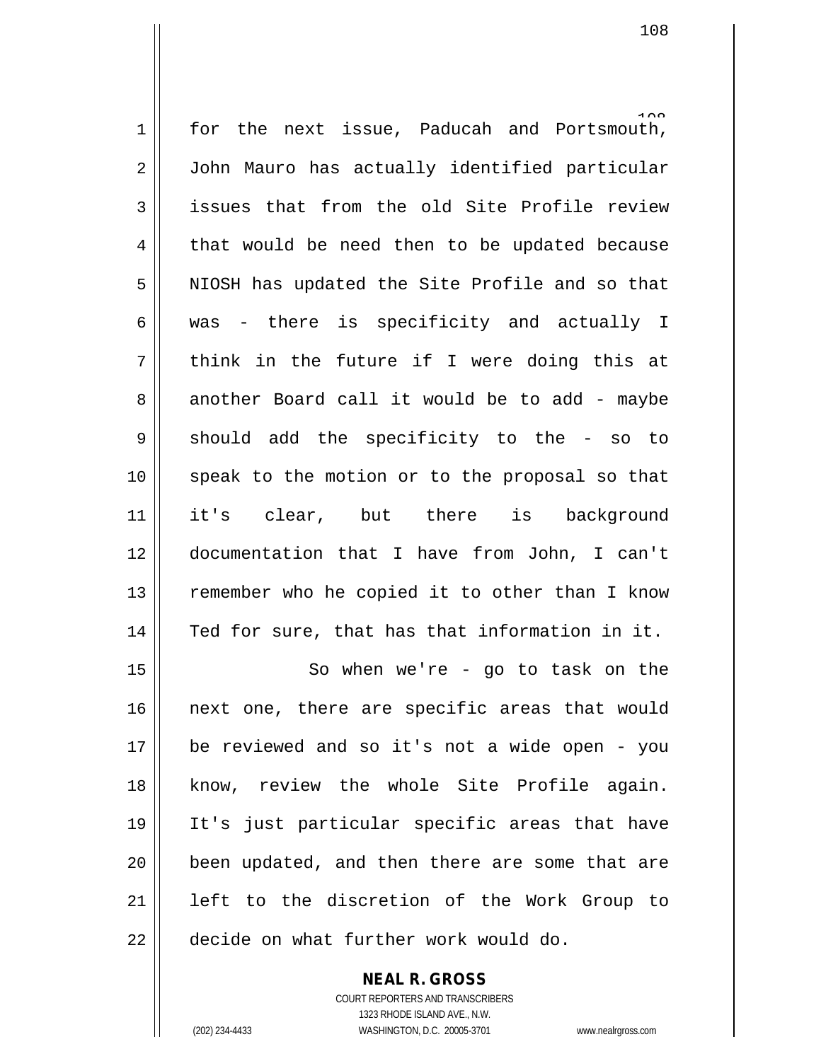for the next issue, Paducah and Portsmouth, John Mauro has actually identified particular issues that from the old Site Profile review that would be need then to be updated because NIOSH has updated the Site Profile and so that was - there is specificity and actually I think in the future if I were doing this at another Board call it would be to add - maybe should add the specificity to the - so to speak to the motion or to the proposal so that it's clear, but there is background documentation that I have from John, I can't remember who he copied it to other than I know Ted for sure, that has that information in it.

So when we're - go to task on the next one, there are specific areas that would be reviewed and so it's not a wide open - you know, review the whole Site Profile again. It's just particular specific areas that have been updated, and then there are some that are left to the discretion of the Work Group to decide on what further work would do.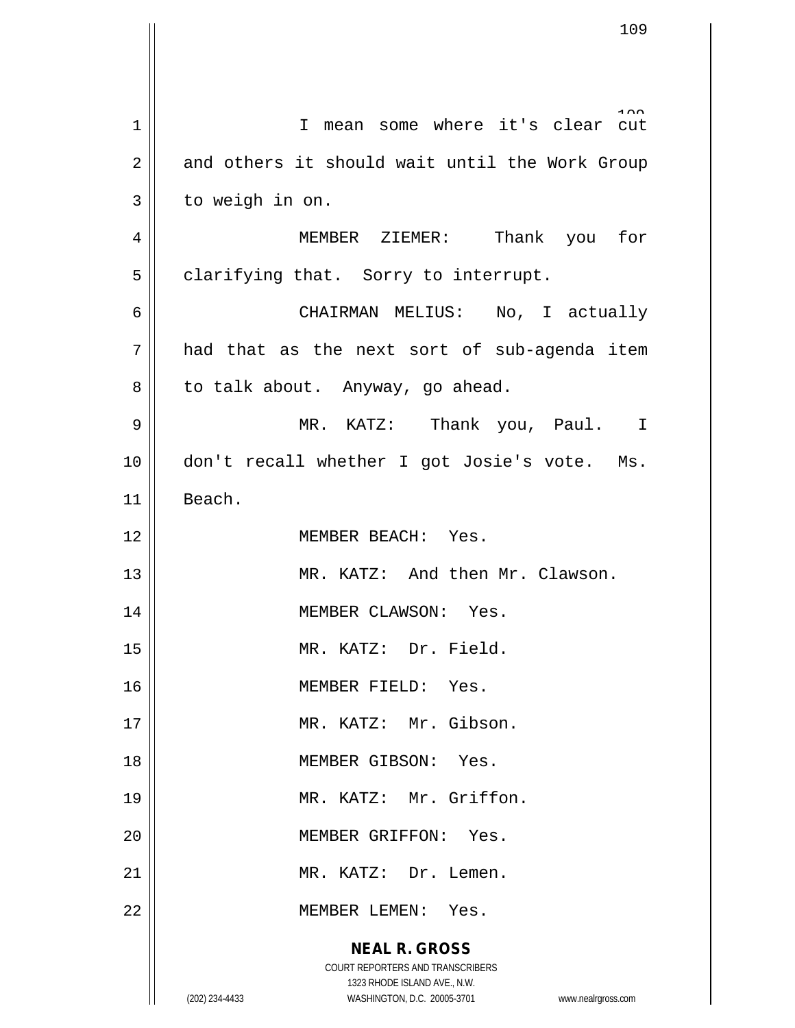I mean some where it's clear cut and others it should wait until the Work Group to weigh in on.

MEMBER ZIEMER: Thank you for clarifying that. Sorry to interrupt.

CHAIRMAN MELIUS: No, I actually had that as the next sort of sub-agenda item to talk about. Anyway, go ahead.

MR. KATZ: Thank you, Paul. I don't recall whether I got Josie's vote. Ms. Beach.

MEMBER BEACH: Yes.

MR. KATZ: And then Mr. Clawson.

MEMBER CLAWSON: Yes.

MR. KATZ: Dr. Field.

MEMBER FIELD: Yes.

MR. KATZ: Mr. Gibson.

MEMBER GIBSON: Yes.

MR. KATZ: Mr. Griffon.

MEMBER GRIFFON: Yes.

MR. KATZ: Dr. Lemen.

MEMBER LEMEN: Yes.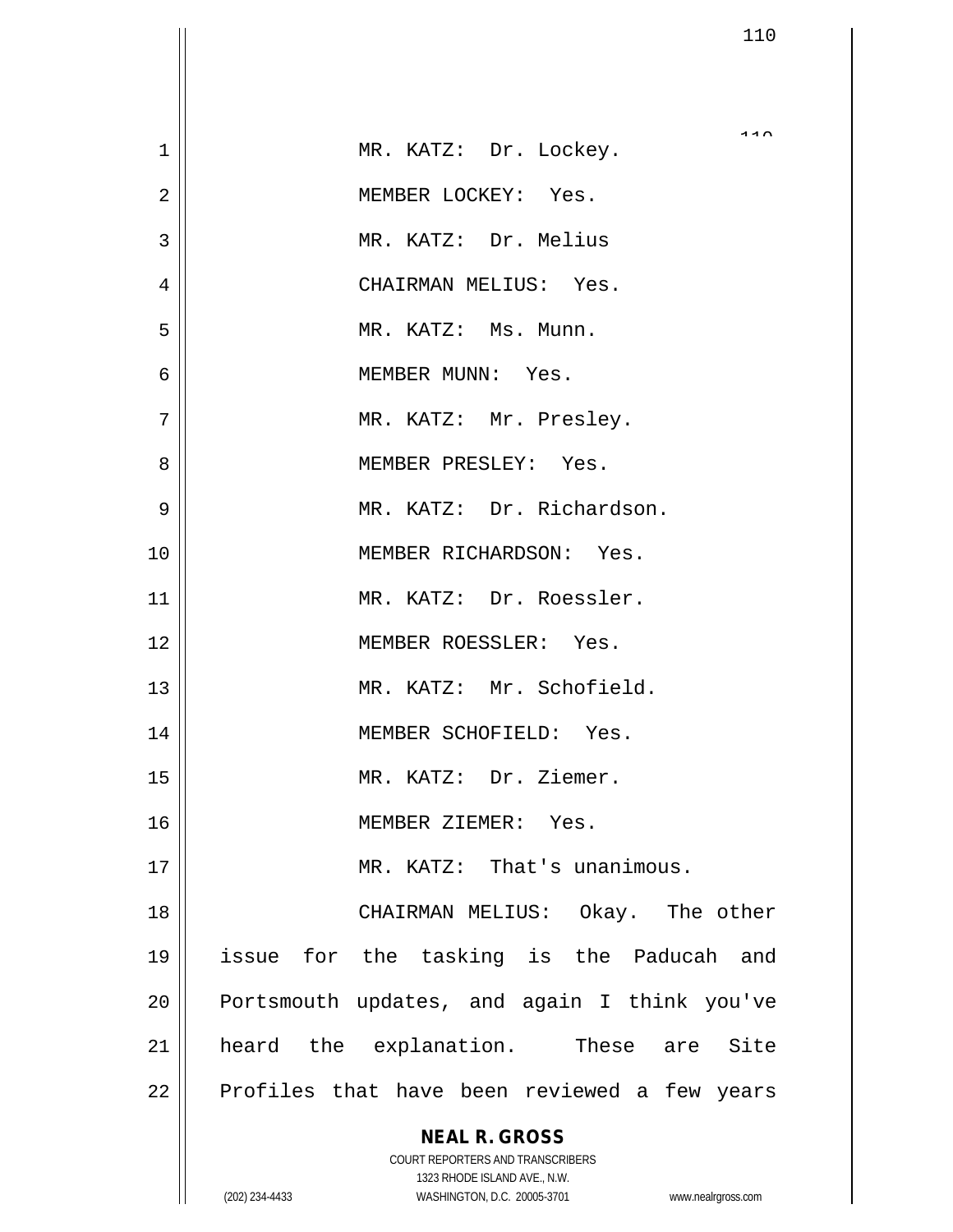MR. KATZ: Dr. Lockey.

MEMBER LOCKEY: Yes.

MR. KATZ: Dr. Melius

CHAIRMAN MELIUS: Yes.

MR. KATZ: Ms. Munn.

MEMBER MUNN: Yes.

MR. KATZ: Mr. Presley.

MEMBER PRESLEY: Yes.

MR. KATZ: Dr. Richardson.

MEMBER RICHARDSON: Yes.

MR. KATZ: Dr. Roessler.

MEMBER ROESSLER: Yes.

MR. KATZ: Mr. Schofield.

MEMBER SCHOFIELD: Yes.

MR. KATZ: Dr. Ziemer.

MEMBER ZIEMER: Yes.

MR. KATZ: That's unanimous.

CHAIRMAN MELIUS: Okay. The other issue for the tasking is the Paducah and Portsmouth updates, and again I think you've heard the explanation. These are Site Profiles that have been reviewed a few years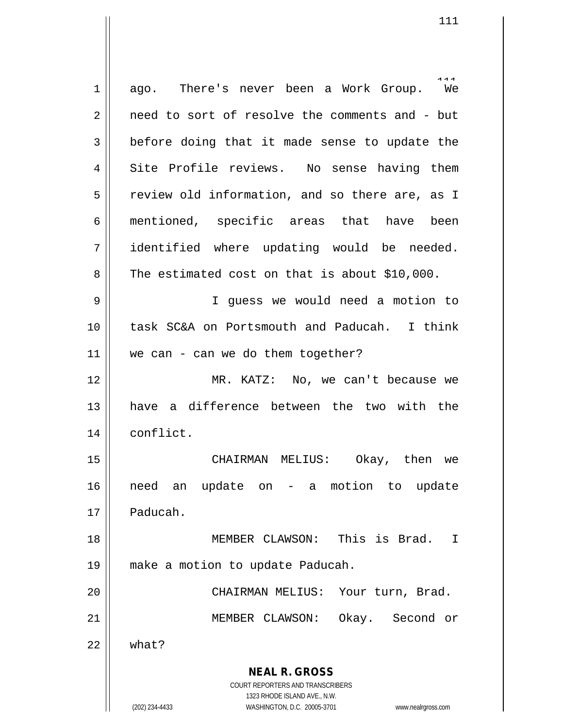ago. There's never been a Work Group. We need to sort of resolve the comments and - but before doing that it made sense to update the Site Profile reviews. No sense having them review old information, and so there are, as I mentioned, specific areas that have been identified where updating would be needed. The estimated cost on that is about $10,000.

I guess we would need a motion to task SC&A on Portsmouth and Paducah. I think we can - can we do them together?

MR. KATZ: No, we can't because we have a difference between the two with the conflict.

CHAIRMAN MELIUS: Okay, then we need an update on - a motion to update Paducah.

MEMBER CLAWSON: This is Brad. I make a motion to update Paducah.

CHAIRMAN MELIUS: Your turn, Brad.

MEMBER CLAWSON: Okay. Second or what?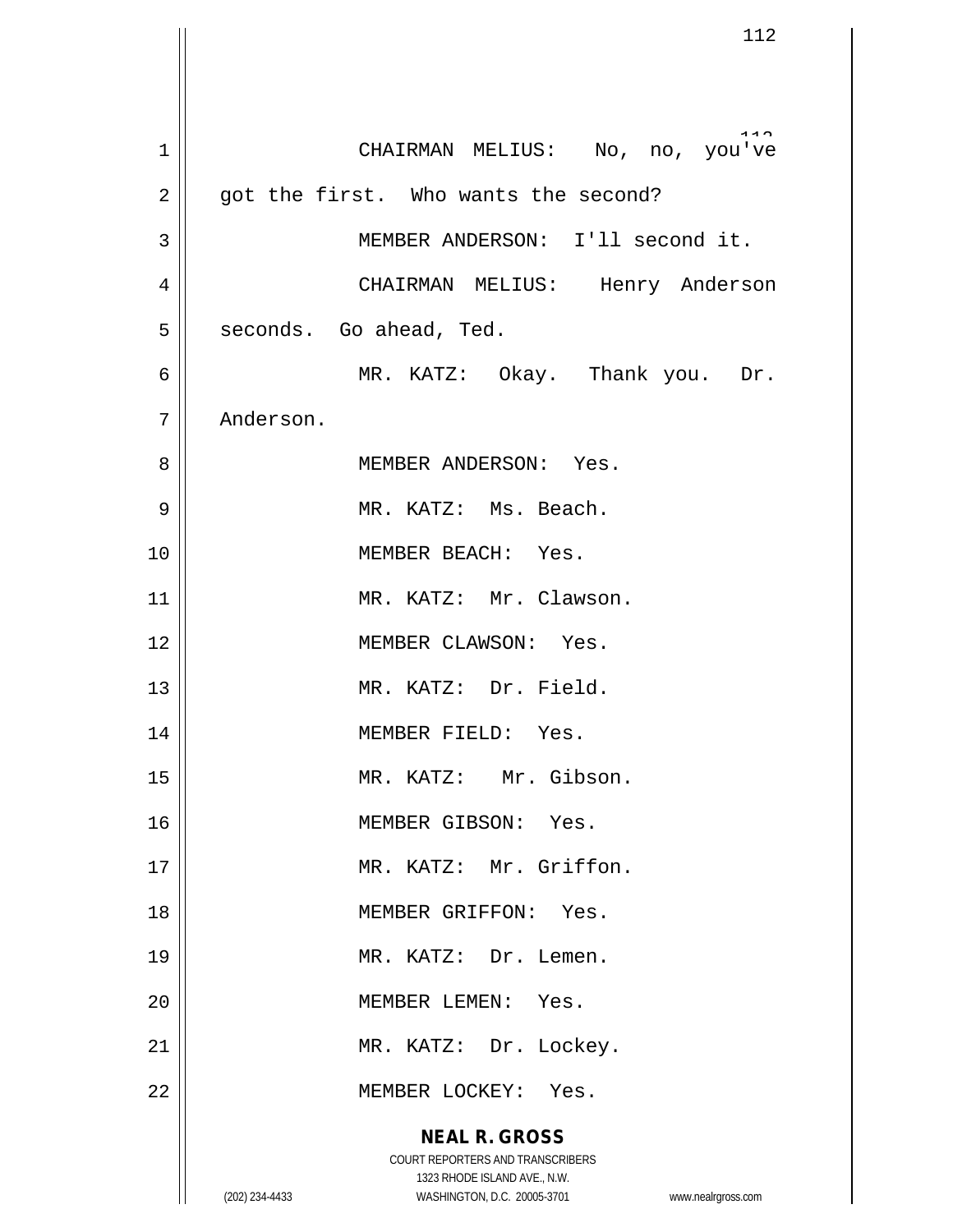CHAIRMAN MELIUS: No, no, you've got the first. Who wants the second?

MEMBER ANDERSON: I'll second it.

CHAIRMAN MELIUS: Henry Anderson seconds. Go ahead, Ted.

MR. KATZ: Okay. Thank you. Dr. Anderson.

MEMBER ANDERSON: Yes.

MR. KATZ: Ms. Beach.

MEMBER BEACH: Yes.

MR. KATZ: Mr. Clawson.

MEMBER CLAWSON: Yes.

MR. KATZ: Dr. Field.

MEMBER FIELD: Yes.

MR. KATZ: Mr. Gibson.

MEMBER GIBSON: Yes.

MR. KATZ: Mr. Griffon.

MEMBER GRIFFON: Yes.

MR. KATZ: Dr. Lemen.

MEMBER LEMEN: Yes.

MR. KATZ: Dr. Lockey.

MEMBER LOCKEY: Yes.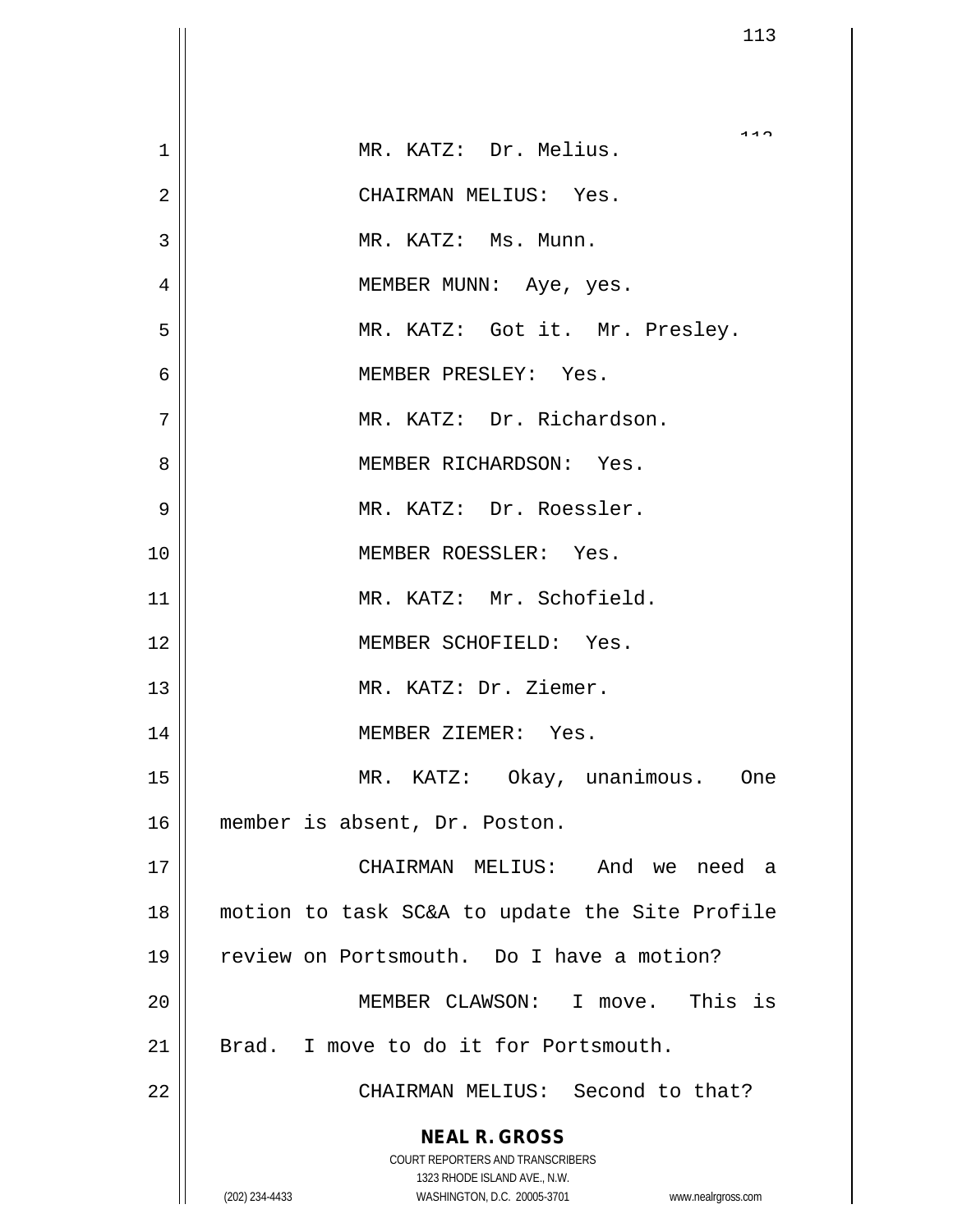MR. KATZ: Dr. Melius.

CHAIRMAN MELIUS: Yes.

MR. KATZ: Ms. Munn.

MEMBER MUNN: Aye, yes.

MR. KATZ: Got it. Mr. Presley.

MEMBER PRESLEY: Yes.

MR. KATZ: Dr. Richardson.

MEMBER RICHARDSON: Yes.

MR. KATZ: Dr. Roessler.

MEMBER ROESSLER: Yes.

MR. KATZ: Mr. Schofield.

MEMBER SCHOFIELD: Yes.

MR. KATZ: Dr. Ziemer.

MEMBER ZIEMER: Yes.

MR. KATZ: Okay, unanimous. One member is absent, Dr. Poston.

CHAIRMAN MELIUS: And we need a motion to task SC&A to update the Site Profile review on Portsmouth. Do I have a motion?

MEMBER CLAWSON: I move. This is Brad. I move to do it for Portsmouth.

CHAIRMAN MELIUS: Second to that?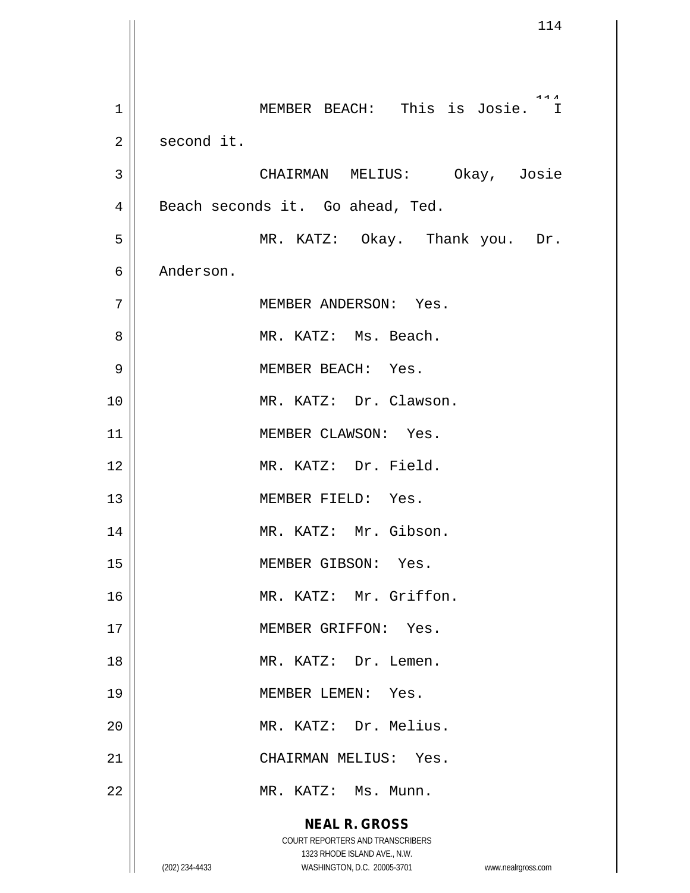MEMBER BEACH: This is Josie. I second it.

CHAIRMAN MELIUS: Okay, Josie Beach seconds it. Go ahead, Ted.

MR. KATZ: Okay. Thank you. Dr. Anderson.

MEMBER ANDERSON: Yes.

MR. KATZ: Ms. Beach.

MEMBER BEACH: Yes.

MR. KATZ: Dr. Clawson.

MEMBER CLAWSON: Yes.

MR. KATZ: Dr. Field.

MEMBER FIELD: Yes.

MR. KATZ: Mr. Gibson.

MEMBER GIBSON: Yes.

MR. KATZ: Mr. Griffon.

MEMBER GRIFFON: Yes.

MR. KATZ: Dr. Lemen.

MEMBER LEMEN: Yes.

MR. KATZ: Dr. Melius.

CHAIRMAN MELIUS: Yes.

MR. KATZ: Ms. Munn.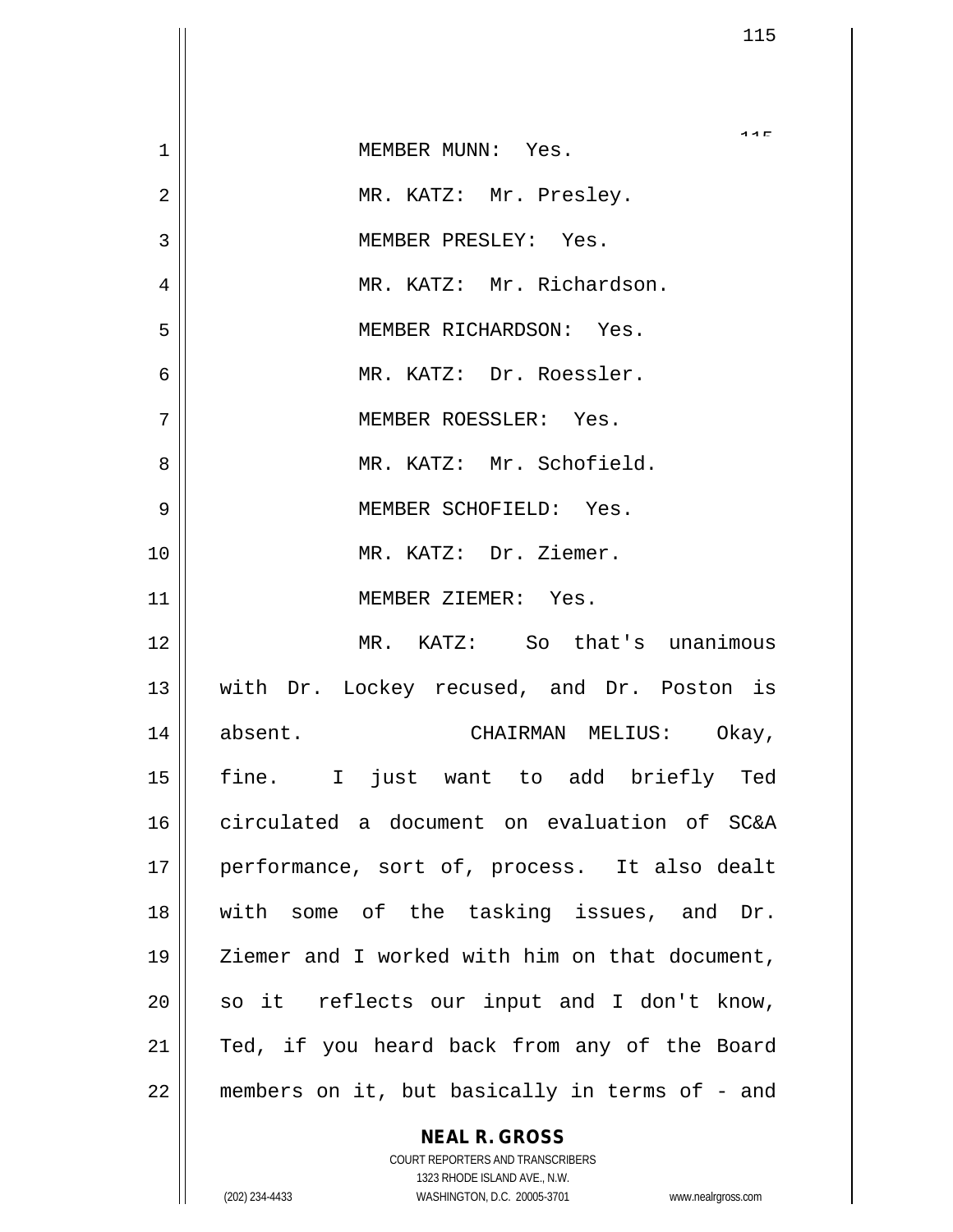MEMBER MUNN: Yes.

MR. KATZ: Mr. Presley.

MEMBER PRESLEY: Yes.

MR. KATZ: Mr. Richardson.

MEMBER RICHARDSON: Yes.

MR. KATZ: Dr. Roessler.

MEMBER ROESSLER: Yes.

MR. KATZ: Mr. Schofield.

MEMBER SCHOFIELD: Yes.

MR. KATZ: Dr. Ziemer.

MEMBER ZIEMER: Yes.

MR. KATZ: So that's unanimous with Dr. Lockey recused, and Dr. Poston is absent. CHAIRMAN MELIUS: Okay, fine. I just want to add briefly Ted circulated a document on evaluation of SC&A performance, sort of, process. It also dealt with some of the tasking issues, and Dr. Ziemer and I worked with him on that document, so it reflects our input and I don't know, Ted, if you heard back from any of the Board members on it, but basically in terms of - and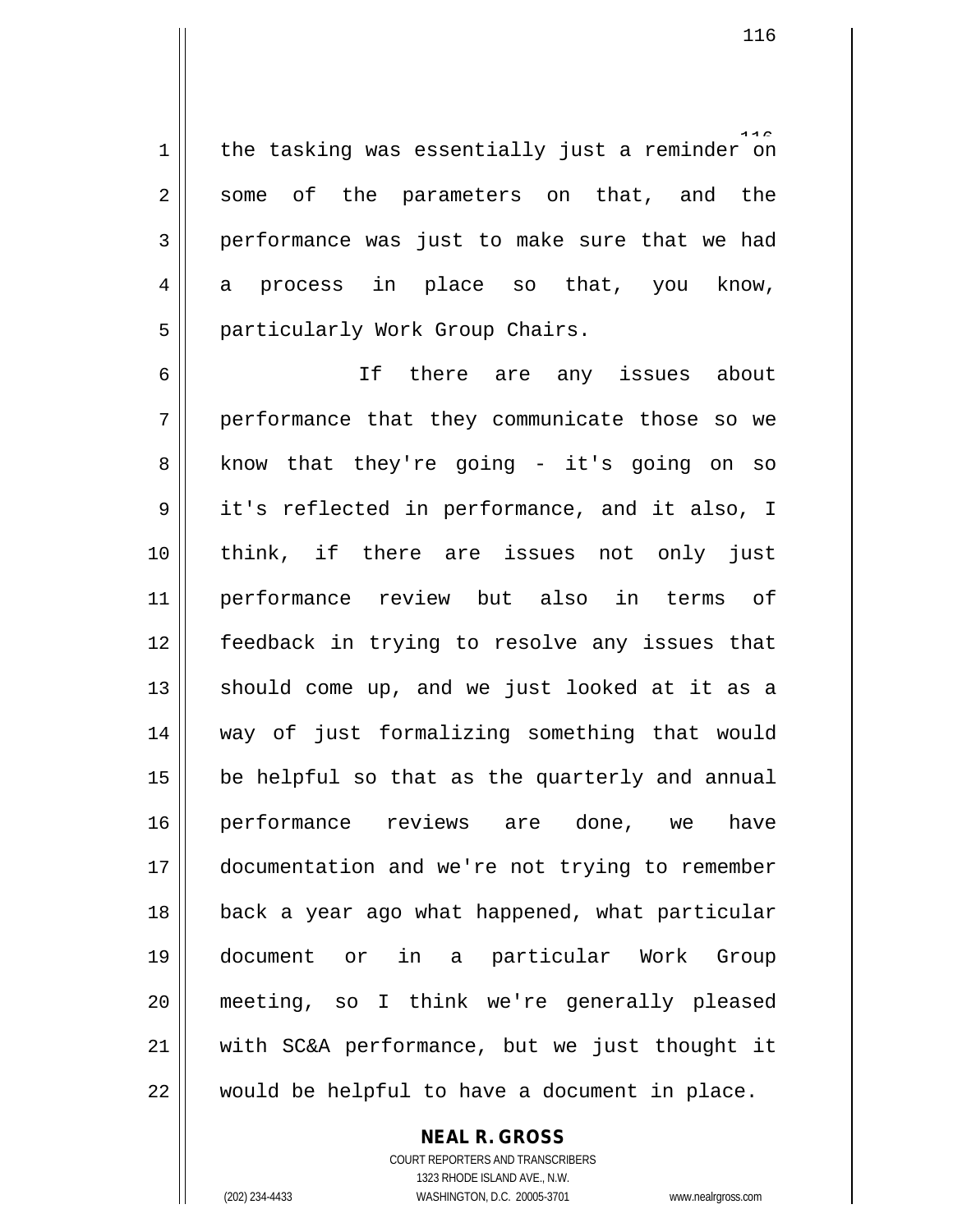the tasking was essentially just a reminder on some of the parameters on that, and the performance was just to make sure that we had a process in place so that, you know, particularly Work Group Chairs.

If there are any issues about performance that they communicate those so we know that they're going - it's going on so it's reflected in performance, and it also, I think, if there are issues not only just performance review but also in terms of feedback in trying to resolve any issues that should come up, and we just looked at it as a way of just formalizing something that would be helpful so that as the quarterly and annual performance reviews are done, we have documentation and we're not trying to remember back a year ago what happened, what particular document or in a particular Work Group meeting, so I think we're generally pleased with SC&A performance, but we just thought it would be helpful to have a document in place.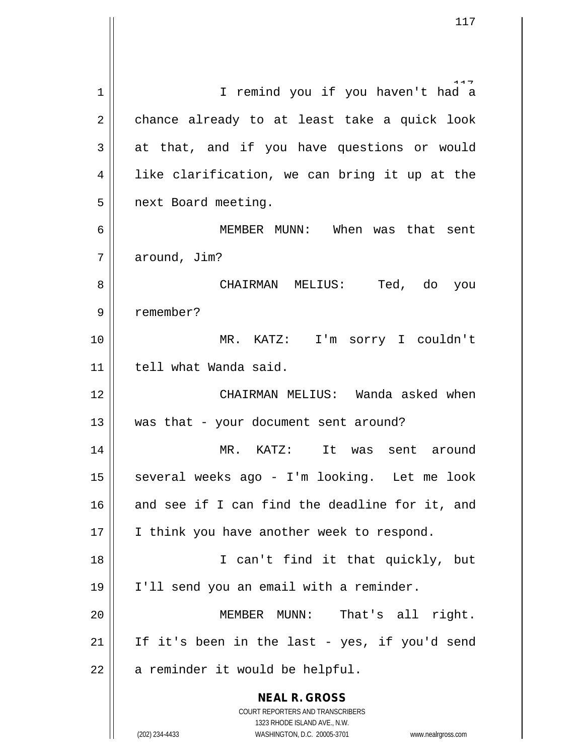I remind you if you haven't had a chance already to at least take a quick look at that, and if you have questions or would like clarification, we can bring it up at the next Board meeting.

MEMBER MUNN: When was that sent around, Jim?

CHAIRMAN MELIUS: Ted, do you remember?

MR. KATZ: I'm sorry I couldn't tell what Wanda said.

CHAIRMAN MELIUS: Wanda asked when was that - your document sent around?

MR. KATZ: It was sent around several weeks ago - I'm looking. Let me look and see if I can find the deadline for it, and I think you have another week to respond.

I can't find it that quickly, but I'll send you an email with a reminder.

MEMBER MUNN: That's all right. If it's been in the last - yes, if you'd send a reminder it would be helpful.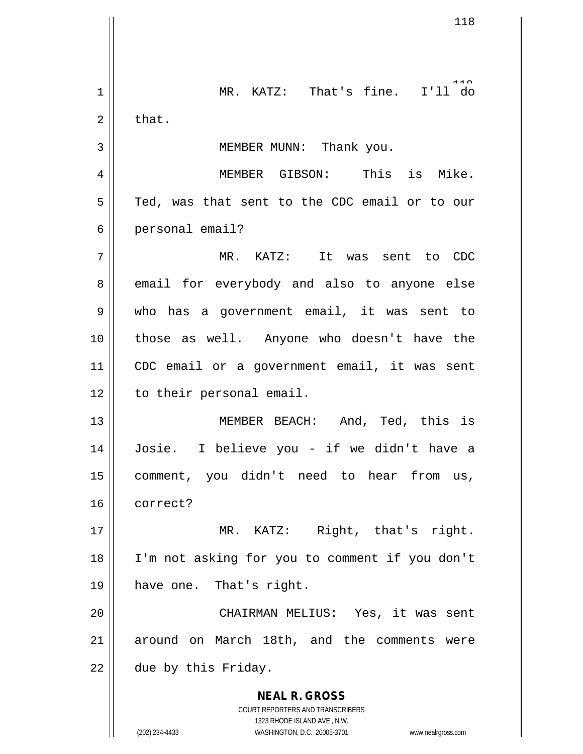MR. KATZ: That's fine. I'll do that.

MEMBER MUNN: Thank you.

MEMBER GIBSON: This is Mike. Ted, was that sent to the CDC email or to our personal email?

MR. KATZ: It was sent to CDC email for everybody and also to anyone else who has a government email, it was sent to those as well. Anyone who doesn't have the CDC email or a government email, it was sent to their personal email.

MEMBER BEACH: And, Ted, this is Josie. I believe you - if we didn't have a comment, you didn't need to hear from us, correct?

MR. KATZ: Right, that's right. I'm not asking for you to comment if you don't have one. That's right.

CHAIRMAN MELIUS: Yes, it was sent around on March 18th, and the comments were due by this Friday.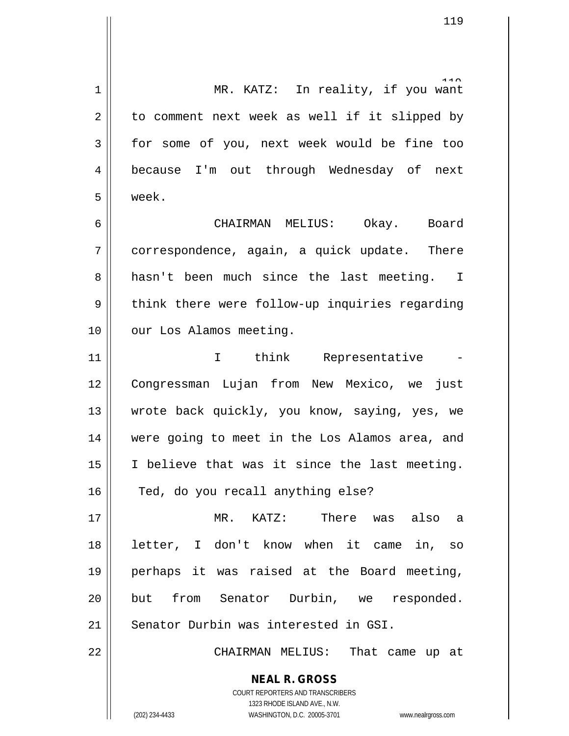MR. KATZ: In reality, if you want to comment next week as well if it slipped by for some of you, next week would be fine too because I'm out through Wednesday of next week.

CHAIRMAN MELIUS: Okay. Board correspondence, again, a quick update. There hasn't been much since the last meeting. I think there were follow-up inquiries regarding our Los Alamos meeting.

I think Representative - Congressman Lujan from New Mexico, we just wrote back quickly, you know, saying, yes, we were going to meet in the Los Alamos area, and I believe that was it since the last meeting. Ted, do you recall anything else?

MR. KATZ: There was also a letter, I don't know when it came in, so perhaps it was raised at the Board meeting, but from Senator Durbin, we responded. Senator Durbin was interested in GSI.

CHAIRMAN MELIUS: That came up at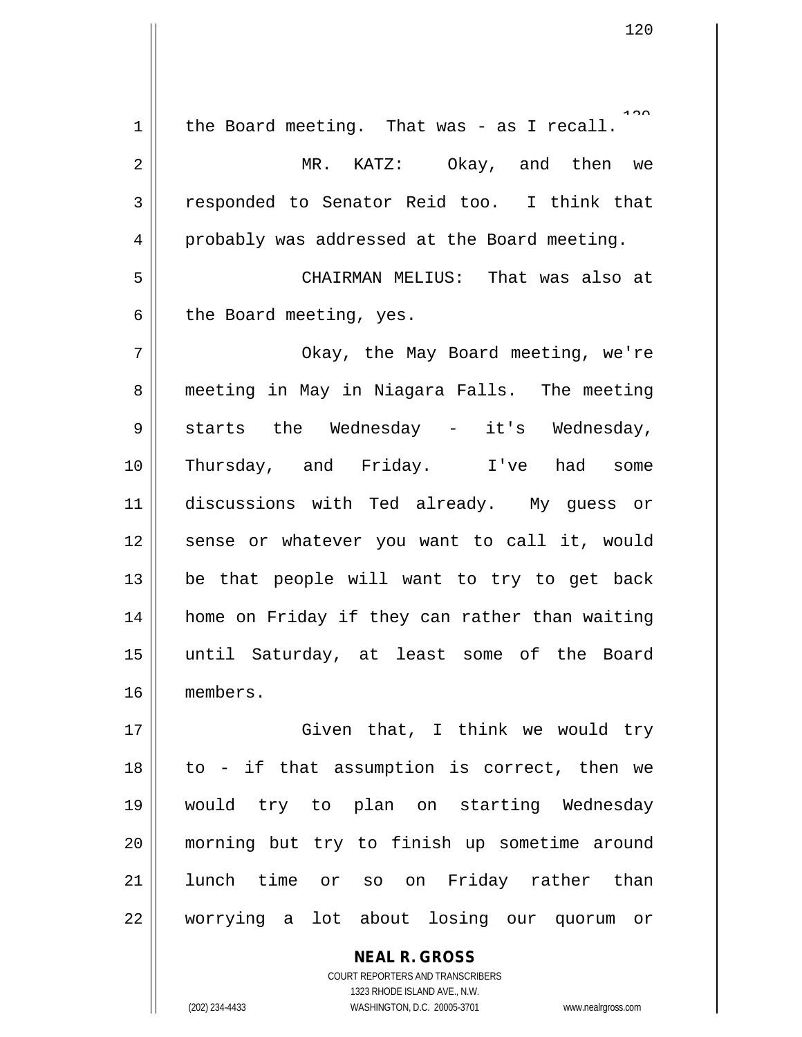the Board meeting. That was - as I recall.

MR. KATZ: Okay, and then we responded to Senator Reid too. I think that probably was addressed at the Board meeting.

CHAIRMAN MELIUS: That was also at the Board meeting, yes.

Okay, the May Board meeting, we're meeting in May in Niagara Falls. The meeting starts the Wednesday - it's Wednesday, Thursday, and Friday. I've had some discussions with Ted already. My guess or sense or whatever you want to call it, would be that people will want to try to get back home on Friday if they can rather than waiting until Saturday, at least some of the Board members.

Given that, I think we would try to - if that assumption is correct, then we would try to plan on starting Wednesday morning but try to finish up sometime around lunch time or so on Friday rather than worrying a lot about losing our quorum or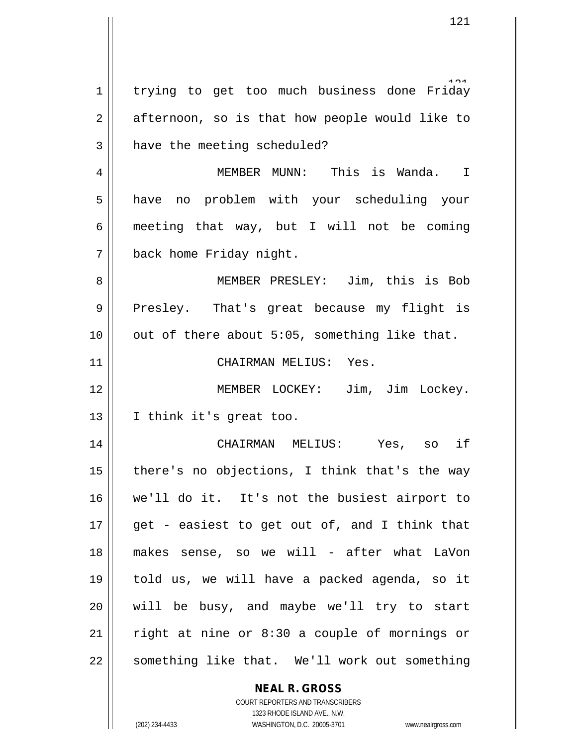trying to get too much business done Friday afternoon, so is that how people would like to have the meeting scheduled?

MEMBER MUNN: This is Wanda. I have no problem with your scheduling your meeting that way, but I will not be coming back home Friday night.

MEMBER PRESLEY: Jim, this is Bob Presley. That's great because my flight is out of there about 5:05, something like that.

CHAIRMAN MELIUS: Yes.

MEMBER LOCKEY: Jim, Jim Lockey. I think it's great too.

CHAIRMAN MELIUS: Yes, so if there's no objections, I think that's the way we'll do it. It's not the busiest airport to get - easiest to get out of, and I think that makes sense, so we will - after what LaVon told us, we will have a packed agenda, so it will be busy, and maybe we'll try to start right at nine or 8:30 a couple of mornings or something like that. We'll work out something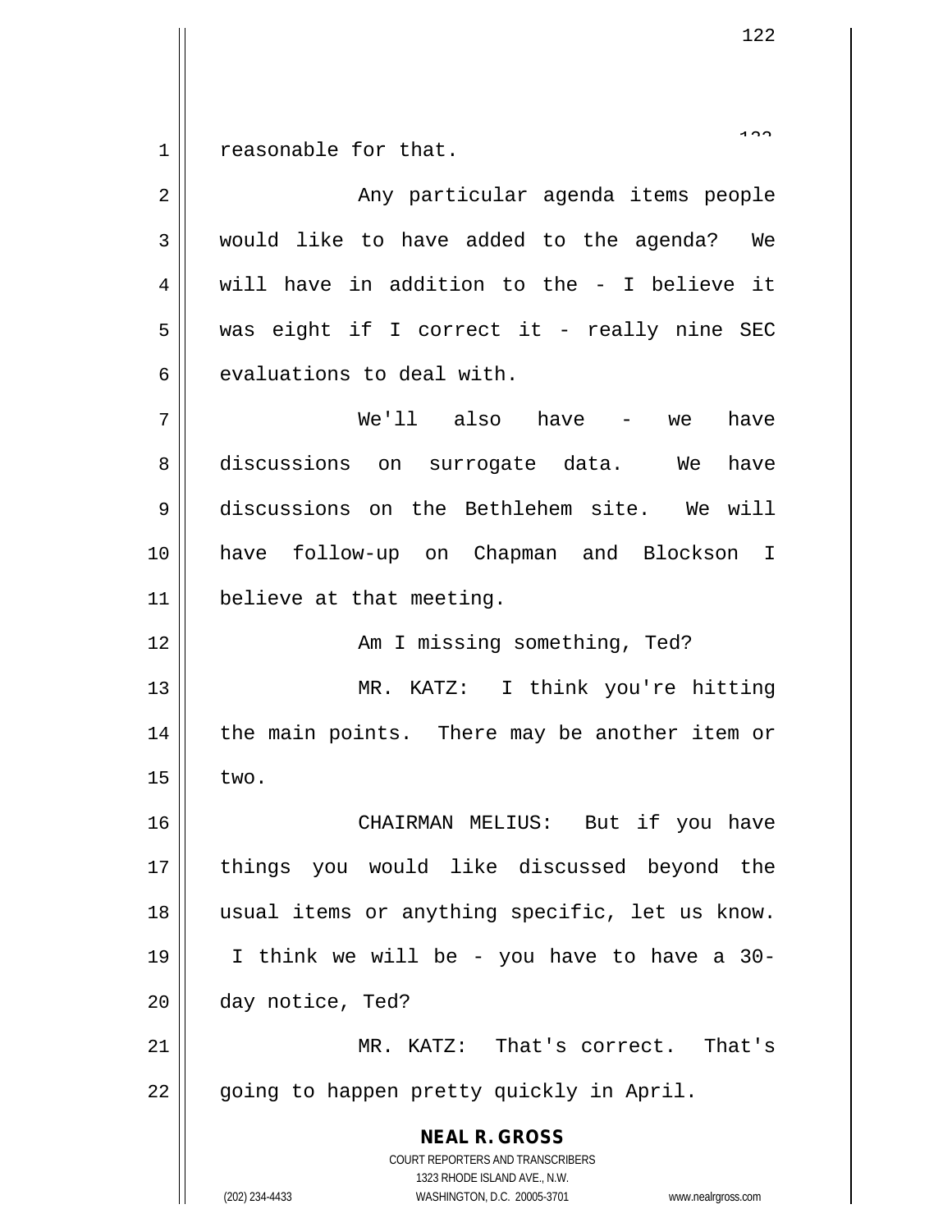reasonable for that.

Any particular agenda items people would like to have added to the agenda? We will have in addition to the - I believe it was eight if I correct it - really nine SEC evaluations to deal with.

We'll also have - we have discussions on surrogate data. We have discussions on the Bethlehem site. We will have follow-up on Chapman and Blockson I believe at that meeting.

Am I missing something, Ted?

MR. KATZ: I think you're hitting the main points. There may be another item or two.

CHAIRMAN MELIUS: But if you have things you would like discussed beyond the usual items or anything specific, let us know. I think we will be - you have to have a 30-day notice, Ted?

MR. KATZ: That's correct. That's going to happen pretty quickly in April.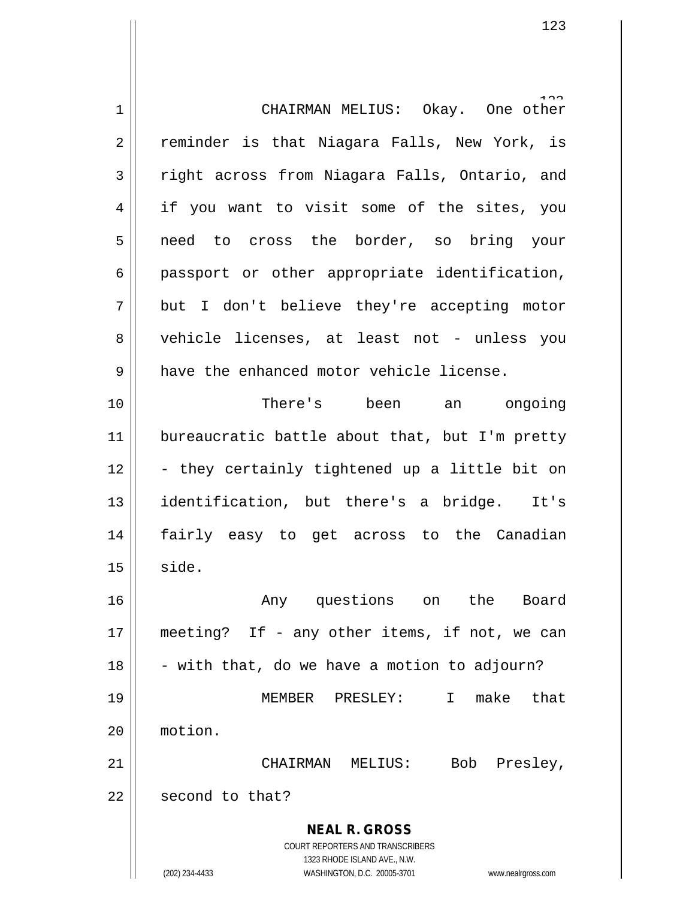CHAIRMAN MELIUS: Okay. One other reminder is that Niagara Falls, New York, is right across from Niagara Falls, Ontario, and if you want to visit some of the sites, you need to cross the border, so bring your passport or other appropriate identification, but I don't believe they're accepting motor vehicle licenses, at least not - unless you have the enhanced motor vehicle license.

There's been an ongoing bureaucratic battle about that, but I'm pretty - they certainly tightened up a little bit on identification, but there's a bridge. It's fairly easy to get across to the Canadian side.

Any questions on the Board meeting? If - any other items, if not, we can - with that, do we have a motion to adjourn?

MEMBER PRESLEY: I make that motion.

CHAIRMAN MELIUS: Bob Presley, second to that?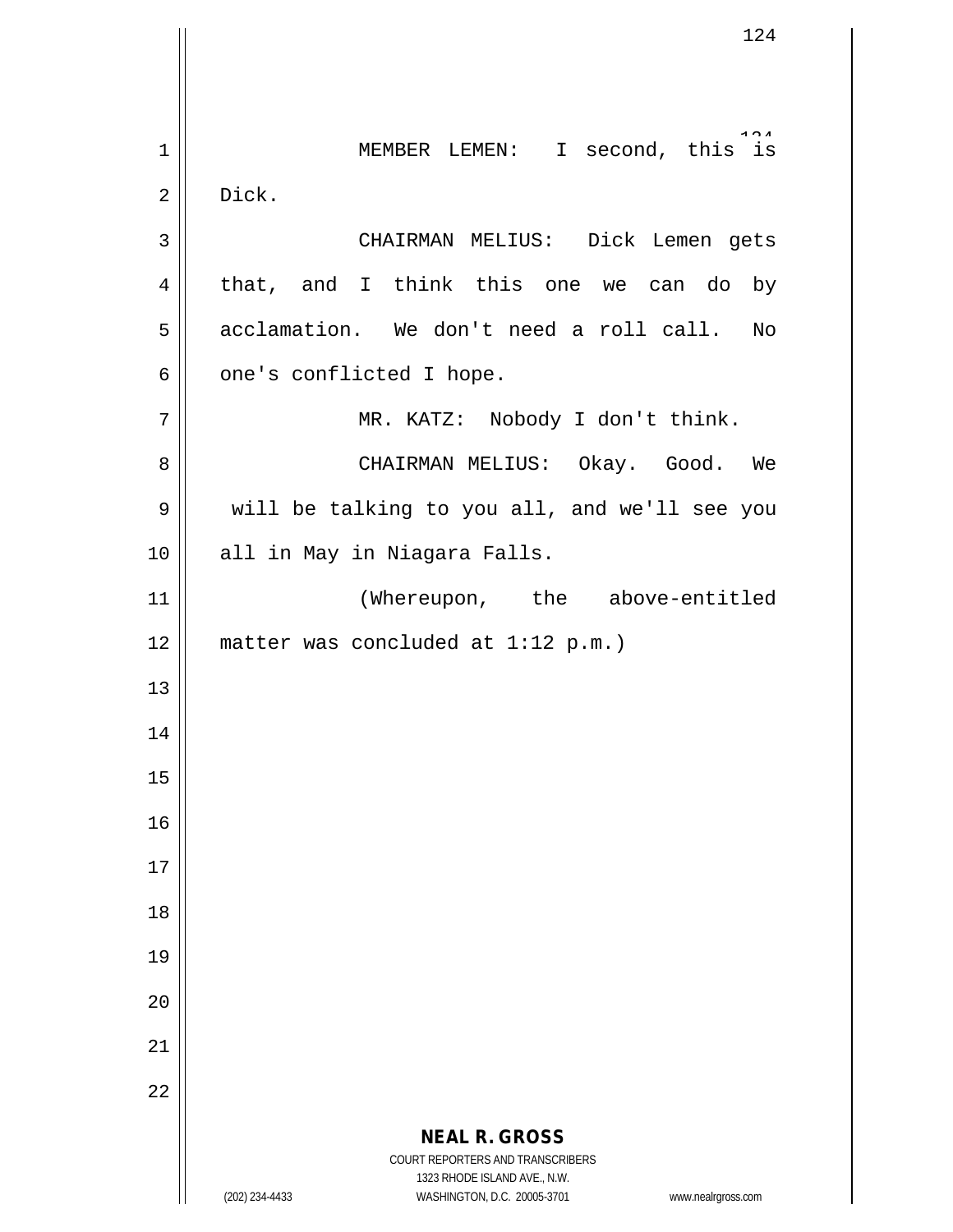MEMBER LEMEN: I second, this is Dick.

CHAIRMAN MELIUS: Dick Lemen gets that, and I think this one we can do by acclamation. We don't need a roll call. No one's conflicted I hope.

MR. KATZ: Nobody I don't think.

CHAIRMAN MELIUS: Okay. Good. We will be talking to you all, and we'll see you all in May in Niagara Falls.

(Whereupon, the above-entitled matter was concluded at 1:12 p.m.)